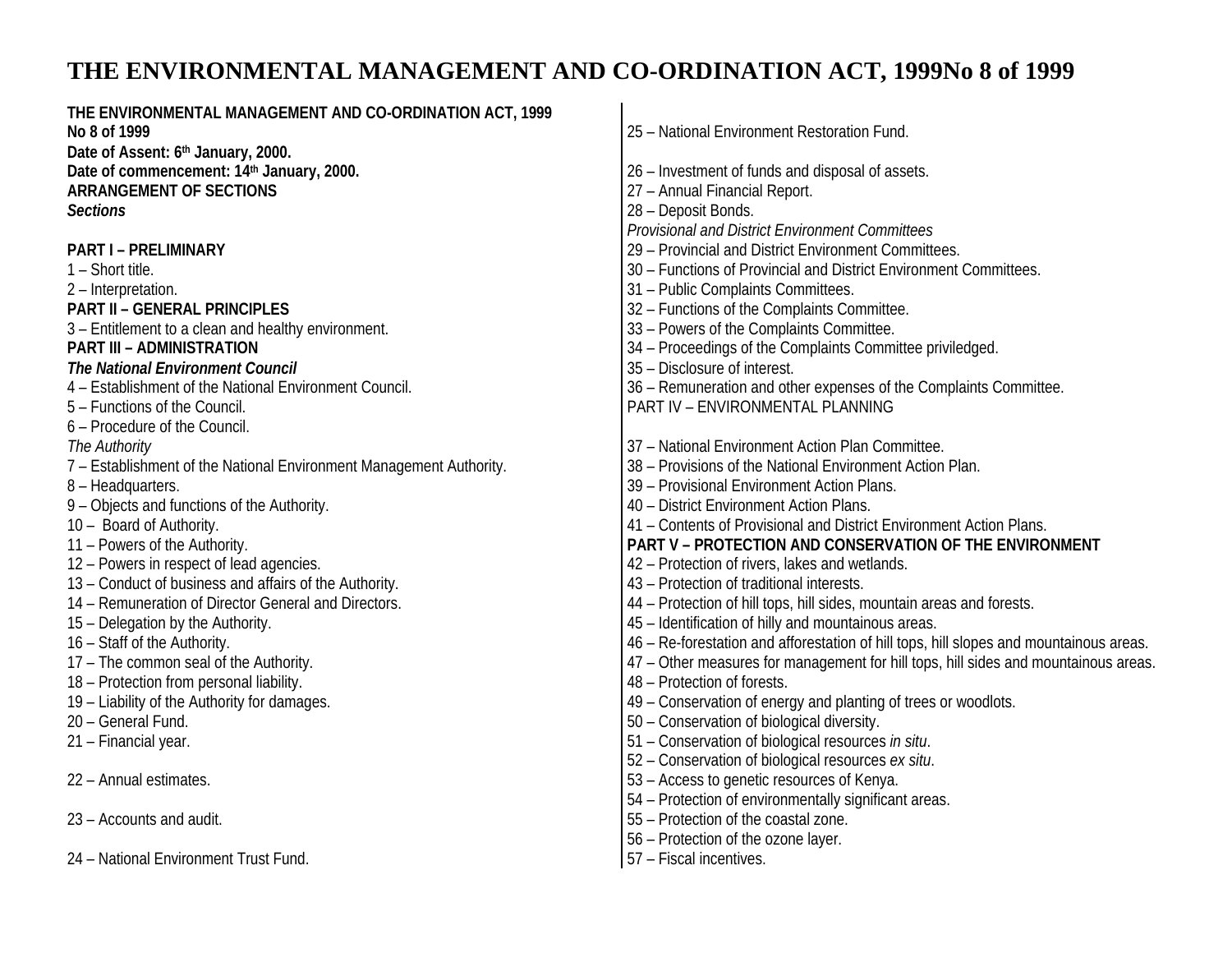# THE ENVIRONMENTAL MANAGEMENT AND CO-ORDINATION ACT, 1999No 8 of 1999

**THE ENVIRONMENTAL MANAGEMENT AND CO-ORDINATION ACT, 1999**
**No 8 of 1999**
**Date of Assent: 6th January, 2000.**
**Date of commencement: 14th January, 2000.**
**ARRANGEMENT OF SECTIONS**
***Sections***

**PART I – PRELIMINARY**

1 – Short title.
2 – Interpretation.

**PART II – GENERAL PRINCIPLES**

3 – Entitlement to a clean and healthy environment.

**PART III – ADMINISTRATION**

***The National Environment Council***

4 – Establishment of the National Environment Council.
5 – Functions of the Council.
6 – Procedure of the Council.

*The Authority*

7 – Establishment of the National Environment Management Authority.
8 – Headquarters.
9 – Objects and functions of the Authority.
10 – Board of Authority.
11 – Powers of the Authority.
12 – Powers in respect of lead agencies.
13 – Conduct of business and affairs of the Authority.
14 – Remuneration of Director General and Directors.
15 – Delegation by the Authority.
16 – Staff of the Authority.
17 – The common seal of the Authority.
18 – Protection from personal liability.
19 – Liability of the Authority for damages.
20 – General Fund.
21 – Financial year.
22 – Annual estimates.
23 – Accounts and audit.
24 – National Environment Trust Fund.
25 – National Environment Restoration Fund.
26 – Investment of funds and disposal of assets.
27 – Annual Financial Report.
28 – Deposit Bonds.

*Provisional and District Environment Committees*

29 – Provincial and District Environment Committees.
30 – Functions of Provincial and District Environment Committees.
31 – Public Complaints Committees.
32 – Functions of the Complaints Committee.
33 – Powers of the Complaints Committee.
34 – Proceedings of the Complaints Committee priviledged.
35 – Disclosure of interest.
36 – Remuneration and other expenses of the Complaints Committee.

PART IV – ENVIRONMENTAL PLANNING

37 – National Environment Action Plan Committee.
38 – Provisions of the National Environment Action Plan.
39 – Provisional Environment Action Plans.
40 – District Environment Action Plans.
41 – Contents of Provisional and District Environment Action Plans.

**PART V – PROTECTION AND CONSERVATION OF THE ENVIRONMENT**

42 – Protection of rivers, lakes and wetlands.
43 – Protection of traditional interests.
44 – Protection of hill tops, hill sides, mountain areas and forests.
45 – Identification of hilly and mountainous areas.
46 – Re-forestation and afforestation of hill tops, hill slopes and mountainous areas.
47 – Other measures for management for hill tops, hill sides and mountainous areas.
48 – Protection of forests.
49 – Conservation of energy and planting of trees or woodlots.
50 – Conservation of biological diversity.
51 – Conservation of biological resources *in situ*.
52 – Conservation of biological resources *ex situ*.
53 – Access to genetic resources of Kenya.
54 – Protection of environmentally significant areas.
55 – Protection of the coastal zone.
56 – Protection of the ozone layer.
57 – Fiscal incentives.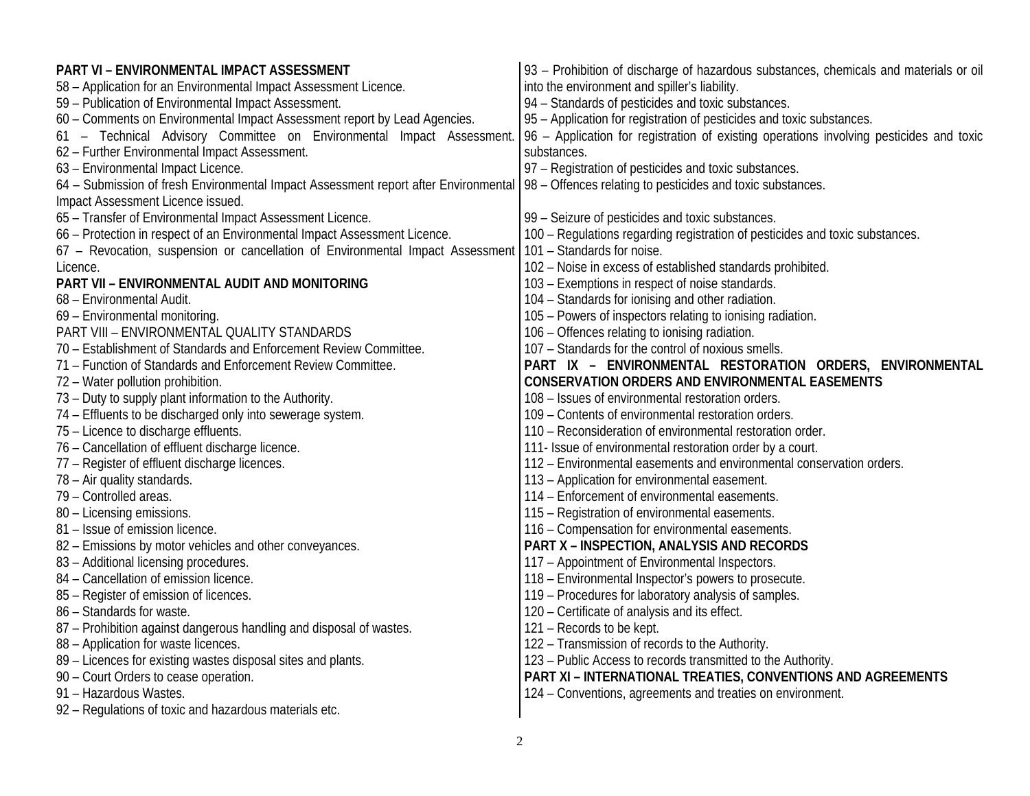**PART VI – ENVIRONMENTAL IMPACT ASSESSMENT**

58 – Application for an Environmental Impact Assessment Licence.
59 – Publication of Environmental Impact Assessment.
60 – Comments on Environmental Impact Assessment report by Lead Agencies.
61 – Technical Advisory Committee on Environmental Impact Assessment.
62 – Further Environmental Impact Assessment.
63 – Environmental Impact Licence.
64 – Submission of fresh Environmental Impact Assessment report after Environmental Impact Assessment Licence issued.
65 – Transfer of Environmental Impact Assessment Licence.
66 – Protection in respect of an Environmental Impact Assessment Licence.
67 – Revocation, suspension or cancellation of Environmental Impact Assessment Licence.

**PART VII – ENVIRONMENTAL AUDIT AND MONITORING**

68 – Environmental Audit.
69 – Environmental monitoring.

PART VIII – ENVIRONMENTAL QUALITY STANDARDS

70 – Establishment of Standards and Enforcement Review Committee.
71 – Function of Standards and Enforcement Review Committee.
72 – Water pollution prohibition.
73 – Duty to supply plant information to the Authority.
74 – Effluents to be discharged only into sewerage system.
75 – Licence to discharge effluents.
76 – Cancellation of effluent discharge licence.
77 – Register of effluent discharge licences.
78 – Air quality standards.
79 – Controlled areas.
80 – Licensing emissions.
81 – Issue of emission licence.
82 – Emissions by motor vehicles and other conveyances.
83 – Additional licensing procedures.
84 – Cancellation of emission licence.
85 – Register of emission of licences.
86 – Standards for waste.
87 – Prohibition against dangerous handling and disposal of wastes.
88 – Application for waste licences.
89 – Licences for existing wastes disposal sites and plants.
90 – Court Orders to cease operation.
91 – Hazardous Wastes.
92 – Regulations of toxic and hazardous materials etc.
93 – Prohibition of discharge of hazardous substances, chemicals and materials or oil into the environment and spiller's liability.
94 – Standards of pesticides and toxic substances.
95 – Application for registration of pesticides and toxic substances.
96 – Application for registration of existing operations involving pesticides and toxic substances.
97 – Registration of pesticides and toxic substances.
98 – Offences relating to pesticides and toxic substances.

99 – Seizure of pesticides and toxic substances.
100 – Regulations regarding registration of pesticides and toxic substances.
101 – Standards for noise.
102 – Noise in excess of established standards prohibited.
103 – Exemptions in respect of noise standards.
104 – Standards for ionising and other radiation.
105 – Powers of inspectors relating to ionising radiation.
106 – Offences relating to ionising radiation.
107 – Standards for the control of noxious smells.

**PART IX – ENVIRONMENTAL RESTORATION ORDERS, ENVIRONMENTAL CONSERVATION ORDERS AND ENVIRONMENTAL EASEMENTS**

108 – Issues of environmental restoration orders.
109 – Contents of environmental restoration orders.
110 – Reconsideration of environmental restoration order.
111- Issue of environmental restoration order by a court.
112 – Environmental easements and environmental conservation orders.
113 – Application for environmental easement.
114 – Enforcement of environmental easements.
115 – Registration of environmental easements.
116 – Compensation for environmental easements.

**PART X – INSPECTION, ANALYSIS AND RECORDS**

117 – Appointment of Environmental Inspectors.
118 – Environmental Inspector's powers to prosecute.
119 – Procedures for laboratory analysis of samples.
120 – Certificate of analysis and its effect.
121 – Records to be kept.
122 – Transmission of records to the Authority.
123 – Public Access to records transmitted to the Authority.

**PART XI – INTERNATIONAL TREATIES, CONVENTIONS AND AGREEMENTS**

124 – Conventions, agreements and treaties on environment.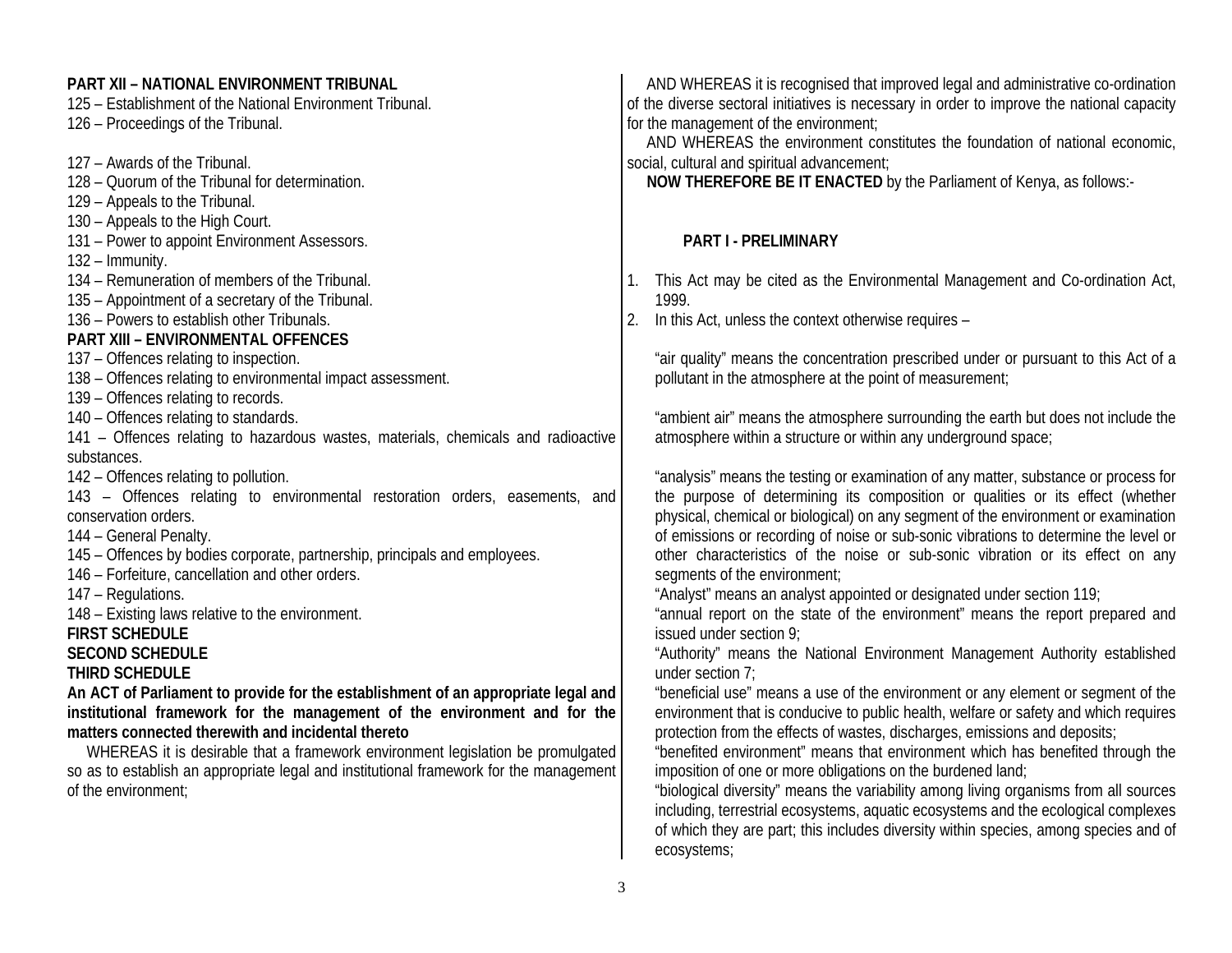**PART XII – NATIONAL ENVIRONMENT TRIBUNAL**

125 – Establishment of the National Environment Tribunal.
126 – Proceedings of the Tribunal.

127 – Awards of the Tribunal.
128 – Quorum of the Tribunal for determination.
129 – Appeals to the Tribunal.
130 – Appeals to the High Court.
131 – Power to appoint Environment Assessors.
132 – Immunity.
134 – Remuneration of members of the Tribunal.
135 – Appointment of a secretary of the Tribunal.
136 – Powers to establish other Tribunals.

**PART XIII – ENVIRONMENTAL OFFENCES**

137 – Offences relating to inspection.
138 – Offences relating to environmental impact assessment.
139 – Offences relating to records.
140 – Offences relating to standards.
141 – Offences relating to hazardous wastes, materials, chemicals and radioactive substances.
142 – Offences relating to pollution.
143 – Offences relating to environmental restoration orders, easements, and conservation orders.
144 – General Penalty.
145 – Offences by bodies corporate, partnership, principals and employees.
146 – Forfeiture, cancellation and other orders.
147 – Regulations.
148 – Existing laws relative to the environment.

**FIRST SCHEDULE**
**SECOND SCHEDULE**
**THIRD SCHEDULE**

**An ACT of Parliament to provide for the establishment of an appropriate legal and institutional framework for the management of the environment and for the matters connected therewith and incidental thereto**

WHEREAS it is desirable that a framework environment legislation be promulgated so as to establish an appropriate legal and institutional framework for the management of the environment;

AND WHEREAS it is recognised that improved legal and administrative co-ordination of the diverse sectoral initiatives is necessary in order to improve the national capacity for the management of the environment;

AND WHEREAS the environment constitutes the foundation of national economic, social, cultural and spiritual advancement;

**NOW THEREFORE BE IT ENACTED** by the Parliament of Kenya, as follows:-

**PART I - PRELIMINARY**

1. This Act may be cited as the Environmental Management and Co-ordination Act, 1999.
2. In this Act, unless the context otherwise requires –

"air quality" means the concentration prescribed under or pursuant to this Act of a pollutant in the atmosphere at the point of measurement;

"ambient air" means the atmosphere surrounding the earth but does not include the atmosphere within a structure or within any underground space;

"analysis" means the testing or examination of any matter, substance or process for the purpose of determining its composition or qualities or its effect (whether physical, chemical or biological) on any segment of the environment or examination of emissions or recording of noise or sub-sonic vibrations to determine the level or other characteristics of the noise or sub-sonic vibration or its effect on any segments of the environment;

"Analyst" means an analyst appointed or designated under section 119;

"annual report on the state of the environment" means the report prepared and issued under section 9;

"Authority" means the National Environment Management Authority established under section 7;

"beneficial use" means a use of the environment or any element or segment of the environment that is conducive to public health, welfare or safety and which requires protection from the effects of wastes, discharges, emissions and deposits;

"benefited environment" means that environment which has benefited through the imposition of one or more obligations on the burdened land;

"biological diversity" means the variability among living organisms from all sources including, terrestrial ecosystems, aquatic ecosystems and the ecological complexes of which they are part; this includes diversity within species, among species and of ecosystems;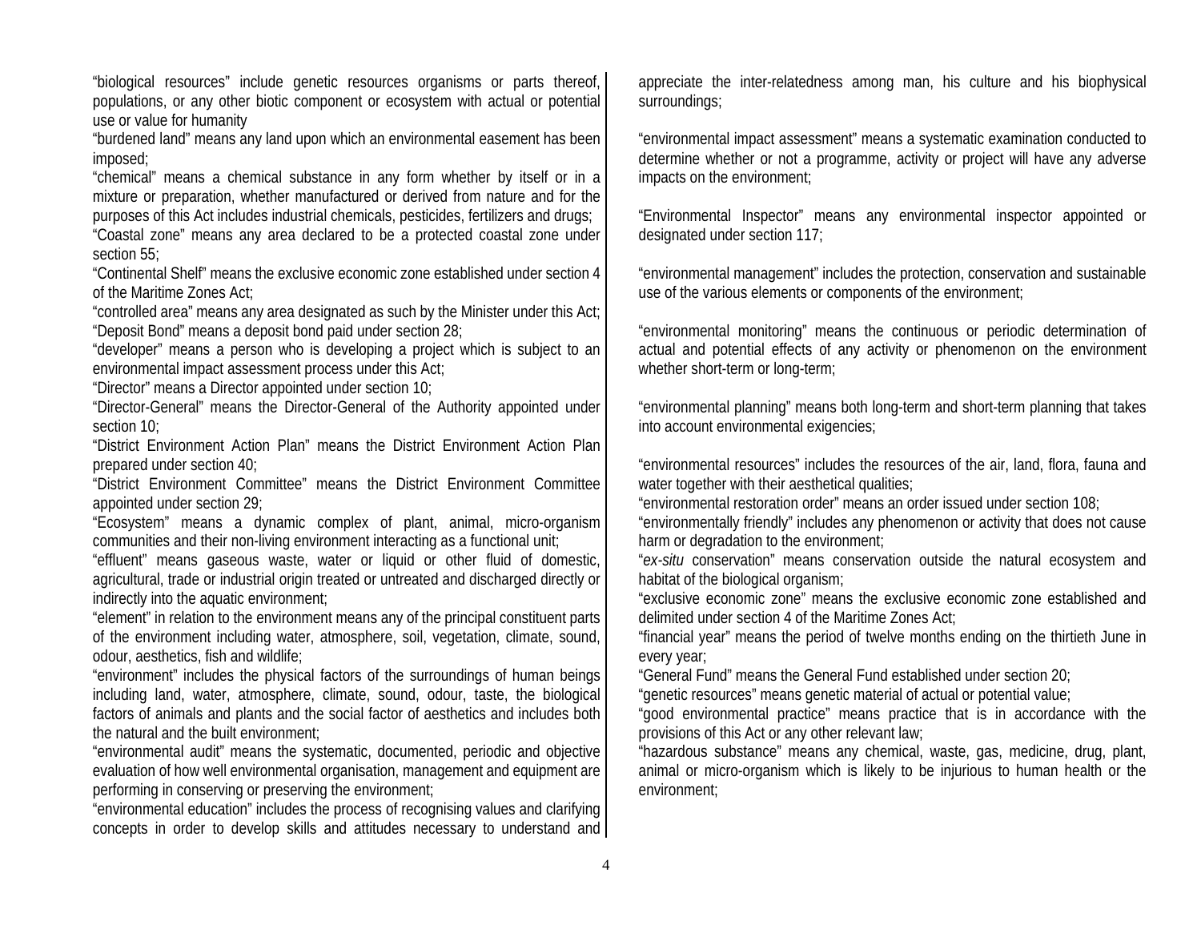"biological resources" include genetic resources organisms or parts thereof, populations, or any other biotic component or ecosystem with actual or potential use or value for humanity

"burdened land" means any land upon which an environmental easement has been imposed;

"chemical" means a chemical substance in any form whether by itself or in a mixture or preparation, whether manufactured or derived from nature and for the purposes of this Act includes industrial chemicals, pesticides, fertilizers and drugs;

"Coastal zone" means any area declared to be a protected coastal zone under section 55;

"Continental Shelf" means the exclusive economic zone established under section 4 of the Maritime Zones Act;

"controlled area" means any area designated as such by the Minister under this Act;

"Deposit Bond" means a deposit bond paid under section 28;

"developer" means a person who is developing a project which is subject to an environmental impact assessment process under this Act;

"Director" means a Director appointed under section 10;

"Director-General" means the Director-General of the Authority appointed under section 10;

"District Environment Action Plan" means the District Environment Action Plan prepared under section 40;

"District Environment Committee" means the District Environment Committee appointed under section 29;

"Ecosystem" means a dynamic complex of plant, animal, micro-organism communities and their non-living environment interacting as a functional unit;

"effluent" means gaseous waste, water or liquid or other fluid of domestic, agricultural, trade or industrial origin treated or untreated and discharged directly or indirectly into the aquatic environment;

"element" in relation to the environment means any of the principal constituent parts of the environment including water, atmosphere, soil, vegetation, climate, sound, odour, aesthetics, fish and wildlife;

"environment" includes the physical factors of the surroundings of human beings including land, water, atmosphere, climate, sound, odour, taste, the biological factors of animals and plants and the social factor of aesthetics and includes both the natural and the built environment;

"environmental audit" means the systematic, documented, periodic and objective evaluation of how well environmental organisation, management and equipment are performing in conserving or preserving the environment;

"environmental education" includes the process of recognising values and clarifying concepts in order to develop skills and attitudes necessary to understand and appreciate the inter-relatedness among man, his culture and his biophysical surroundings;

"environmental impact assessment" means a systematic examination conducted to determine whether or not a programme, activity or project will have any adverse impacts on the environment;

"Environmental Inspector" means any environmental inspector appointed or designated under section 117;

"environmental management" includes the protection, conservation and sustainable use of the various elements or components of the environment;

"environmental monitoring" means the continuous or periodic determination of actual and potential effects of any activity or phenomenon on the environment whether short-term or long-term;

"environmental planning" means both long-term and short-term planning that takes into account environmental exigencies;

"environmental resources" includes the resources of the air, land, flora, fauna and water together with their aesthetical qualities;

"environmental restoration order" means an order issued under section 108;

"environmentally friendly" includes any phenomenon or activity that does not cause harm or degradation to the environment;

"*ex-situ* conservation" means conservation outside the natural ecosystem and habitat of the biological organism;

"exclusive economic zone" means the exclusive economic zone established and delimited under section 4 of the Maritime Zones Act;

"financial year" means the period of twelve months ending on the thirtieth June in every year;

"General Fund" means the General Fund established under section 20;

"genetic resources" means genetic material of actual or potential value;

"good environmental practice" means practice that is in accordance with the provisions of this Act or any other relevant law;

"hazardous substance" means any chemical, waste, gas, medicine, drug, plant, animal or micro-organism which is likely to be injurious to human health or the environment;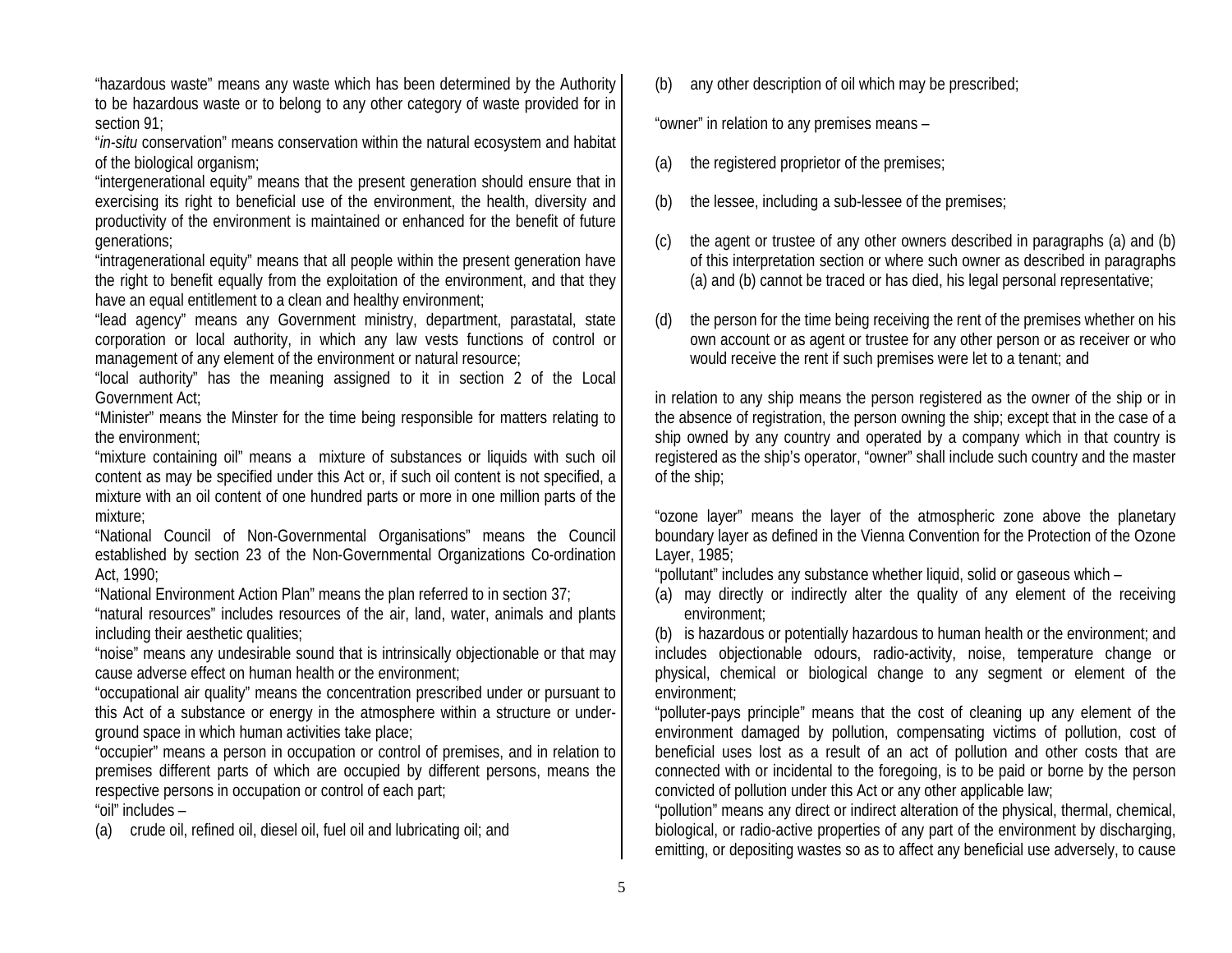"hazardous waste" means any waste which has been determined by the Authority to be hazardous waste or to belong to any other category of waste provided for in section 91;

"*in-situ* conservation" means conservation within the natural ecosystem and habitat of the biological organism;

"intergenerational equity" means that the present generation should ensure that in exercising its right to beneficial use of the environment, the health, diversity and productivity of the environment is maintained or enhanced for the benefit of future generations;

"intragenerational equity" means that all people within the present generation have the right to benefit equally from the exploitation of the environment, and that they have an equal entitlement to a clean and healthy environment;

"lead agency" means any Government ministry, department, parastatal, state corporation or local authority, in which any law vests functions of control or management of any element of the environment or natural resource;

"local authority" has the meaning assigned to it in section 2 of the Local Government Act;

"Minister" means the Minster for the time being responsible for matters relating to the environment;

"mixture containing oil" means a mixture of substances or liquids with such oil content as may be specified under this Act or, if such oil content is not specified, a mixture with an oil content of one hundred parts or more in one million parts of the mixture;

"National Council of Non-Governmental Organisations" means the Council established by section 23 of the Non-Governmental Organizations Co-ordination Act, 1990;

"National Environment Action Plan" means the plan referred to in section 37;

"natural resources" includes resources of the air, land, water, animals and plants including their aesthetic qualities;

"noise" means any undesirable sound that is intrinsically objectionable or that may cause adverse effect on human health or the environment;

"occupational air quality" means the concentration prescribed under or pursuant to this Act of a substance or energy in the atmosphere within a structure or under-ground space in which human activities take place;

"occupier" means a person in occupation or control of premises, and in relation to premises different parts of which are occupied by different persons, means the respective persons in occupation or control of each part;

"oil" includes –

(a) crude oil, refined oil, diesel oil, fuel oil and lubricating oil; and

(b) any other description of oil which may be prescribed;

"owner" in relation to any premises means –

(a) the registered proprietor of the premises;

(b) the lessee, including a sub-lessee of the premises;

(c) the agent or trustee of any other owners described in paragraphs (a) and (b) of this interpretation section or where such owner as described in paragraphs (a) and (b) cannot be traced or has died, his legal personal representative;

(d) the person for the time being receiving the rent of the premises whether on his own account or as agent or trustee for any other person or as receiver or who would receive the rent if such premises were let to a tenant; and

in relation to any ship means the person registered as the owner of the ship or in the absence of registration, the person owning the ship; except that in the case of a ship owned by any country and operated by a company which in that country is registered as the ship's operator, "owner" shall include such country and the master of the ship;

"ozone layer" means the layer of the atmospheric zone above the planetary boundary layer as defined in the Vienna Convention for the Protection of the Ozone Layer, 1985;

"pollutant" includes any substance whether liquid, solid or gaseous which –

(a) may directly or indirectly alter the quality of any element of the receiving environment;

(b) is hazardous or potentially hazardous to human health or the environment; and includes objectionable odours, radio-activity, noise, temperature change or physical, chemical or biological change to any segment or element of the environment;

"polluter-pays principle" means that the cost of cleaning up any element of the environment damaged by pollution, compensating victims of pollution, cost of beneficial uses lost as a result of an act of pollution and other costs that are connected with or incidental to the foregoing, is to be paid or borne by the person convicted of pollution under this Act or any other applicable law;

"pollution" means any direct or indirect alteration of the physical, thermal, chemical, biological, or radio-active properties of any part of the environment by discharging, emitting, or depositing wastes so as to affect any beneficial use adversely, to cause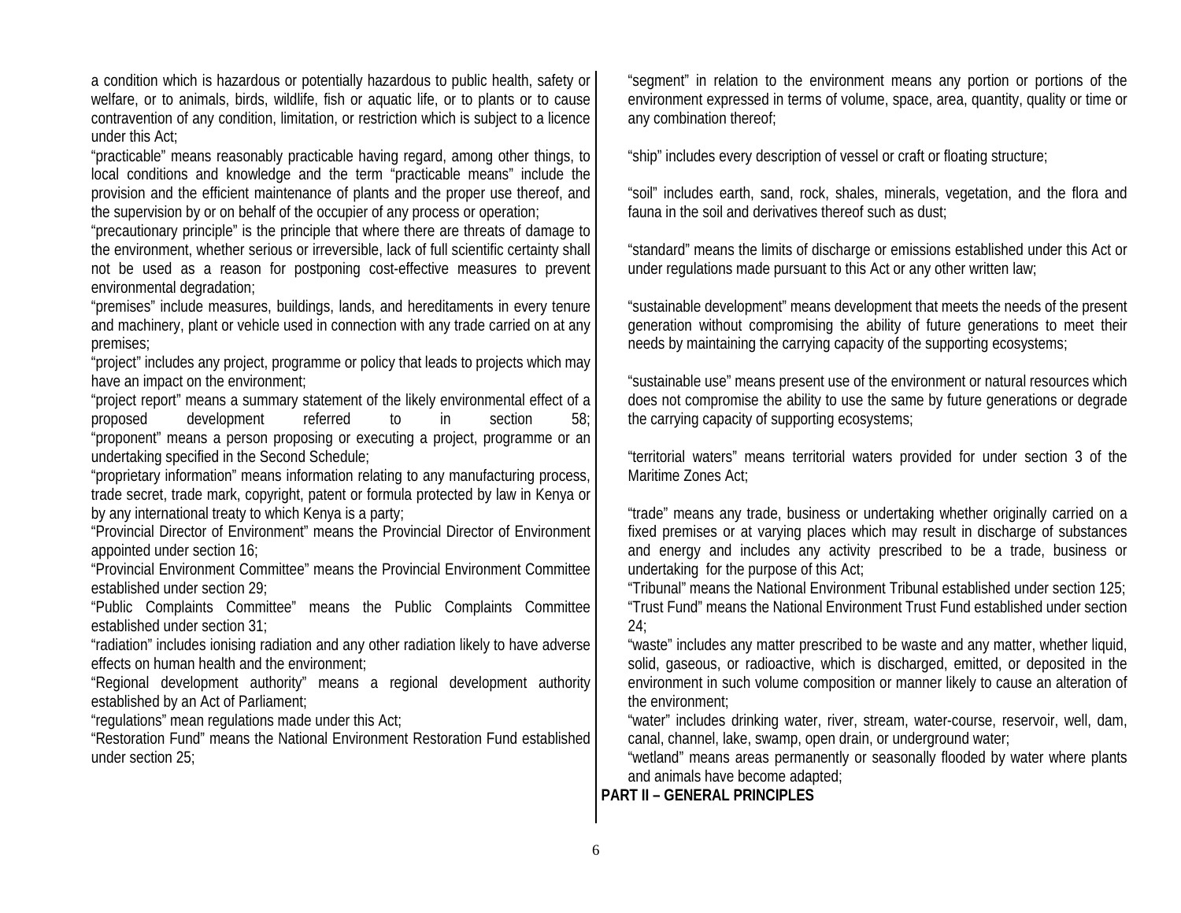a condition which is hazardous or potentially hazardous to public health, safety or welfare, or to animals, birds, wildlife, fish or aquatic life, or to plants or to cause contravention of any condition, limitation, or restriction which is subject to a licence under this Act;

"practicable" means reasonably practicable having regard, among other things, to local conditions and knowledge and the term "practicable means" include the provision and the efficient maintenance of plants and the proper use thereof, and the supervision by or on behalf of the occupier of any process or operation;

"precautionary principle" is the principle that where there are threats of damage to the environment, whether serious or irreversible, lack of full scientific certainty shall not be used as a reason for postponing cost-effective measures to prevent environmental degradation;

"premises" include measures, buildings, lands, and hereditaments in every tenure and machinery, plant or vehicle used in connection with any trade carried on at any premises;

"project" includes any project, programme or policy that leads to projects which may have an impact on the environment;

"project report" means a summary statement of the likely environmental effect of a proposed development referred to in section 58;

"proponent" means a person proposing or executing a project, programme or an undertaking specified in the Second Schedule;

"proprietary information" means information relating to any manufacturing process, trade secret, trade mark, copyright, patent or formula protected by law in Kenya or by any international treaty to which Kenya is a party;

"Provincial Director of Environment" means the Provincial Director of Environment appointed under section 16;

"Provincial Environment Committee" means the Provincial Environment Committee established under section 29;

"Public Complaints Committee" means the Public Complaints Committee established under section 31;

"radiation" includes ionising radiation and any other radiation likely to have adverse effects on human health and the environment;

"Regional development authority" means a regional development authority established by an Act of Parliament;

"regulations" mean regulations made under this Act;

"Restoration Fund" means the National Environment Restoration Fund established under section 25;

"segment" in relation to the environment means any portion or portions of the environment expressed in terms of volume, space, area, quantity, quality or time or any combination thereof;

"ship" includes every description of vessel or craft or floating structure;

"soil" includes earth, sand, rock, shales, minerals, vegetation, and the flora and fauna in the soil and derivatives thereof such as dust;

"standard" means the limits of discharge or emissions established under this Act or under regulations made pursuant to this Act or any other written law;

"sustainable development" means development that meets the needs of the present generation without compromising the ability of future generations to meet their needs by maintaining the carrying capacity of the supporting ecosystems;

"sustainable use" means present use of the environment or natural resources which does not compromise the ability to use the same by future generations or degrade the carrying capacity of supporting ecosystems;

"territorial waters" means territorial waters provided for under section 3 of the Maritime Zones Act;

"trade" means any trade, business or undertaking whether originally carried on a fixed premises or at varying places which may result in discharge of substances and energy and includes any activity prescribed to be a trade, business or undertaking for the purpose of this Act;

"Tribunal" means the National Environment Tribunal established under section 125;

"Trust Fund" means the National Environment Trust Fund established under section 24;

"waste" includes any matter prescribed to be waste and any matter, whether liquid, solid, gaseous, or radioactive, which is discharged, emitted, or deposited in the environment in such volume composition or manner likely to cause an alteration of the environment;

"water" includes drinking water, river, stream, water-course, reservoir, well, dam, canal, channel, lake, swamp, open drain, or underground water;

"wetland" means areas permanently or seasonally flooded by water where plants and animals have become adapted;

## PART II – GENERAL PRINCIPLES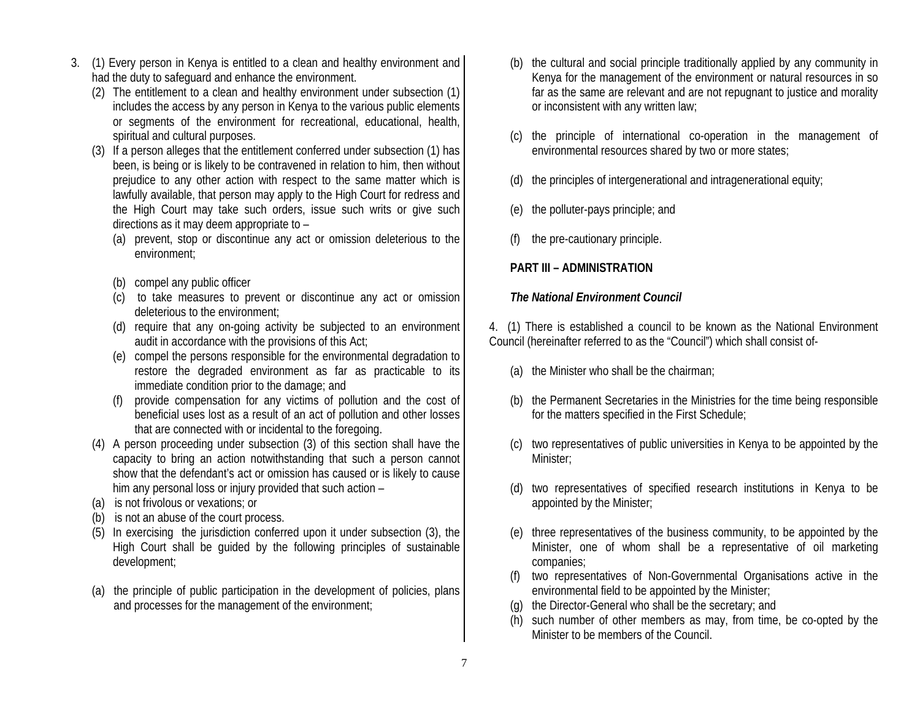3. (1) Every person in Kenya is entitled to a clean and healthy environment and had the duty to safeguard and enhance the environment.

(2) The entitlement to a clean and healthy environment under subsection (1) includes the access by any person in Kenya to the various public elements or segments of the environment for recreational, educational, health, spiritual and cultural purposes.

(3) If a person alleges that the entitlement conferred under subsection (1) has been, is being or is likely to be contravened in relation to him, then without prejudice to any other action with respect to the same matter which is lawfully available, that person may apply to the High Court for redress and the High Court may take such orders, issue such writs or give such directions as it may deem appropriate to –

(a) prevent, stop or discontinue any act or omission deleterious to the environment;

(b) compel any public officer

(c) to take measures to prevent or discontinue any act or omission deleterious to the environment;

(d) require that any on-going activity be subjected to an environment audit in accordance with the provisions of this Act;

(e) compel the persons responsible for the environmental degradation to restore the degraded environment as far as practicable to its immediate condition prior to the damage; and

(f) provide compensation for any victims of pollution and the cost of beneficial uses lost as a result of an act of pollution and other losses that are connected with or incidental to the foregoing.

(4) A person proceeding under subsection (3) of this section shall have the capacity to bring an action notwithstanding that such a person cannot show that the defendant's act or omission has caused or is likely to cause him any personal loss or injury provided that such action –

(a) is not frivolous or vexations; or

(b) is not an abuse of the court process.

(5) In exercising the jurisdiction conferred upon it under subsection (3), the High Court shall be guided by the following principles of sustainable development;

(a) the principle of public participation in the development of policies, plans and processes for the management of the environment;

(b) the cultural and social principle traditionally applied by any community in Kenya for the management of the environment or natural resources in so far as the same are relevant and are not repugnant to justice and morality or inconsistent with any written law;

(c) the principle of international co-operation in the management of environmental resources shared by two or more states;

(d) the principles of intergenerational and intragenerational equity;

(e) the polluter-pays principle; and

(f) the pre-cautionary principle.

## PART III – ADMINISTRATION

### *The National Environment Council*

4. (1) There is established a council to be known as the National Environment Council (hereinafter referred to as the "Council") which shall consist of-

(a) the Minister who shall be the chairman;

(b) the Permanent Secretaries in the Ministries for the time being responsible for the matters specified in the First Schedule;

(c) two representatives of public universities in Kenya to be appointed by the Minister;

(d) two representatives of specified research institutions in Kenya to be appointed by the Minister;

(e) three representatives of the business community, to be appointed by the Minister, one of whom shall be a representative of oil marketing companies;

(f) two representatives of Non-Governmental Organisations active in the environmental field to be appointed by the Minister;

(g) the Director-General who shall be the secretary; and

(h) such number of other members as may, from time, be co-opted by the Minister to be members of the Council.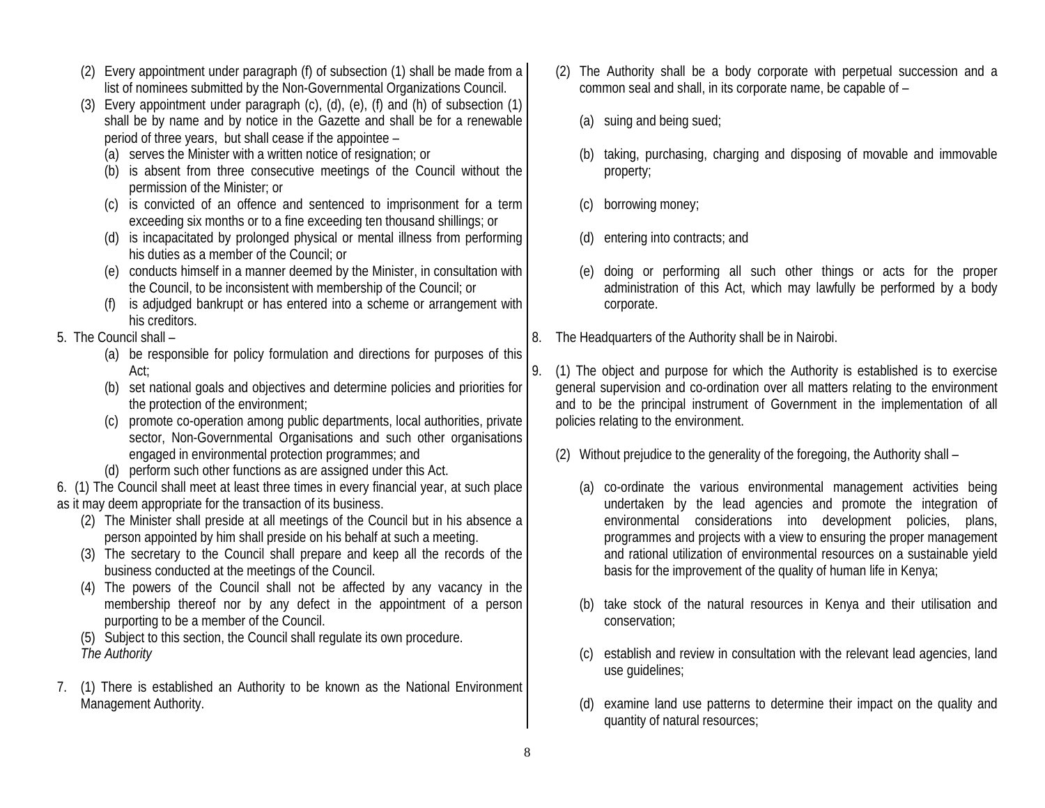(2) Every appointment under paragraph (f) of subsection (1) shall be made from a list of nominees submitted by the Non-Governmental Organizations Council.

(3) Every appointment under paragraph (c), (d), (e), (f) and (h) of subsection (1) shall be by name and by notice in the Gazette and shall be for a renewable period of three years, but shall cease if the appointee –

(a) serves the Minister with a written notice of resignation; or

(b) is absent from three consecutive meetings of the Council without the permission of the Minister; or

(c) is convicted of an offence and sentenced to imprisonment for a term exceeding six months or to a fine exceeding ten thousand shillings; or

(d) is incapacitated by prolonged physical or mental illness from performing his duties as a member of the Council; or

(e) conducts himself in a manner deemed by the Minister, in consultation with the Council, to be inconsistent with membership of the Council; or

(f) is adjudged bankrupt or has entered into a scheme or arrangement with his creditors.

5. The Council shall –

(a) be responsible for policy formulation and directions for purposes of this Act;

(b) set national goals and objectives and determine policies and priorities for the protection of the environment;

(c) promote co-operation among public departments, local authorities, private sector, Non-Governmental Organisations and such other organisations engaged in environmental protection programmes; and

(d) perform such other functions as are assigned under this Act.

6. (1) The Council shall meet at least three times in every financial year, at such place as it may deem appropriate for the transaction of its business.

(2) The Minister shall preside at all meetings of the Council but in his absence a person appointed by him shall preside on his behalf at such a meeting.

(3) The secretary to the Council shall prepare and keep all the records of the business conducted at the meetings of the Council.

(4) The powers of the Council shall not be affected by any vacancy in the membership thereof nor by any defect in the appointment of a person purporting to be a member of the Council.

(5) Subject to this section, the Council shall regulate its own procedure.

*The Authority*

7. (1) There is established an Authority to be known as the National Environment Management Authority.

(2) The Authority shall be a body corporate with perpetual succession and a common seal and shall, in its corporate name, be capable of –

(a) suing and being sued;

(b) taking, purchasing, charging and disposing of movable and immovable property;

(c) borrowing money;

(d) entering into contracts; and

(e) doing or performing all such other things or acts for the proper administration of this Act, which may lawfully be performed by a body corporate.

8. The Headquarters of the Authority shall be in Nairobi.

9. (1) The object and purpose for which the Authority is established is to exercise general supervision and co-ordination over all matters relating to the environment and to be the principal instrument of Government in the implementation of all policies relating to the environment.

(2) Without prejudice to the generality of the foregoing, the Authority shall –

(a) co-ordinate the various environmental management activities being undertaken by the lead agencies and promote the integration of environmental considerations into development policies, plans, programmes and projects with a view to ensuring the proper management and rational utilization of environmental resources on a sustainable yield basis for the improvement of the quality of human life in Kenya;

(b) take stock of the natural resources in Kenya and their utilisation and conservation;

(c) establish and review in consultation with the relevant lead agencies, land use guidelines;

(d) examine land use patterns to determine their impact on the quality and quantity of natural resources;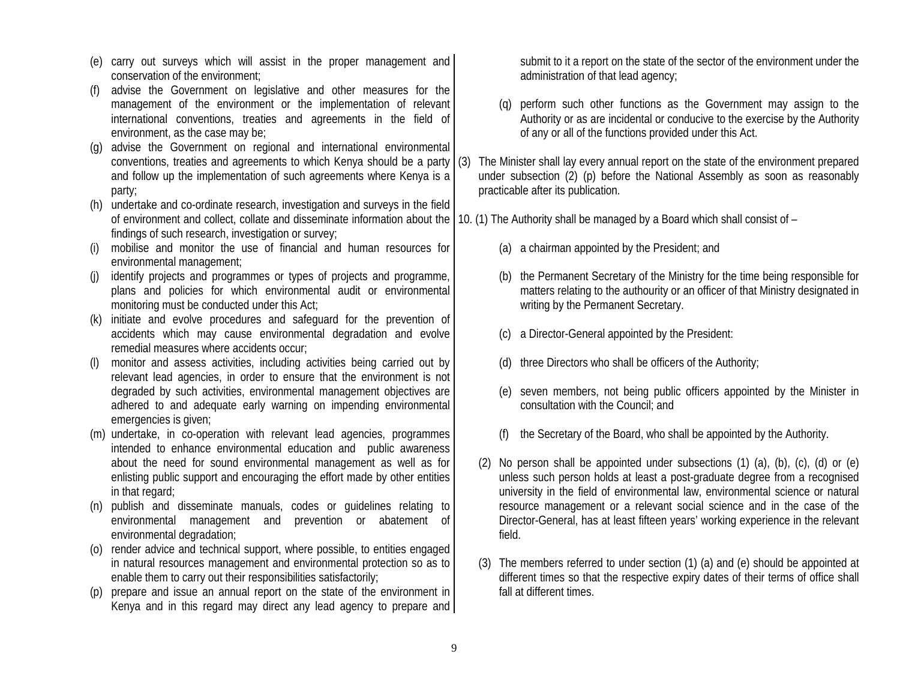(e) carry out surveys which will assist in the proper management and conservation of the environment;

(f) advise the Government on legislative and other measures for the management of the environment or the implementation of relevant international conventions, treaties and agreements in the field of environment, as the case may be;

(g) advise the Government on regional and international environmental conventions, treaties and agreements to which Kenya should be a party and follow up the implementation of such agreements where Kenya is a party;

(h) undertake and co-ordinate research, investigation and surveys in the field of environment and collect, collate and disseminate information about the findings of such research, investigation or survey;

(i) mobilise and monitor the use of financial and human resources for environmental management;

(j) identify projects and programmes or types of projects and programme, plans and policies for which environmental audit or environmental monitoring must be conducted under this Act;

(k) initiate and evolve procedures and safeguard for the prevention of accidents which may cause environmental degradation and evolve remedial measures where accidents occur;

(l) monitor and assess activities, including activities being carried out by relevant lead agencies, in order to ensure that the environment is not degraded by such activities, environmental management objectives are adhered to and adequate early warning on impending environmental emergencies is given;

(m) undertake, in co-operation with relevant lead agencies, programmes intended to enhance environmental education and public awareness about the need for sound environmental management as well as for enlisting public support and encouraging the effort made by other entities in that regard;

(n) publish and disseminate manuals, codes or guidelines relating to environmental management and prevention or abatement of environmental degradation;

(o) render advice and technical support, where possible, to entities engaged in natural resources management and environmental protection so as to enable them to carry out their responsibilities satisfactorily;

(p) prepare and issue an annual report on the state of the environment in Kenya and in this regard may direct any lead agency to prepare and submit to it a report on the state of the sector of the environment under the administration of that lead agency;

(q) perform such other functions as the Government may assign to the Authority or as are incidental or conducive to the exercise by the Authority of any or all of the functions provided under this Act.

(3) The Minister shall lay every annual report on the state of the environment prepared under subsection (2) (p) before the National Assembly as soon as reasonably practicable after its publication.

10. (1) The Authority shall be managed by a Board which shall consist of –

(a) a chairman appointed by the President; and

(b) the Permanent Secretary of the Ministry for the time being responsible for matters relating to the authourity or an officer of that Ministry designated in writing by the Permanent Secretary.

(c) a Director-General appointed by the President:

(d) three Directors who shall be officers of the Authority;

(e) seven members, not being public officers appointed by the Minister in consultation with the Council; and

(f) the Secretary of the Board, who shall be appointed by the Authority.

(2) No person shall be appointed under subsections (1) (a), (b), (c), (d) or (e) unless such person holds at least a post-graduate degree from a recognised university in the field of environmental law, environmental science or natural resource management or a relevant social science and in the case of the Director-General, has at least fifteen years' working experience in the relevant field.

(3) The members referred to under section (1) (a) and (e) should be appointed at different times so that the respective expiry dates of their terms of office shall fall at different times.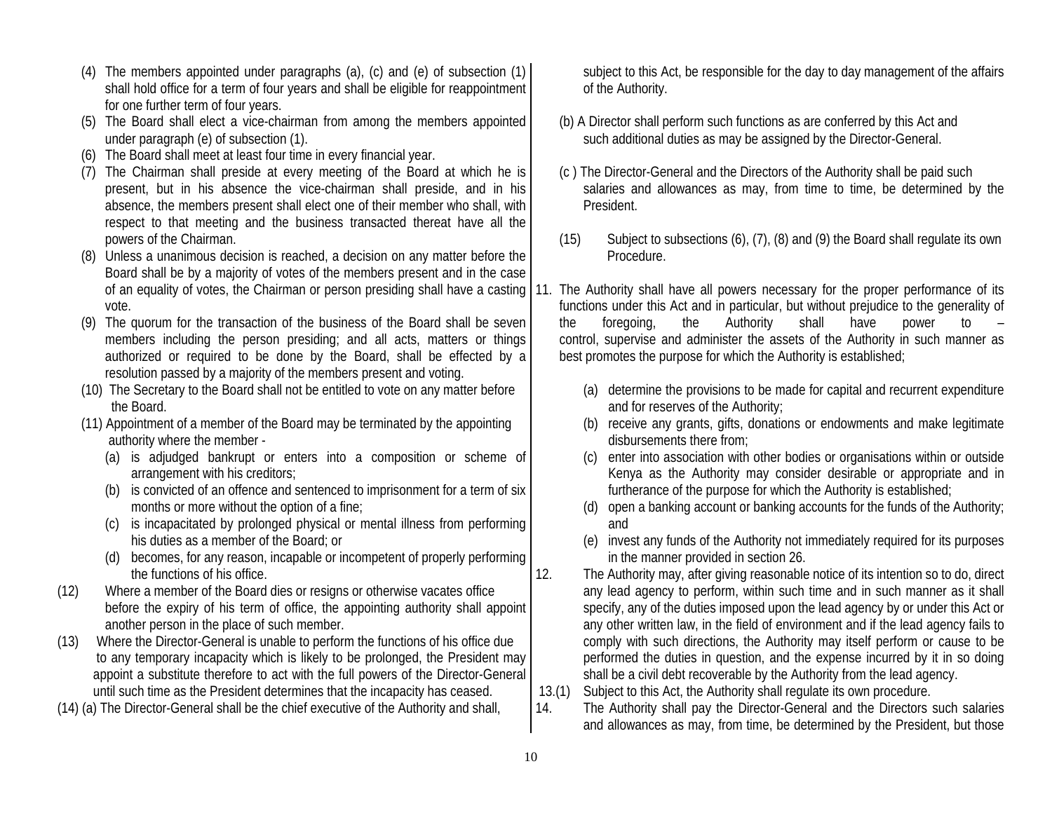(4) The members appointed under paragraphs (a), (c) and (e) of subsection (1) shall hold office for a term of four years and shall be eligible for reappointment for one further term of four years.

(5) The Board shall elect a vice-chairman from among the members appointed under paragraph (e) of subsection (1).

(6) The Board shall meet at least four time in every financial year.

(7) The Chairman shall preside at every meeting of the Board at which he is present, but in his absence the vice-chairman shall preside, and in his absence, the members present shall elect one of their member who shall, with respect to that meeting and the business transacted thereat have all the powers of the Chairman.

(8) Unless a unanimous decision is reached, a decision on any matter before the Board shall be by a majority of votes of the members present and in the case of an equality of votes, the Chairman or person presiding shall have a casting vote.

(9) The quorum for the transaction of the business of the Board shall be seven members including the person presiding; and all acts, matters or things authorized or required to be done by the Board, shall be effected by a resolution passed by a majority of the members present and voting.

(10) The Secretary to the Board shall not be entitled to vote on any matter before the Board.

(11) Appointment of a member of the Board may be terminated by the appointing authority where the member -

- (a) is adjudged bankrupt or enters into a composition or scheme of arrangement with his creditors;
- (b) is convicted of an offence and sentenced to imprisonment for a term of six months or more without the option of a fine;
- (c) is incapacitated by prolonged physical or mental illness from performing his duties as a member of the Board; or
- (d) becomes, for any reason, incapable or incompetent of properly performing the functions of his office.

(12) Where a member of the Board dies or resigns or otherwise vacates office before the expiry of his term of office, the appointing authority shall appoint another person in the place of such member.

(13) Where the Director-General is unable to perform the functions of his office due to any temporary incapacity which is likely to be prolonged, the President may appoint a substitute therefore to act with the full powers of the Director-General until such time as the President determines that the incapacity has ceased.

(14) (a) The Director-General shall be the chief executive of the Authority and shall, subject to this Act, be responsible for the day to day management of the affairs of the Authority.

(b) A Director shall perform such functions as are conferred by this Act and such additional duties as may be assigned by the Director-General.

(c ) The Director-General and the Directors of the Authority shall be paid such salaries and allowances as may, from time to time, be determined by the President.

(15) Subject to subsections (6), (7), (8) and (9) the Board shall regulate its own Procedure.

11. The Authority shall have all powers necessary for the proper performance of its functions under this Act and in particular, but without prejudice to the generality of the foregoing, the Authority shall have power to – control, supervise and administer the assets of the Authority in such manner as best promotes the purpose for which the Authority is established;

- (a) determine the provisions to be made for capital and recurrent expenditure and for reserves of the Authority;
- (b) receive any grants, gifts, donations or endowments and make legitimate disbursements there from;
- (c) enter into association with other bodies or organisations within or outside Kenya as the Authority may consider desirable or appropriate and in furtherance of the purpose for which the Authority is established;
- (d) open a banking account or banking accounts for the funds of the Authority; and
- (e) invest any funds of the Authority not immediately required for its purposes in the manner provided in section 26.

12. The Authority may, after giving reasonable notice of its intention so to do, direct any lead agency to perform, within such time and in such manner as it shall specify, any of the duties imposed upon the lead agency by or under this Act or any other written law, in the field of environment and if the lead agency fails to comply with such directions, the Authority may itself perform or cause to be performed the duties in question, and the expense incurred by it in so doing shall be a civil debt recoverable by the Authority from the lead agency.

13.(1) Subject to this Act, the Authority shall regulate its own procedure.

14. The Authority shall pay the Director-General and the Directors such salaries and allowances as may, from time, be determined by the President, but those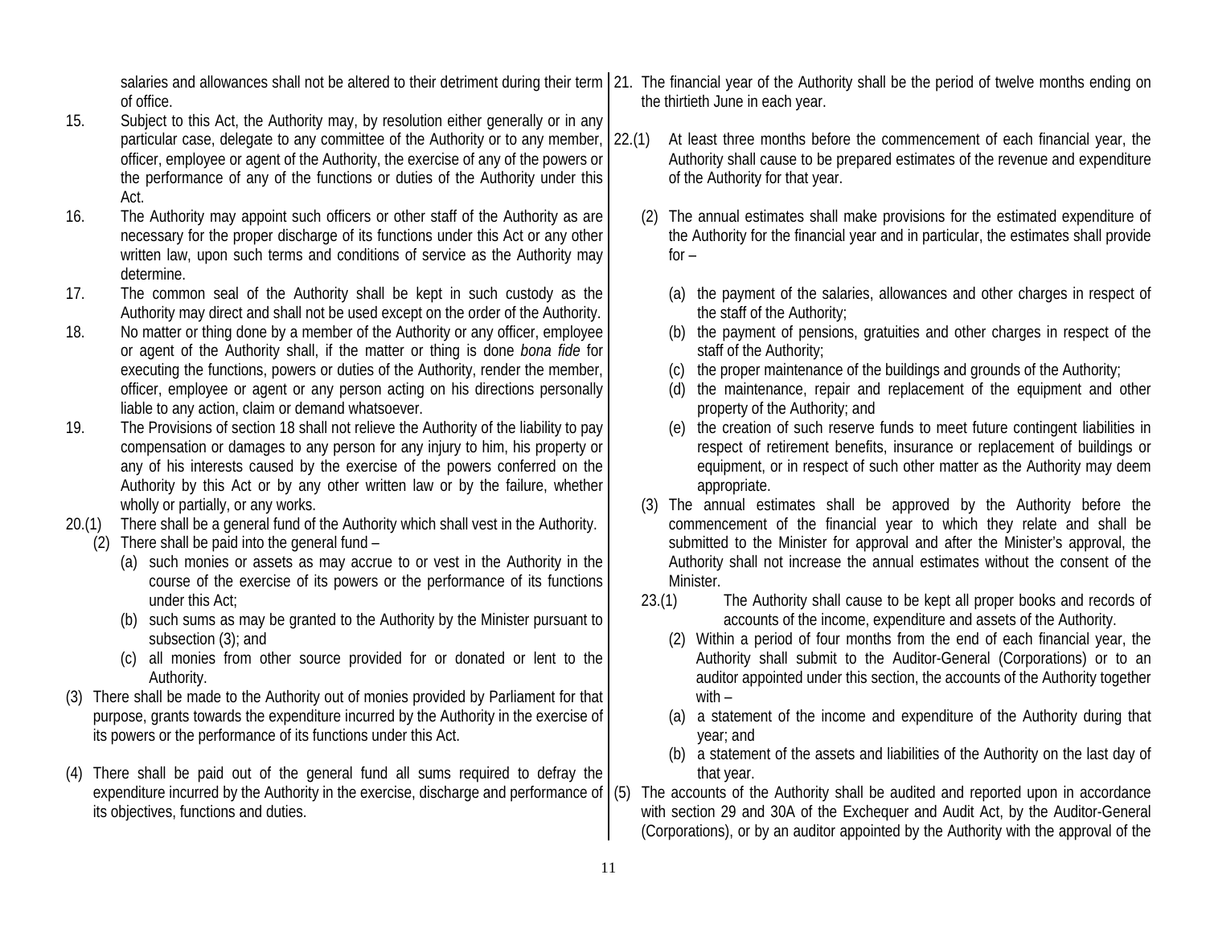salaries and allowances shall not be altered to their detriment during their term of office.

15. Subject to this Act, the Authority may, by resolution either generally or in any particular case, delegate to any committee of the Authority or to any member, officer, employee or agent of the Authority, the exercise of any of the powers or the performance of any of the functions or duties of the Authority under this Act.

16. The Authority may appoint such officers or other staff of the Authority as are necessary for the proper discharge of its functions under this Act or any other written law, upon such terms and conditions of service as the Authority may determine.

17. The common seal of the Authority shall be kept in such custody as the Authority may direct and shall not be used except on the order of the Authority.

18. No matter or thing done by a member of the Authority or any officer, employee or agent of the Authority shall, if the matter or thing is done *bona fide* for executing the functions, powers or duties of the Authority, render the member, officer, employee or agent or any person acting on his directions personally liable to any action, claim or demand whatsoever.

19. The Provisions of section 18 shall not relieve the Authority of the liability to pay compensation or damages to any person for any injury to him, his property or any of his interests caused by the exercise of the powers conferred on the Authority by this Act or by any other written law or by the failure, whether wholly or partially, or any works.

20.(1) There shall be a general fund of the Authority which shall vest in the Authority.

(2) There shall be paid into the general fund –

(a) such monies or assets as may accrue to or vest in the Authority in the course of the exercise of its powers or the performance of its functions under this Act;

(b) such sums as may be granted to the Authority by the Minister pursuant to subsection (3); and

(c) all monies from other source provided for or donated or lent to the Authority.

(3) There shall be made to the Authority out of monies provided by Parliament for that purpose, grants towards the expenditure incurred by the Authority in the exercise of its powers or the performance of its functions under this Act.

(4) There shall be paid out of the general fund all sums required to defray the expenditure incurred by the Authority in the exercise, discharge and performance of its objectives, functions and duties.

21. The financial year of the Authority shall be the period of twelve months ending on the thirtieth June in each year.

22.(1) At least three months before the commencement of each financial year, the Authority shall cause to be prepared estimates of the revenue and expenditure of the Authority for that year.

(2) The annual estimates shall make provisions for the estimated expenditure of the Authority for the financial year and in particular, the estimates shall provide for –

(a) the payment of the salaries, allowances and other charges in respect of the staff of the Authority;

(b) the payment of pensions, gratuities and other charges in respect of the staff of the Authority;

(c) the proper maintenance of the buildings and grounds of the Authority;

(d) the maintenance, repair and replacement of the equipment and other property of the Authority; and

(e) the creation of such reserve funds to meet future contingent liabilities in respect of retirement benefits, insurance or replacement of buildings or equipment, or in respect of such other matter as the Authority may deem appropriate.

(3) The annual estimates shall be approved by the Authority before the commencement of the financial year to which they relate and shall be submitted to the Minister for approval and after the Minister's approval, the Authority shall not increase the annual estimates without the consent of the Minister.

23.(1) The Authority shall cause to be kept all proper books and records of accounts of the income, expenditure and assets of the Authority.

(2) Within a period of four months from the end of each financial year, the Authority shall submit to the Auditor-General (Corporations) or to an auditor appointed under this section, the accounts of the Authority together with –

(a) a statement of the income and expenditure of the Authority during that year; and

(b) a statement of the assets and liabilities of the Authority on the last day of that year.

(5) The accounts of the Authority shall be audited and reported upon in accordance with section 29 and 30A of the Exchequer and Audit Act, by the Auditor-General (Corporations), or by an auditor appointed by the Authority with the approval of the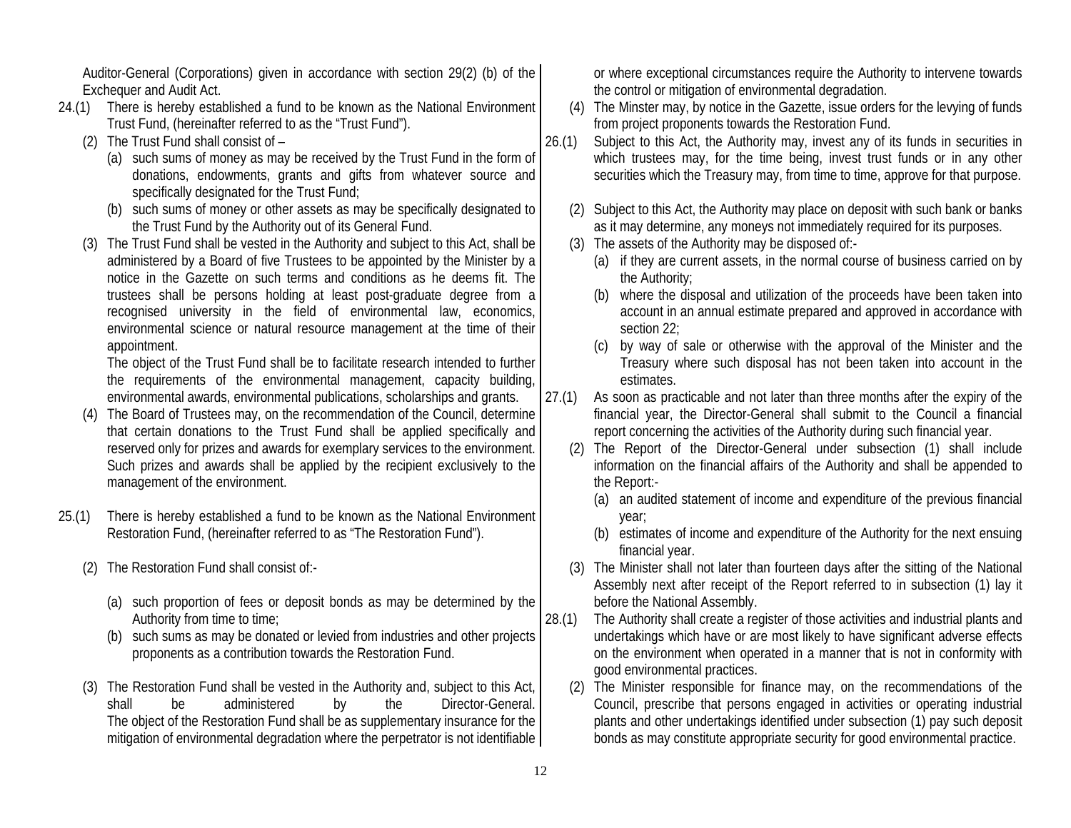Auditor-General (Corporations) given in accordance with section 29(2) (b) of the Exchequer and Audit Act.

24.(1) There is hereby established a fund to be known as the National Environment Trust Fund, (hereinafter referred to as the "Trust Fund").

(2) The Trust Fund shall consist of –

(a) such sums of money as may be received by the Trust Fund in the form of donations, endowments, grants and gifts from whatever source and specifically designated for the Trust Fund;

(b) such sums of money or other assets as may be specifically designated to the Trust Fund by the Authority out of its General Fund.

(3) The Trust Fund shall be vested in the Authority and subject to this Act, shall be administered by a Board of five Trustees to be appointed by the Minister by a notice in the Gazette on such terms and conditions as he deems fit. The trustees shall be persons holding at least post-graduate degree from a recognised university in the field of environmental law, economics, environmental science or natural resource management at the time of their appointment.

The object of the Trust Fund shall be to facilitate research intended to further the requirements of the environmental management, capacity building, environmental awards, environmental publications, scholarships and grants.

(4) The Board of Trustees may, on the recommendation of the Council, determine that certain donations to the Trust Fund shall be applied specifically and reserved only for prizes and awards for exemplary services to the environment. Such prizes and awards shall be applied by the recipient exclusively to the management of the environment.

25.(1) There is hereby established a fund to be known as the National Environment Restoration Fund, (hereinafter referred to as "The Restoration Fund").

(2) The Restoration Fund shall consist of:-

(a) such proportion of fees or deposit bonds as may be determined by the Authority from time to time;

(b) such sums as may be donated or levied from industries and other projects proponents as a contribution towards the Restoration Fund.

(3) The Restoration Fund shall be vested in the Authority and, subject to this Act, shall be administered by the Director-General. The object of the Restoration Fund shall be as supplementary insurance for the mitigation of environmental degradation where the perpetrator is not identifiable or where exceptional circumstances require the Authority to intervene towards the control or mitigation of environmental degradation.

(4) The Minster may, by notice in the Gazette, issue orders for the levying of funds from project proponents towards the Restoration Fund.

26.(1) Subject to this Act, the Authority may, invest any of its funds in securities in which trustees may, for the time being, invest trust funds or in any other securities which the Treasury may, from time to time, approve for that purpose.

(2) Subject to this Act, the Authority may place on deposit with such bank or banks as it may determine, any moneys not immediately required for its purposes.

(3) The assets of the Authority may be disposed of:-

(a) if they are current assets, in the normal course of business carried on by the Authority;

(b) where the disposal and utilization of the proceeds have been taken into account in an annual estimate prepared and approved in accordance with section 22;

(c) by way of sale or otherwise with the approval of the Minister and the Treasury where such disposal has not been taken into account in the estimates.

27.(1) As soon as practicable and not later than three months after the expiry of the financial year, the Director-General shall submit to the Council a financial report concerning the activities of the Authority during such financial year.

(2) The Report of the Director-General under subsection (1) shall include information on the financial affairs of the Authority and shall be appended to the Report:-

(a) an audited statement of income and expenditure of the previous financial year;

(b) estimates of income and expenditure of the Authority for the next ensuing financial year.

(3) The Minister shall not later than fourteen days after the sitting of the National Assembly next after receipt of the Report referred to in subsection (1) lay it before the National Assembly.

28.(1) The Authority shall create a register of those activities and industrial plants and undertakings which have or are most likely to have significant adverse effects on the environment when operated in a manner that is not in conformity with good environmental practices.

(2) The Minister responsible for finance may, on the recommendations of the Council, prescribe that persons engaged in activities or operating industrial plants and other undertakings identified under subsection (1) pay such deposit bonds as may constitute appropriate security for good environmental practice.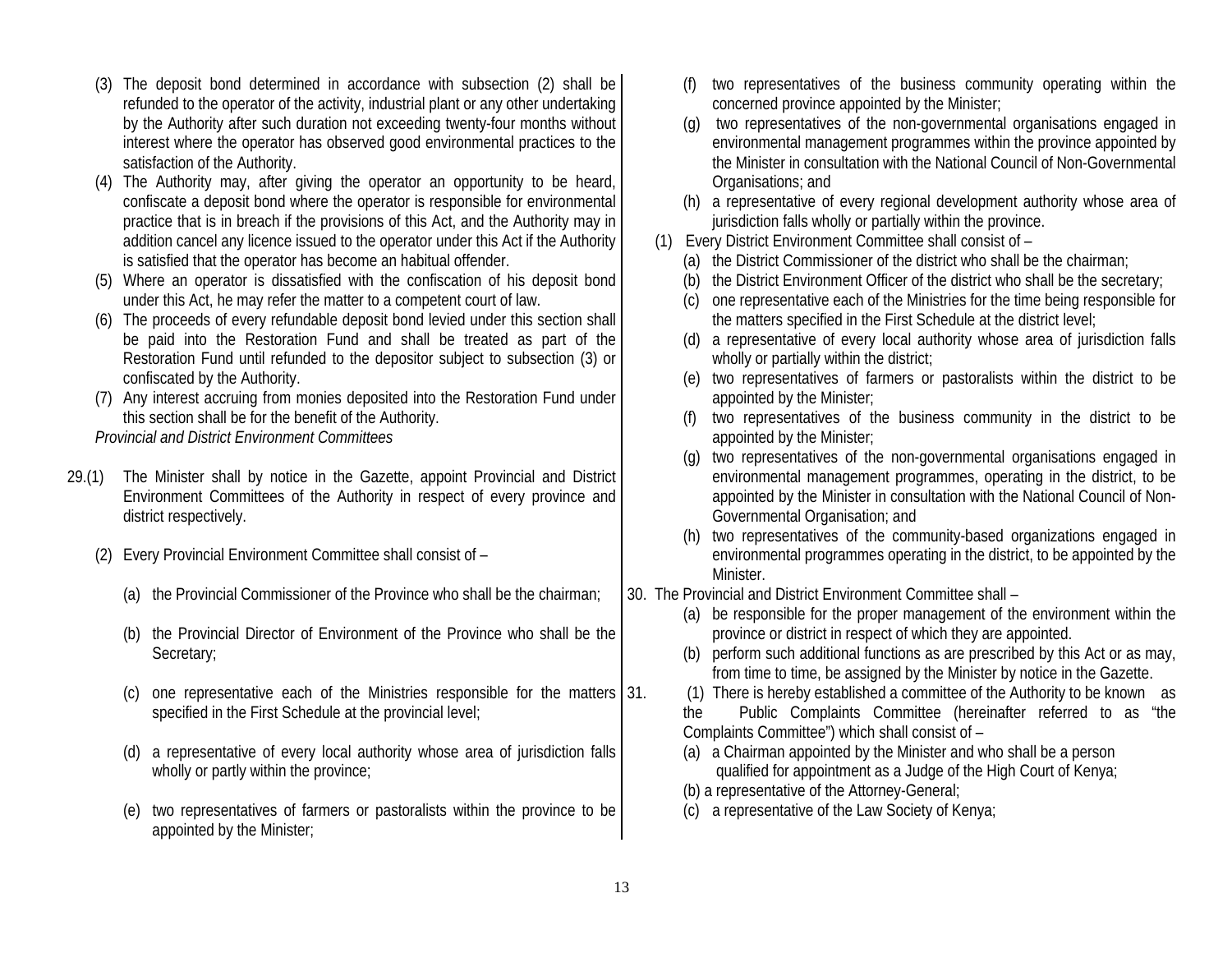(3) The deposit bond determined in accordance with subsection (2) shall be refunded to the operator of the activity, industrial plant or any other undertaking by the Authority after such duration not exceeding twenty-four months without interest where the operator has observed good environmental practices to the satisfaction of the Authority.

(4) The Authority may, after giving the operator an opportunity to be heard, confiscate a deposit bond where the operator is responsible for environmental practice that is in breach if the provisions of this Act, and the Authority may in addition cancel any licence issued to the operator under this Act if the Authority is satisfied that the operator has become an habitual offender.

(5) Where an operator is dissatisfied with the confiscation of his deposit bond under this Act, he may refer the matter to a competent court of law.

(6) The proceeds of every refundable deposit bond levied under this section shall be paid into the Restoration Fund and shall be treated as part of the Restoration Fund until refunded to the depositor subject to subsection (3) or confiscated by the Authority.

(7) Any interest accruing from monies deposited into the Restoration Fund under this section shall be for the benefit of the Authority.

*Provincial and District Environment Committees*

29.(1) The Minister shall by notice in the Gazette, appoint Provincial and District Environment Committees of the Authority in respect of every province and district respectively.

(2) Every Provincial Environment Committee shall consist of –

(a) the Provincial Commissioner of the Province who shall be the chairman;

(b) the Provincial Director of Environment of the Province who shall be the Secretary;

(c) one representative each of the Ministries responsible for the matters specified in the First Schedule at the provincial level;

(d) a representative of every local authority whose area of jurisdiction falls wholly or partly within the province;

(e) two representatives of farmers or pastoralists within the province to be appointed by the Minister;

(f) two representatives of the business community operating within the concerned province appointed by the Minister;

(g) two representatives of the non-governmental organisations engaged in environmental management programmes within the province appointed by the Minister in consultation with the National Council of Non-Governmental Organisations; and

(h) a representative of every regional development authority whose area of jurisdiction falls wholly or partially within the province.

(1) Every District Environment Committee shall consist of –

(a) the District Commissioner of the district who shall be the chairman;

(b) the District Environment Officer of the district who shall be the secretary;

(c) one representative each of the Ministries for the time being responsible for the matters specified in the First Schedule at the district level;

(d) a representative of every local authority whose area of jurisdiction falls wholly or partially within the district;

(e) two representatives of farmers or pastoralists within the district to be appointed by the Minister;

(f) two representatives of the business community in the district to be appointed by the Minister;

(g) two representatives of the non-governmental organisations engaged in environmental management programmes, operating in the district, to be appointed by the Minister in consultation with the National Council of Non-Governmental Organisation; and

(h) two representatives of the community-based organizations engaged in environmental programmes operating in the district, to be appointed by the Minister.

30. The Provincial and District Environment Committee shall –

(a) be responsible for the proper management of the environment within the province or district in respect of which they are appointed.

(b) perform such additional functions as are prescribed by this Act or as may, from time to time, be assigned by the Minister by notice in the Gazette.

31. (1) There is hereby established a committee of the Authority to be known as the Public Complaints Committee (hereinafter referred to as "the Complaints Committee") which shall consist of –

(a) a Chairman appointed by the Minister and who shall be a person qualified for appointment as a Judge of the High Court of Kenya;

(b) a representative of the Attorney-General;

(c) a representative of the Law Society of Kenya;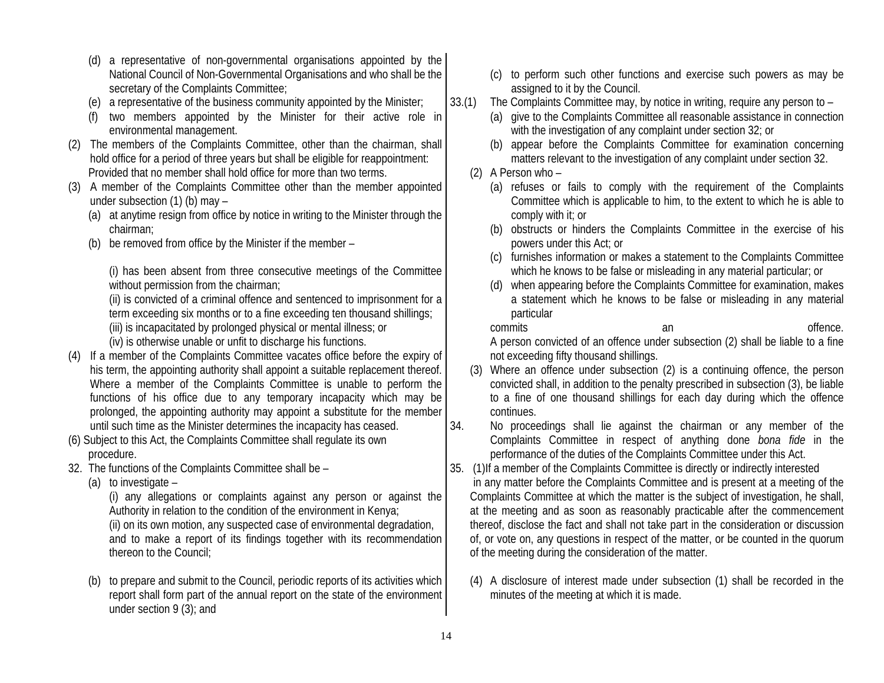(d) a representative of non-governmental organisations appointed by the National Council of Non-Governmental Organisations and who shall be the secretary of the Complaints Committee;

(e) a representative of the business community appointed by the Minister;

(f) two members appointed by the Minister for their active role in environmental management.

(2) The members of the Complaints Committee, other than the chairman, shall hold office for a period of three years but shall be eligible for reappointment: Provided that no member shall hold office for more than two terms.

(3) A member of the Complaints Committee other than the member appointed under subsection (1) (b) may –

(a) at anytime resign from office by notice in writing to the Minister through the chairman;

(b) be removed from office by the Minister if the member –

(i) has been absent from three consecutive meetings of the Committee without permission from the chairman;
(ii) is convicted of a criminal offence and sentenced to imprisonment for a term exceeding six months or to a fine exceeding ten thousand shillings;
(iii) is incapacitated by prolonged physical or mental illness; or
(iv) is otherwise unable or unfit to discharge his functions.

(4) If a member of the Complaints Committee vacates office before the expiry of his term, the appointing authority shall appoint a suitable replacement thereof. Where a member of the Complaints Committee is unable to perform the functions of his office due to any temporary incapacity which may be prolonged, the appointing authority may appoint a substitute for the member until such time as the Minister determines the incapacity has ceased.

(6) Subject to this Act, the Complaints Committee shall regulate its own procedure.

32. The functions of the Complaints Committee shall be –

(a) to investigate –

(i) any allegations or complaints against any person or against the Authority in relation to the condition of the environment in Kenya;
(ii) on its own motion, any suspected case of environmental degradation, and to make a report of its findings together with its recommendation thereon to the Council;

(b) to prepare and submit to the Council, periodic reports of its activities which report shall form part of the annual report on the state of the environment under section 9 (3); and

(c) to perform such other functions and exercise such powers as may be assigned to it by the Council.

33.(1) The Complaints Committee may, by notice in writing, require any person to –

(a) give to the Complaints Committee all reasonable assistance in connection with the investigation of any complaint under section 32; or

(b) appear before the Complaints Committee for examination concerning matters relevant to the investigation of any complaint under section 32.

(2) A Person who –

(a) refuses or fails to comply with the requirement of the Complaints Committee which is applicable to him, to the extent to which he is able to comply with it; or

(b) obstructs or hinders the Complaints Committee in the exercise of his powers under this Act; or

(c) furnishes information or makes a statement to the Complaints Committee which he knows to be false or misleading in any material particular; or

(d) when appearing before the Complaints Committee for examination, makes a statement which he knows to be false or misleading in any material particular

commits an offence.

A person convicted of an offence under subsection (2) shall be liable to a fine not exceeding fifty thousand shillings.

(3) Where an offence under subsection (2) is a continuing offence, the person convicted shall, in addition to the penalty prescribed in subsection (3), be liable to a fine of one thousand shillings for each day during which the offence continues.

34. No proceedings shall lie against the chairman or any member of the Complaints Committee in respect of anything done *bona fide* in the performance of the duties of the Complaints Committee under this Act.

35. (1)If a member of the Complaints Committee is directly or indirectly interested in any matter before the Complaints Committee and is present at a meeting of the Complaints Committee at which the matter is the subject of investigation, he shall, at the meeting and as soon as reasonably practicable after the commencement thereof, disclose the fact and shall not take part in the consideration or discussion of, or vote on, any questions in respect of the matter, or be counted in the quorum of the meeting during the consideration of the matter.

(4) A disclosure of interest made under subsection (1) shall be recorded in the minutes of the meeting at which it is made.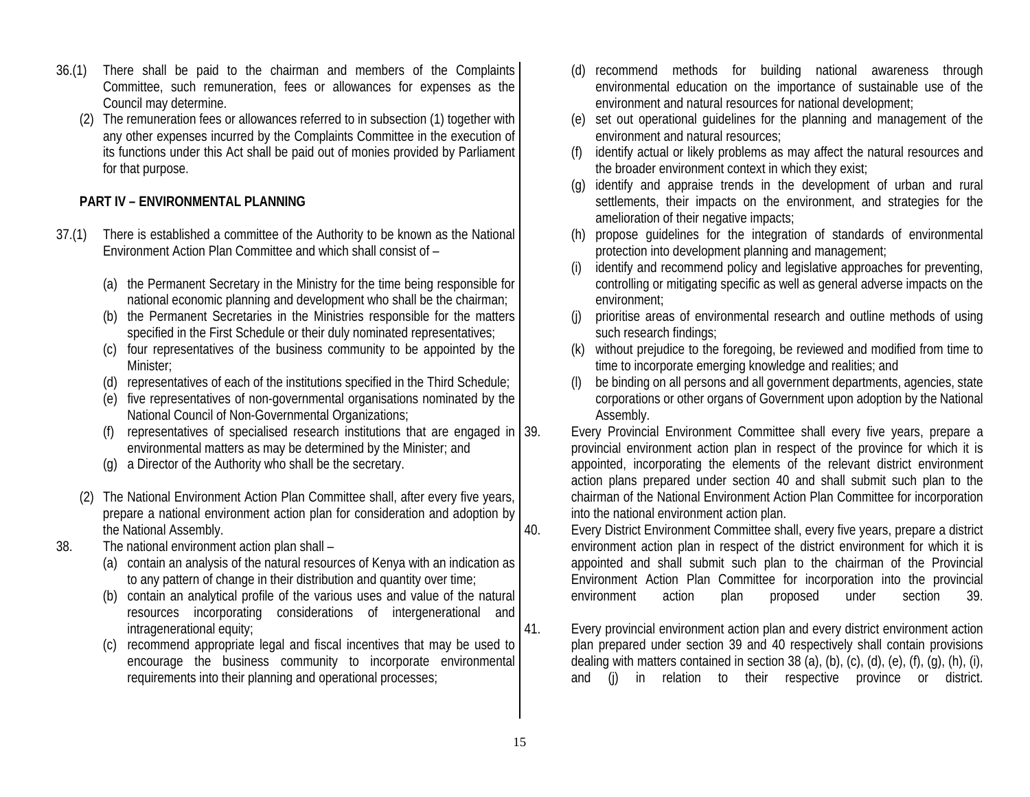36.(1) There shall be paid to the chairman and members of the Complaints Committee, such remuneration, fees or allowances for expenses as the Council may determine.

(2) The remuneration fees or allowances referred to in subsection (1) together with any other expenses incurred by the Complaints Committee in the execution of its functions under this Act shall be paid out of monies provided by Parliament for that purpose.

**PART IV – ENVIRONMENTAL PLANNING**

37.(1) There is established a committee of the Authority to be known as the National Environment Action Plan Committee and which shall consist of –

(a) the Permanent Secretary in the Ministry for the time being responsible for national economic planning and development who shall be the chairman;
(b) the Permanent Secretaries in the Ministries responsible for the matters specified in the First Schedule or their duly nominated representatives;
(c) four representatives of the business community to be appointed by the Minister;
(d) representatives of each of the institutions specified in the Third Schedule;
(e) five representatives of non-governmental organisations nominated by the National Council of Non-Governmental Organizations;
(f) representatives of specialised research institutions that are engaged in environmental matters as may be determined by the Minister; and
(g) a Director of the Authority who shall be the secretary.

(2) The National Environment Action Plan Committee shall, after every five years, prepare a national environment action plan for consideration and adoption by the National Assembly.

38. The national environment action plan shall –

(a) contain an analysis of the natural resources of Kenya with an indication as to any pattern of change in their distribution and quantity over time;
(b) contain an analytical profile of the various uses and value of the natural resources incorporating considerations of intergenerational and intragenerational equity;
(c) recommend appropriate legal and fiscal incentives that may be used to encourage the business community to incorporate environmental requirements into their planning and operational processes;
(d) recommend methods for building national awareness through environmental education on the importance of sustainable use of the environment and natural resources for national development;
(e) set out operational guidelines for the planning and management of the environment and natural resources;
(f) identify actual or likely problems as may affect the natural resources and the broader environment context in which they exist;
(g) identify and appraise trends in the development of urban and rural settlements, their impacts on the environment, and strategies for the amelioration of their negative impacts;
(h) propose guidelines for the integration of standards of environmental protection into development planning and management;
(i) identify and recommend policy and legislative approaches for preventing, controlling or mitigating specific as well as general adverse impacts on the environment;
(j) prioritise areas of environmental research and outline methods of using such research findings;
(k) without prejudice to the foregoing, be reviewed and modified from time to time to incorporate emerging knowledge and realities; and
(l) be binding on all persons and all government departments, agencies, state corporations or other organs of Government upon adoption by the National Assembly.

39. Every Provincial Environment Committee shall every five years, prepare a provincial environment action plan in respect of the province for which it is appointed, incorporating the elements of the relevant district environment action plans prepared under section 40 and shall submit such plan to the chairman of the National Environment Action Plan Committee for incorporation into the national environment action plan.

40. Every District Environment Committee shall, every five years, prepare a district environment action plan in respect of the district environment for which it is appointed and shall submit such plan to the chairman of the Provincial Environment Action Plan Committee for incorporation into the provincial environment action plan proposed under section 39.

41. Every provincial environment action plan and every district environment action plan prepared under section 39 and 40 respectively shall contain provisions dealing with matters contained in section 38 (a), (b), (c), (d), (e), (f), (g), (h), (i), and (j) in relation to their respective province or district.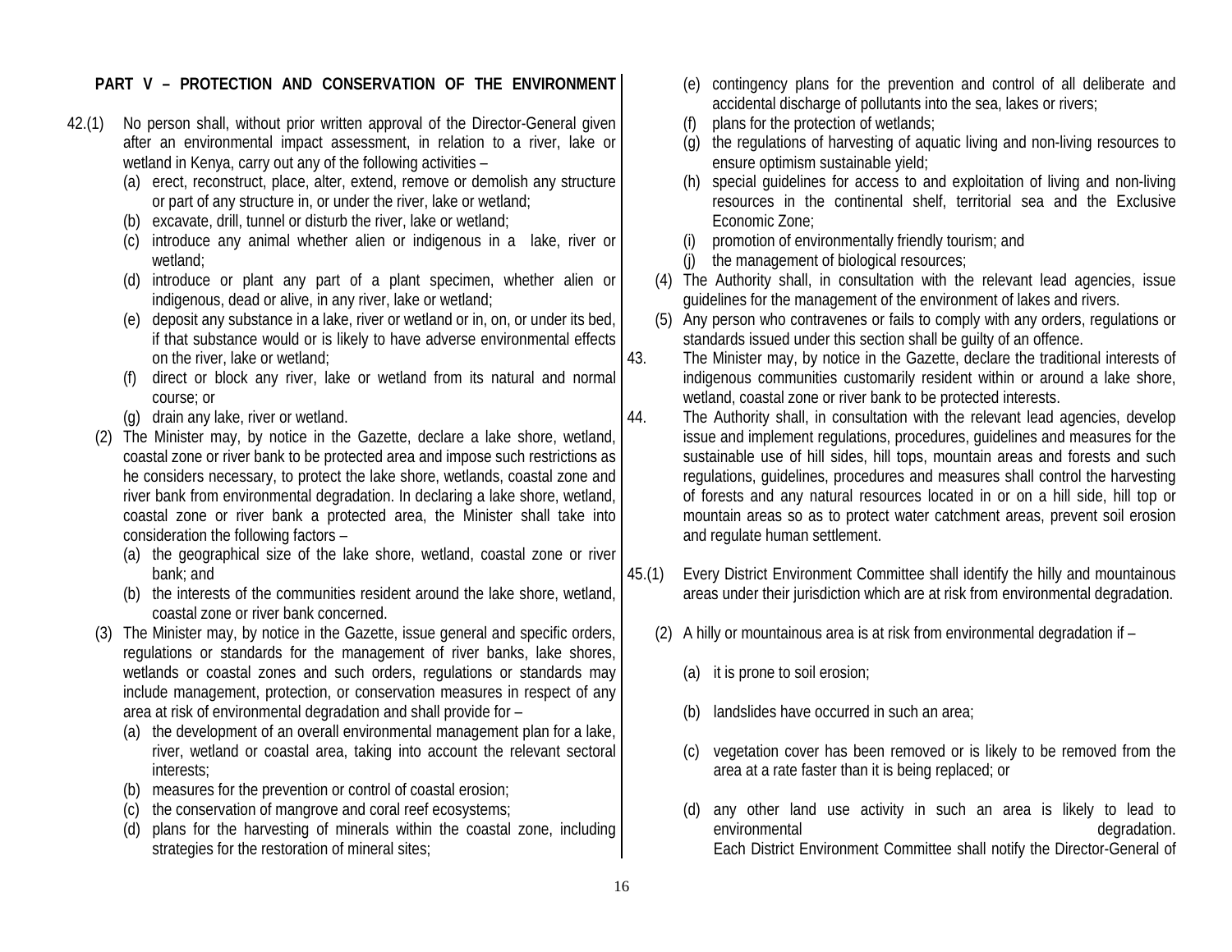## PART V – PROTECTION AND CONSERVATION OF THE ENVIRONMENT

42.(1) No person shall, without prior written approval of the Director-General given after an environmental impact assessment, in relation to a river, lake or wetland in Kenya, carry out any of the following activities –

(a) erect, reconstruct, place, alter, extend, remove or demolish any structure or part of any structure in, or under the river, lake or wetland;

(b) excavate, drill, tunnel or disturb the river, lake or wetland;

(c) introduce any animal whether alien or indigenous in a lake, river or wetland;

(d) introduce or plant any part of a plant specimen, whether alien or indigenous, dead or alive, in any river, lake or wetland;

(e) deposit any substance in a lake, river or wetland or in, on, or under its bed, if that substance would or is likely to have adverse environmental effects on the river, lake or wetland;

(f) direct or block any river, lake or wetland from its natural and normal course; or

(g) drain any lake, river or wetland.

(2) The Minister may, by notice in the Gazette, declare a lake shore, wetland, coastal zone or river bank to be protected area and impose such restrictions as he considers necessary, to protect the lake shore, wetlands, coastal zone and river bank from environmental degradation. In declaring a lake shore, wetland, coastal zone or river bank a protected area, the Minister shall take into consideration the following factors –

(a) the geographical size of the lake shore, wetland, coastal zone or river bank; and

(b) the interests of the communities resident around the lake shore, wetland, coastal zone or river bank concerned.

(3) The Minister may, by notice in the Gazette, issue general and specific orders, regulations or standards for the management of river banks, lake shores, wetlands or coastal zones and such orders, regulations or standards may include management, protection, or conservation measures in respect of any area at risk of environmental degradation and shall provide for –

(a) the development of an overall environmental management plan for a lake, river, wetland or coastal area, taking into account the relevant sectoral interests;

(b) measures for the prevention or control of coastal erosion;

(c) the conservation of mangrove and coral reef ecosystems;

(d) plans for the harvesting of minerals within the coastal zone, including strategies for the restoration of mineral sites;

(e) contingency plans for the prevention and control of all deliberate and accidental discharge of pollutants into the sea, lakes or rivers;

(f) plans for the protection of wetlands;

(g) the regulations of harvesting of aquatic living and non-living resources to ensure optimism sustainable yield;

(h) special guidelines for access to and exploitation of living and non-living resources in the continental shelf, territorial sea and the Exclusive Economic Zone;

(i) promotion of environmentally friendly tourism; and

(j) the management of biological resources;

(4) The Authority shall, in consultation with the relevant lead agencies, issue guidelines for the management of the environment of lakes and rivers.

(5) Any person who contravenes or fails to comply with any orders, regulations or standards issued under this section shall be guilty of an offence.

43. The Minister may, by notice in the Gazette, declare the traditional interests of indigenous communities customarily resident within or around a lake shore, wetland, coastal zone or river bank to be protected interests.

44. The Authority shall, in consultation with the relevant lead agencies, develop issue and implement regulations, procedures, guidelines and measures for the sustainable use of hill sides, hill tops, mountain areas and forests and such regulations, guidelines, procedures and measures shall control the harvesting of forests and any natural resources located in or on a hill side, hill top or mountain areas so as to protect water catchment areas, prevent soil erosion and regulate human settlement.

45.(1) Every District Environment Committee shall identify the hilly and mountainous areas under their jurisdiction which are at risk from environmental degradation.

(2) A hilly or mountainous area is at risk from environmental degradation if –

(a) it is prone to soil erosion;

(b) landslides have occurred in such an area;

(c) vegetation cover has been removed or is likely to be removed from the area at a rate faster than it is being replaced; or

(d) any other land use activity in such an area is likely to lead to environmental degradation.

Each District Environment Committee shall notify the Director-General of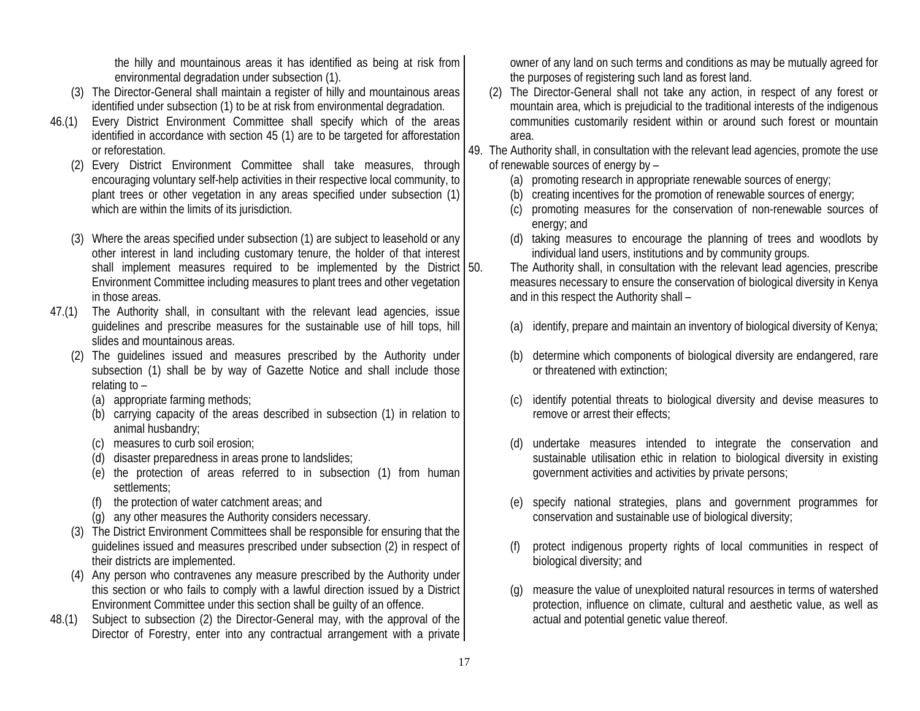the hilly and mountainous areas it has identified as being at risk from environmental degradation under subsection (1).

(3) The Director-General shall maintain a register of hilly and mountainous areas identified under subsection (1) to be at risk from environmental degradation.

46.(1) Every District Environment Committee shall specify which of the areas identified in accordance with section 45 (1) are to be targeted for afforestation or reforestation.

(2) Every District Environment Committee shall take measures, through encouraging voluntary self-help activities in their respective local community, to plant trees or other vegetation in any areas specified under subsection (1) which are within the limits of its jurisdiction.

(3) Where the areas specified under subsection (1) are subject to leasehold or any other interest in land including customary tenure, the holder of that interest shall implement measures required to be implemented by the District Environment Committee including measures to plant trees and other vegetation in those areas.

47.(1) The Authority shall, in consultant with the relevant lead agencies, issue guidelines and prescribe measures for the sustainable use of hill tops, hill slides and mountainous areas.

(2) The guidelines issued and measures prescribed by the Authority under subsection (1) shall be by way of Gazette Notice and shall include those relating to –

(a) appropriate farming methods;
(b) carrying capacity of the areas described in subsection (1) in relation to animal husbandry;
(c) measures to curb soil erosion;
(d) disaster preparedness in areas prone to landslides;
(e) the protection of areas referred to in subsection (1) from human settlements;
(f) the protection of water catchment areas; and
(g) any other measures the Authority considers necessary.

(3) The District Environment Committees shall be responsible for ensuring that the guidelines issued and measures prescribed under subsection (2) in respect of their districts are implemented.

(4) Any person who contravenes any measure prescribed by the Authority under this section or who fails to comply with a lawful direction issued by a District Environment Committee under this section shall be guilty of an offence.

48.(1) Subject to subsection (2) the Director-General may, with the approval of the Director of Forestry, enter into any contractual arrangement with a private owner of any land on such terms and conditions as may be mutually agreed for the purposes of registering such land as forest land.

(2) The Director-General shall not take any action, in respect of any forest or mountain area, which is prejudicial to the traditional interests of the indigenous communities customarily resident within or around such forest or mountain area.

49. The Authority shall, in consultation with the relevant lead agencies, promote the use of renewable sources of energy by –

(a) promoting research in appropriate renewable sources of energy;
(b) creating incentives for the promotion of renewable sources of energy;
(c) promoting measures for the conservation of non-renewable sources of energy; and
(d) taking measures to encourage the planning of trees and woodlots by individual land users, institutions and by community groups.

50. The Authority shall, in consultation with the relevant lead agencies, prescribe measures necessary to ensure the conservation of biological diversity in Kenya and in this respect the Authority shall –

(a) identify, prepare and maintain an inventory of biological diversity of Kenya;

(b) determine which components of biological diversity are endangered, rare or threatened with extinction;

(c) identify potential threats to biological diversity and devise measures to remove or arrest their effects;

(d) undertake measures intended to integrate the conservation and sustainable utilisation ethic in relation to biological diversity in existing government activities and activities by private persons;

(e) specify national strategies, plans and government programmes for conservation and sustainable use of biological diversity;

(f) protect indigenous property rights of local communities in respect of biological diversity; and

(g) measure the value of unexploited natural resources in terms of watershed protection, influence on climate, cultural and aesthetic value, as well as actual and potential genetic value thereof.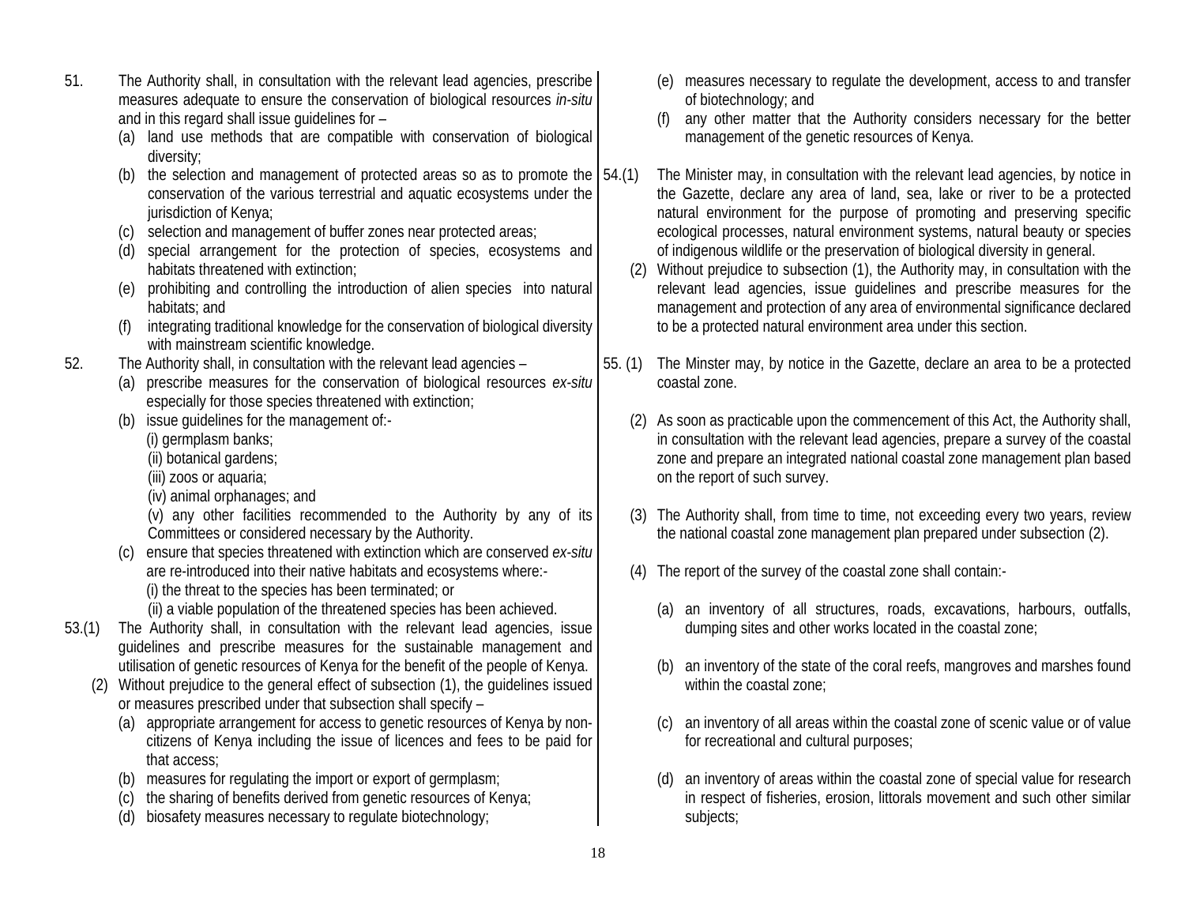51. The Authority shall, in consultation with the relevant lead agencies, prescribe measures adequate to ensure the conservation of biological resources *in-situ* and in this regard shall issue guidelines for –

    (a) land use methods that are compatible with conservation of biological diversity;

    (b) the selection and management of protected areas so as to promote the conservation of the various terrestrial and aquatic ecosystems under the jurisdiction of Kenya;

    (c) selection and management of buffer zones near protected areas;

    (d) special arrangement for the protection of species, ecosystems and habitats threatened with extinction;

    (e) prohibiting and controlling the introduction of alien species into natural habitats; and

    (f) integrating traditional knowledge for the conservation of biological diversity with mainstream scientific knowledge.

52. The Authority shall, in consultation with the relevant lead agencies –

    (a) prescribe measures for the conservation of biological resources *ex-situ* especially for those species threatened with extinction;

    (b) issue guidelines for the management of:-

        (i) germplasm banks;

        (ii) botanical gardens;

        (iii) zoos or aquaria;

        (iv) animal orphanages; and

        (v) any other facilities recommended to the Authority by any of its Committees or considered necessary by the Authority.

    (c) ensure that species threatened with extinction which are conserved *ex-situ* are re-introduced into their native habitats and ecosystems where:-

        (i) the threat to the species has been terminated; or

        (ii) a viable population of the threatened species has been achieved.

53.(1) The Authority shall, in consultation with the relevant lead agencies, issue guidelines and prescribe measures for the sustainable management and utilisation of genetic resources of Kenya for the benefit of the people of Kenya.

(2) Without prejudice to the general effect of subsection (1), the guidelines issued or measures prescribed under that subsection shall specify –

    (a) appropriate arrangement for access to genetic resources of Kenya by non-citizens of Kenya including the issue of licences and fees to be paid for that access;

    (b) measures for regulating the import or export of germplasm;

    (c) the sharing of benefits derived from genetic resources of Kenya;

    (d) biosafety measures necessary to regulate biotechnology;

    (e) measures necessary to regulate the development, access to and transfer of biotechnology; and

    (f) any other matter that the Authority considers necessary for the better management of the genetic resources of Kenya.

54.(1) The Minister may, in consultation with the relevant lead agencies, by notice in the Gazette, declare any area of land, sea, lake or river to be a protected natural environment for the purpose of promoting and preserving specific ecological processes, natural environment systems, natural beauty or species of indigenous wildlife or the preservation of biological diversity in general.

(2) Without prejudice to subsection (1), the Authority may, in consultation with the relevant lead agencies, issue guidelines and prescribe measures for the management and protection of any area of environmental significance declared to be a protected natural environment area under this section.

55. (1) The Minster may, by notice in the Gazette, declare an area to be a protected coastal zone.

(2) As soon as practicable upon the commencement of this Act, the Authority shall, in consultation with the relevant lead agencies, prepare a survey of the coastal zone and prepare an integrated national coastal zone management plan based on the report of such survey.

(3) The Authority shall, from time to time, not exceeding every two years, review the national coastal zone management plan prepared under subsection (2).

(4) The report of the survey of the coastal zone shall contain:-

    (a) an inventory of all structures, roads, excavations, harbours, outfalls, dumping sites and other works located in the coastal zone;

    (b) an inventory of the state of the coral reefs, mangroves and marshes found within the coastal zone;

    (c) an inventory of all areas within the coastal zone of scenic value or of value for recreational and cultural purposes;

    (d) an inventory of areas within the coastal zone of special value for research in respect of fisheries, erosion, littorals movement and such other similar subjects;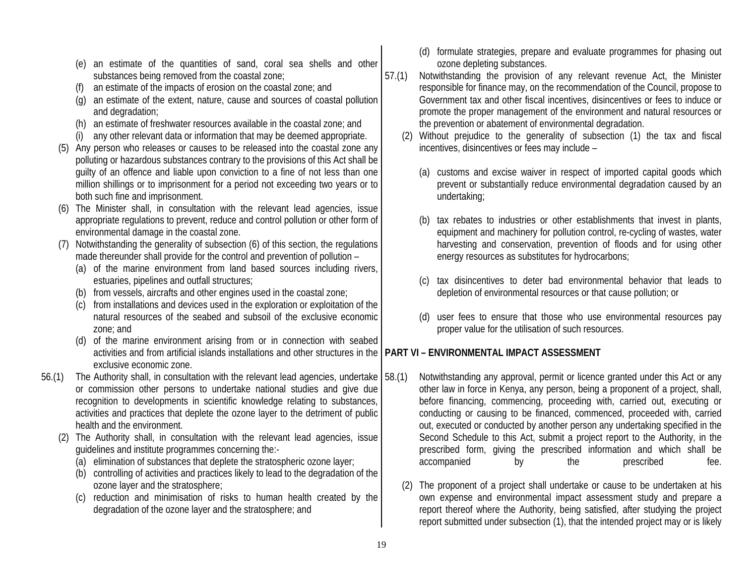(e) an estimate of the quantities of sand, coral sea shells and other substances being removed from the coastal zone;

(f) an estimate of the impacts of erosion on the coastal zone; and

(g) an estimate of the extent, nature, cause and sources of coastal pollution and degradation;

(h) an estimate of freshwater resources available in the coastal zone; and

(i) any other relevant data or information that may be deemed appropriate.

(5) Any person who releases or causes to be released into the coastal zone any polluting or hazardous substances contrary to the provisions of this Act shall be guilty of an offence and liable upon conviction to a fine of not less than one million shillings or to imprisonment for a period not exceeding two years or to both such fine and imprisonment.

(6) The Minister shall, in consultation with the relevant lead agencies, issue appropriate regulations to prevent, reduce and control pollution or other form of environmental damage in the coastal zone.

(7) Notwithstanding the generality of subsection (6) of this section, the regulations made thereunder shall provide for the control and prevention of pollution –

(a) of the marine environment from land based sources including rivers, estuaries, pipelines and outfall structures;

(b) from vessels, aircrafts and other engines used in the coastal zone;

(c) from installations and devices used in the exploration or exploitation of the natural resources of the seabed and subsoil of the exclusive economic zone; and

(d) of the marine environment arising from or in connection with seabed activities and from artificial islands installations and other structures in the exclusive economic zone.

56.(1) The Authority shall, in consultation with the relevant lead agencies, undertake or commission other persons to undertake national studies and give due recognition to developments in scientific knowledge relating to substances, activities and practices that deplete the ozone layer to the detriment of public health and the environment.

(2) The Authority shall, in consultation with the relevant lead agencies, issue guidelines and institute programmes concerning the:-

(a) elimination of substances that deplete the stratospheric ozone layer;

(b) controlling of activities and practices likely to lead to the degradation of the ozone layer and the stratosphere;

(c) reduction and minimisation of risks to human health created by the degradation of the ozone layer and the stratosphere; and

(d) formulate strategies, prepare and evaluate programmes for phasing out ozone depleting substances.

57.(1) Notwithstanding the provision of any relevant revenue Act, the Minister responsible for finance may, on the recommendation of the Council, propose to Government tax and other fiscal incentives, disincentives or fees to induce or promote the proper management of the environment and natural resources or the prevention or abatement of environmental degradation.

(2) Without prejudice to the generality of subsection (1) the tax and fiscal incentives, disincentives or fees may include –

(a) customs and excise waiver in respect of imported capital goods which prevent or substantially reduce environmental degradation caused by an undertaking;

(b) tax rebates to industries or other establishments that invest in plants, equipment and machinery for pollution control, re-cycling of wastes, water harvesting and conservation, prevention of floods and for using other energy resources as substitutes for hydrocarbons;

(c) tax disincentives to deter bad environmental behavior that leads to depletion of environmental resources or that cause pollution; or

(d) user fees to ensure that those who use environmental resources pay proper value for the utilisation of such resources.

## PART VI – ENVIRONMENTAL IMPACT ASSESSMENT

58.(1) Notwithstanding any approval, permit or licence granted under this Act or any other law in force in Kenya, any person, being a proponent of a project, shall, before financing, commencing, proceeding with, carried out, executing or conducting or causing to be financed, commenced, proceeded with, carried out, executed or conducted by another person any undertaking specified in the Second Schedule to this Act, submit a project report to the Authority, in the prescribed form, giving the prescribed information and which shall be accompanied by the prescribed fee.

(2) The proponent of a project shall undertake or cause to be undertaken at his own expense and environmental impact assessment study and prepare a report thereof where the Authority, being satisfied, after studying the project report submitted under subsection (1), that the intended project may or is likely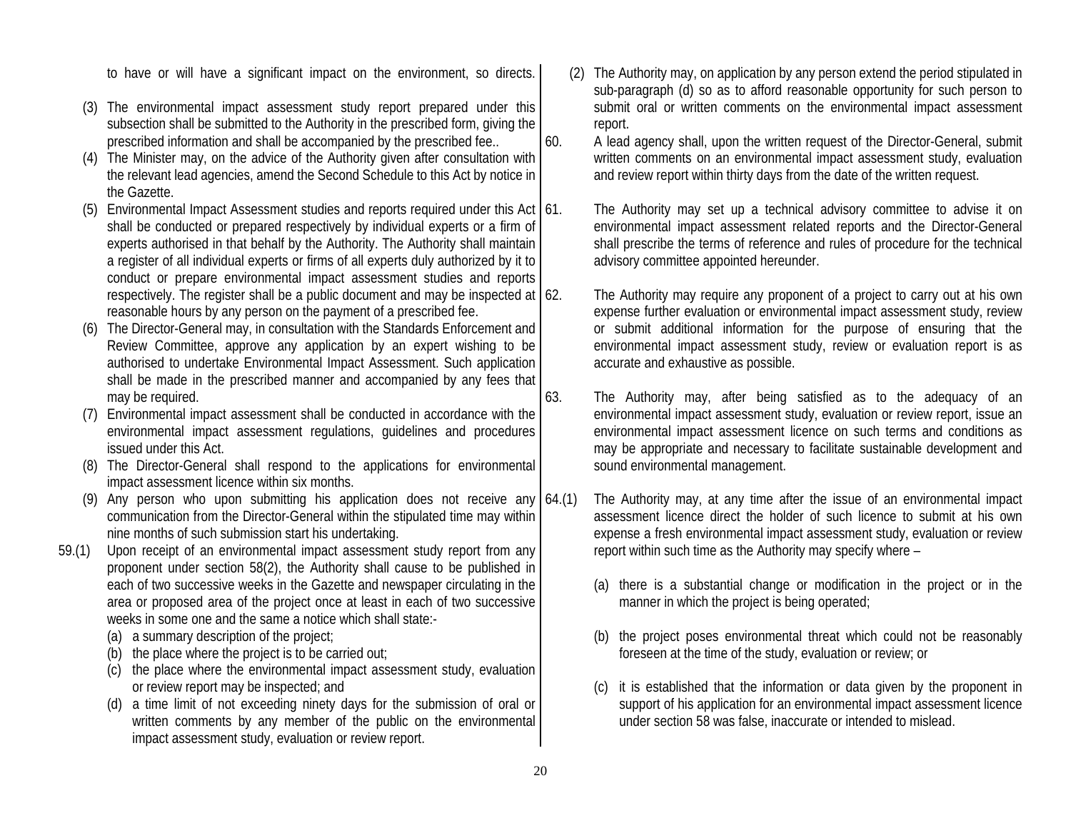to have or will have a significant impact on the environment, so directs.

(3) The environmental impact assessment study report prepared under this subsection shall be submitted to the Authority in the prescribed form, giving the prescribed information and shall be accompanied by the prescribed fee..

(4) The Minister may, on the advice of the Authority given after consultation with the relevant lead agencies, amend the Second Schedule to this Act by notice in the Gazette.

(5) Environmental Impact Assessment studies and reports required under this Act shall be conducted or prepared respectively by individual experts or a firm of experts authorised in that behalf by the Authority. The Authority shall maintain a register of all individual experts or firms of all experts duly authorized by it to conduct or prepare environmental impact assessment studies and reports respectively. The register shall be a public document and may be inspected at reasonable hours by any person on the payment of a prescribed fee.

(6) The Director-General may, in consultation with the Standards Enforcement and Review Committee, approve any application by an expert wishing to be authorised to undertake Environmental Impact Assessment. Such application shall be made in the prescribed manner and accompanied by any fees that may be required.

(7) Environmental impact assessment shall be conducted in accordance with the environmental impact assessment regulations, guidelines and procedures issued under this Act.

(8) The Director-General shall respond to the applications for environmental impact assessment licence within six months.

(9) Any person who upon submitting his application does not receive any communication from the Director-General within the stipulated time may within nine months of such submission start his undertaking.

59.(1) Upon receipt of an environmental impact assessment study report from any proponent under section 58(2), the Authority shall cause to be published in each of two successive weeks in the Gazette and newspaper circulating in the area or proposed area of the project once at least in each of two successive weeks in some one and the same a notice which shall state:-

(a) a summary description of the project;
(b) the place where the project is to be carried out;
(c) the place where the environmental impact assessment study, evaluation or review report may be inspected; and
(d) a time limit of not exceeding ninety days for the submission of oral or written comments by any member of the public on the environmental impact assessment study, evaluation or review report.

(2) The Authority may, on application by any person extend the period stipulated in sub-paragraph (d) so as to afford reasonable opportunity for such person to submit oral or written comments on the environmental impact assessment report.

60. A lead agency shall, upon the written request of the Director-General, submit written comments on an environmental impact assessment study, evaluation and review report within thirty days from the date of the written request.

61. The Authority may set up a technical advisory committee to advise it on environmental impact assessment related reports and the Director-General shall prescribe the terms of reference and rules of procedure for the technical advisory committee appointed hereunder.

62. The Authority may require any proponent of a project to carry out at his own expense further evaluation or environmental impact assessment study, review or submit additional information for the purpose of ensuring that the environmental impact assessment study, review or evaluation report is as accurate and exhaustive as possible.

63. The Authority may, after being satisfied as to the adequacy of an environmental impact assessment study, evaluation or review report, issue an environmental impact assessment licence on such terms and conditions as may be appropriate and necessary to facilitate sustainable development and sound environmental management.

64.(1) The Authority may, at any time after the issue of an environmental impact assessment licence direct the holder of such licence to submit at his own expense a fresh environmental impact assessment study, evaluation or review report within such time as the Authority may specify where –

(a) there is a substantial change or modification in the project or in the manner in which the project is being operated;

(b) the project poses environmental threat which could not be reasonably foreseen at the time of the study, evaluation or review; or

(c) it is established that the information or data given by the proponent in support of his application for an environmental impact assessment licence under section 58 was false, inaccurate or intended to mislead.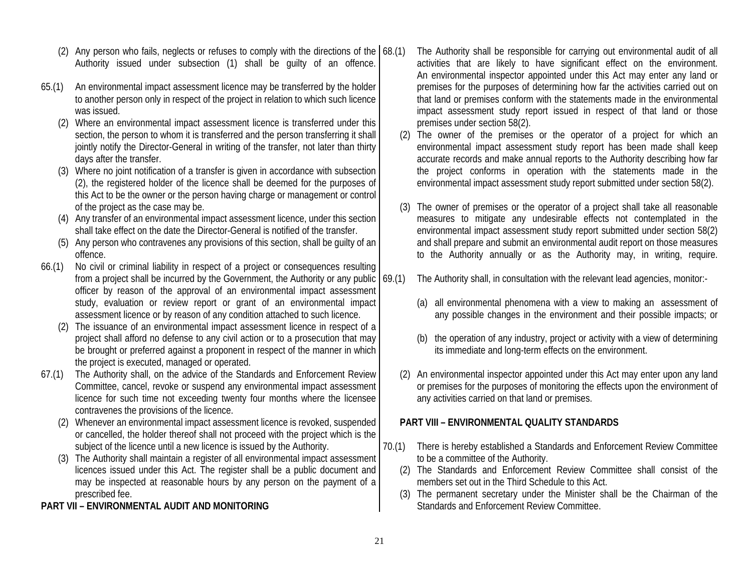(2) Any person who fails, neglects or refuses to comply with the directions of the Authority issued under subsection (1) shall be guilty of an offence.

65.(1) An environmental impact assessment licence may be transferred by the holder to another person only in respect of the project in relation to which such licence was issued.

(2) Where an environmental impact assessment licence is transferred under this section, the person to whom it is transferred and the person transferring it shall jointly notify the Director-General in writing of the transfer, not later than thirty days after the transfer.

(3) Where no joint notification of a transfer is given in accordance with subsection (2), the registered holder of the licence shall be deemed for the purposes of this Act to be the owner or the person having charge or management or control of the project as the case may be.

(4) Any transfer of an environmental impact assessment licence, under this section shall take effect on the date the Director-General is notified of the transfer.

(5) Any person who contravenes any provisions of this section, shall be guilty of an offence.

66.(1) No civil or criminal liability in respect of a project or consequences resulting from a project shall be incurred by the Government, the Authority or any public officer by reason of the approval of an environmental impact assessment study, evaluation or review report or grant of an environmental impact assessment licence or by reason of any condition attached to such licence.

(2) The issuance of an environmental impact assessment licence in respect of a project shall afford no defense to any civil action or to a prosecution that may be brought or preferred against a proponent in respect of the manner in which the project is executed, managed or operated.

67.(1) The Authority shall, on the advice of the Standards and Enforcement Review Committee, cancel, revoke or suspend any environmental impact assessment licence for such time not exceeding twenty four months where the licensee contravenes the provisions of the licence.

(2) Whenever an environmental impact assessment licence is revoked, suspended or cancelled, the holder thereof shall not proceed with the project which is the subject of the licence until a new licence is issued by the Authority.

(3) The Authority shall maintain a register of all environmental impact assessment licences issued under this Act. The register shall be a public document and may be inspected at reasonable hours by any person on the payment of a prescribed fee.

**PART VII – ENVIRONMENTAL AUDIT AND MONITORING**

68.(1) The Authority shall be responsible for carrying out environmental audit of all activities that are likely to have significant effect on the environment. An environmental inspector appointed under this Act may enter any land or premises for the purposes of determining how far the activities carried out on that land or premises conform with the statements made in the environmental impact assessment study report issued in respect of that land or those premises under section 58(2).

(2) The owner of the premises or the operator of a project for which an environmental impact assessment study report has been made shall keep accurate records and make annual reports to the Authority describing how far the project conforms in operation with the statements made in the environmental impact assessment study report submitted under section 58(2).

(3) The owner of premises or the operator of a project shall take all reasonable measures to mitigate any undesirable effects not contemplated in the environmental impact assessment study report submitted under section 58(2) and shall prepare and submit an environmental audit report on those measures to the Authority annually or as the Authority may, in writing, require.

69.(1) The Authority shall, in consultation with the relevant lead agencies, monitor:-

(a) all environmental phenomena with a view to making an assessment of any possible changes in the environment and their possible impacts; or

(b) the operation of any industry, project or activity with a view of determining its immediate and long-term effects on the environment.

(2) An environmental inspector appointed under this Act may enter upon any land or premises for the purposes of monitoring the effects upon the environment of any activities carried on that land or premises.

**PART VIII – ENVIRONMENTAL QUALITY STANDARDS**

70.(1) There is hereby established a Standards and Enforcement Review Committee to be a committee of the Authority.

(2) The Standards and Enforcement Review Committee shall consist of the members set out in the Third Schedule to this Act.

(3) The permanent secretary under the Minister shall be the Chairman of the Standards and Enforcement Review Committee.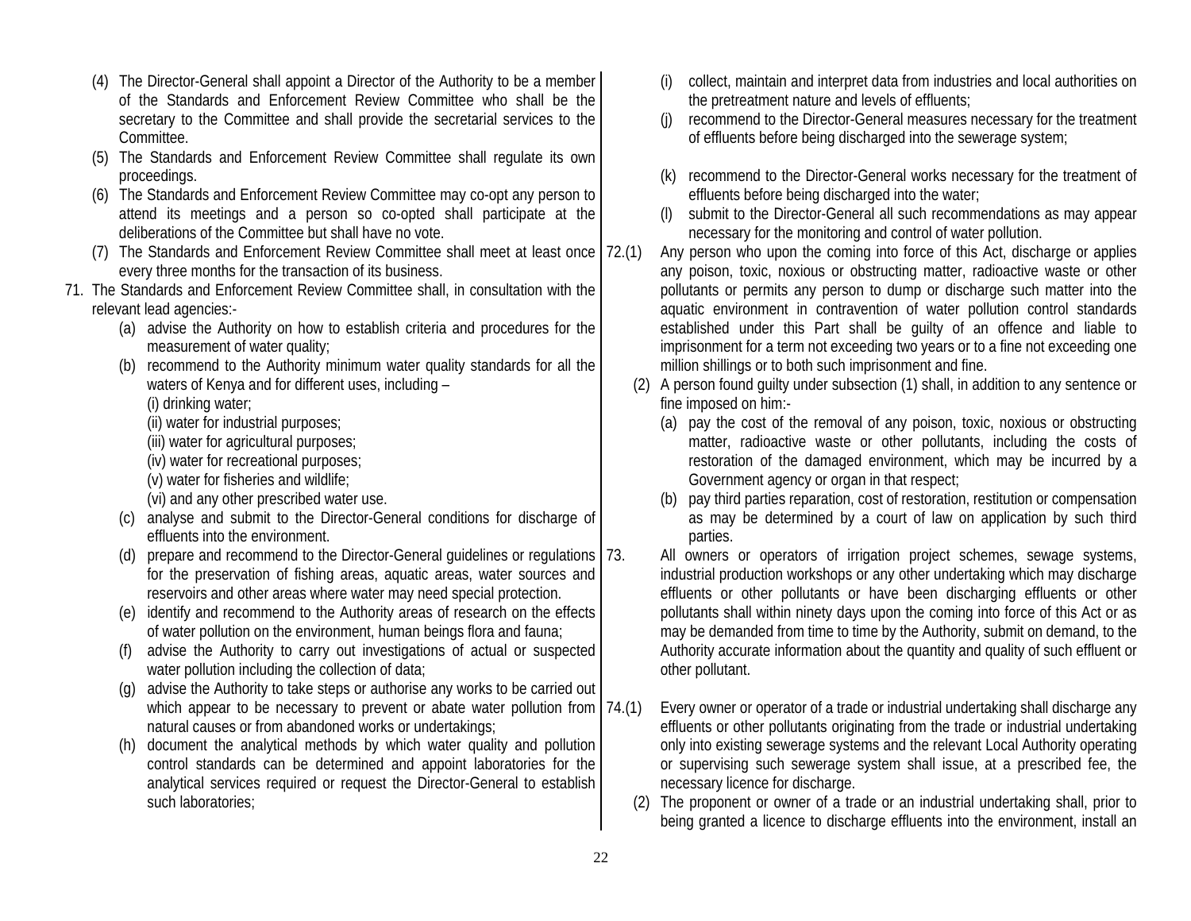(4) The Director-General shall appoint a Director of the Authority to be a member of the Standards and Enforcement Review Committee who shall be the secretary to the Committee and shall provide the secretarial services to the Committee.

(5) The Standards and Enforcement Review Committee shall regulate its own proceedings.

(6) The Standards and Enforcement Review Committee may co-opt any person to attend its meetings and a person so co-opted shall participate at the deliberations of the Committee but shall have no vote.

(7) The Standards and Enforcement Review Committee shall meet at least once every three months for the transaction of its business.

71. The Standards and Enforcement Review Committee shall, in consultation with the relevant lead agencies:-

(a) advise the Authority on how to establish criteria and procedures for the measurement of water quality;

(b) recommend to the Authority minimum water quality standards for all the waters of Kenya and for different uses, including –

(i) drinking water;

(ii) water for industrial purposes;

(iii) water for agricultural purposes;

(iv) water for recreational purposes;

(v) water for fisheries and wildlife;

(vi) and any other prescribed water use.

(c) analyse and submit to the Director-General conditions for discharge of effluents into the environment.

(d) prepare and recommend to the Director-General guidelines or regulations for the preservation of fishing areas, aquatic areas, water sources and reservoirs and other areas where water may need special protection.

(e) identify and recommend to the Authority areas of research on the effects of water pollution on the environment, human beings flora and fauna;

(f) advise the Authority to carry out investigations of actual or suspected water pollution including the collection of data;

(g) advise the Authority to take steps or authorise any works to be carried out which appear to be necessary to prevent or abate water pollution from natural causes or from abandoned works or undertakings;

(h) document the analytical methods by which water quality and pollution control standards can be determined and appoint laboratories for the analytical services required or request the Director-General to establish such laboratories;

(i) collect, maintain and interpret data from industries and local authorities on the pretreatment nature and levels of effluents;

(j) recommend to the Director-General measures necessary for the treatment of effluents before being discharged into the sewerage system;

(k) recommend to the Director-General works necessary for the treatment of effluents before being discharged into the water;

(l) submit to the Director-General all such recommendations as may appear necessary for the monitoring and control of water pollution.

72.(1) Any person who upon the coming into force of this Act, discharge or applies any poison, toxic, noxious or obstructing matter, radioactive waste or other pollutants or permits any person to dump or discharge such matter into the aquatic environment in contravention of water pollution control standards established under this Part shall be guilty of an offence and liable to imprisonment for a term not exceeding two years or to a fine not exceeding one million shillings or to both such imprisonment and fine.

(2) A person found guilty under subsection (1) shall, in addition to any sentence or fine imposed on him:-

(a) pay the cost of the removal of any poison, toxic, noxious or obstructing matter, radioactive waste or other pollutants, including the costs of restoration of the damaged environment, which may be incurred by a Government agency or organ in that respect;

(b) pay third parties reparation, cost of restoration, restitution or compensation as may be determined by a court of law on application by such third parties.

73. All owners or operators of irrigation project schemes, sewage systems, industrial production workshops or any other undertaking which may discharge effluents or other pollutants or have been discharging effluents or other pollutants shall within ninety days upon the coming into force of this Act or as may be demanded from time to time by the Authority, submit on demand, to the Authority accurate information about the quantity and quality of such effluent or other pollutant.

74.(1) Every owner or operator of a trade or industrial undertaking shall discharge any effluents or other pollutants originating from the trade or industrial undertaking only into existing sewerage systems and the relevant Local Authority operating or supervising such sewerage system shall issue, at a prescribed fee, the necessary licence for discharge.

(2) The proponent or owner of a trade or an industrial undertaking shall, prior to being granted a licence to discharge effluents into the environment, install an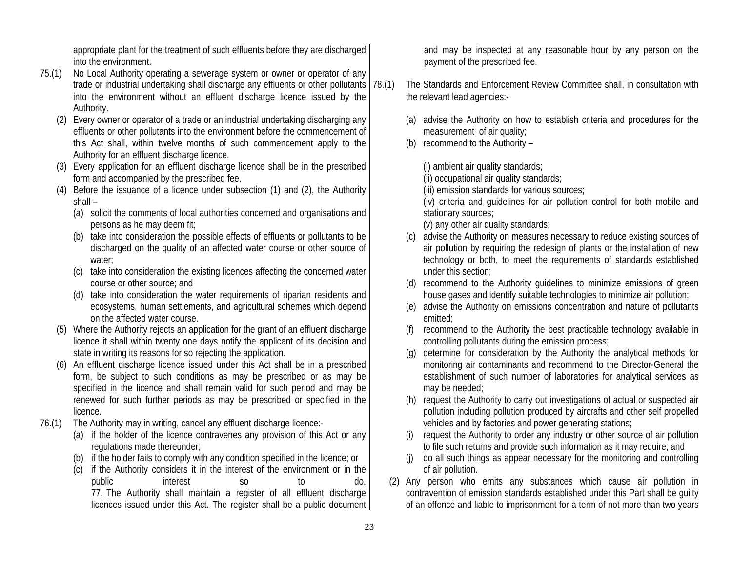appropriate plant for the treatment of such effluents before they are discharged into the environment.

75.(1) No Local Authority operating a sewerage system or owner or operator of any trade or industrial undertaking shall discharge any effluents or other pollutants into the environment without an effluent discharge licence issued by the Authority.

(2) Every owner or operator of a trade or an industrial undertaking discharging any effluents or other pollutants into the environment before the commencement of this Act shall, within twelve months of such commencement apply to the Authority for an effluent discharge licence.

(3) Every application for an effluent discharge licence shall be in the prescribed form and accompanied by the prescribed fee.

(4) Before the issuance of a licence under subsection (1) and (2), the Authority shall –

(a) solicit the comments of local authorities concerned and organisations and persons as he may deem fit;

(b) take into consideration the possible effects of effluents or pollutants to be discharged on the quality of an affected water course or other source of water;

(c) take into consideration the existing licences affecting the concerned water course or other source; and

(d) take into consideration the water requirements of riparian residents and ecosystems, human settlements, and agricultural schemes which depend on the affected water course.

(5) Where the Authority rejects an application for the grant of an effluent discharge licence it shall within twenty one days notify the applicant of its decision and state in writing its reasons for so rejecting the application.

(6) An effluent discharge licence issued under this Act shall be in a prescribed form, be subject to such conditions as may be prescribed or as may be specified in the licence and shall remain valid for such period and may be renewed for such further periods as may be prescribed or specified in the licence.

76.(1) The Authority may in writing, cancel any effluent discharge licence:-

(a) if the holder of the licence contravenes any provision of this Act or any regulations made thereunder;

(b) if the holder fails to comply with any condition specified in the licence; or

(c) if the Authority considers it in the interest of the environment or in the public interest so to do.

77. The Authority shall maintain a register of all effluent discharge licences issued under this Act. The register shall be a public document and may be inspected at any reasonable hour by any person on the payment of the prescribed fee.

78.(1) The Standards and Enforcement Review Committee shall, in consultation with the relevant lead agencies:-

(a) advise the Authority on how to establish criteria and procedures for the measurement of air quality;

(b) recommend to the Authority –

(i) ambient air quality standards;

(ii) occupational air quality standards;

(iii) emission standards for various sources;

(iv) criteria and guidelines for air pollution control for both mobile and stationary sources;

(v) any other air quality standards;

(c) advise the Authority on measures necessary to reduce existing sources of air pollution by requiring the redesign of plants or the installation of new technology or both, to meet the requirements of standards established under this section;

(d) recommend to the Authority guidelines to minimize emissions of green house gases and identify suitable technologies to minimize air pollution;

(e) advise the Authority on emissions concentration and nature of pollutants emitted;

(f) recommend to the Authority the best practicable technology available in controlling pollutants during the emission process;

(g) determine for consideration by the Authority the analytical methods for monitoring air contaminants and recommend to the Director-General the establishment of such number of laboratories for analytical services as may be needed;

(h) request the Authority to carry out investigations of actual or suspected air pollution including pollution produced by aircrafts and other self propelled vehicles and by factories and power generating stations;

(i) request the Authority to order any industry or other source of air pollution to file such returns and provide such information as it may require; and

(j) do all such things as appear necessary for the monitoring and controlling of air pollution.

(2) Any person who emits any substances which cause air pollution in contravention of emission standards established under this Part shall be guilty of an offence and liable to imprisonment for a term of not more than two years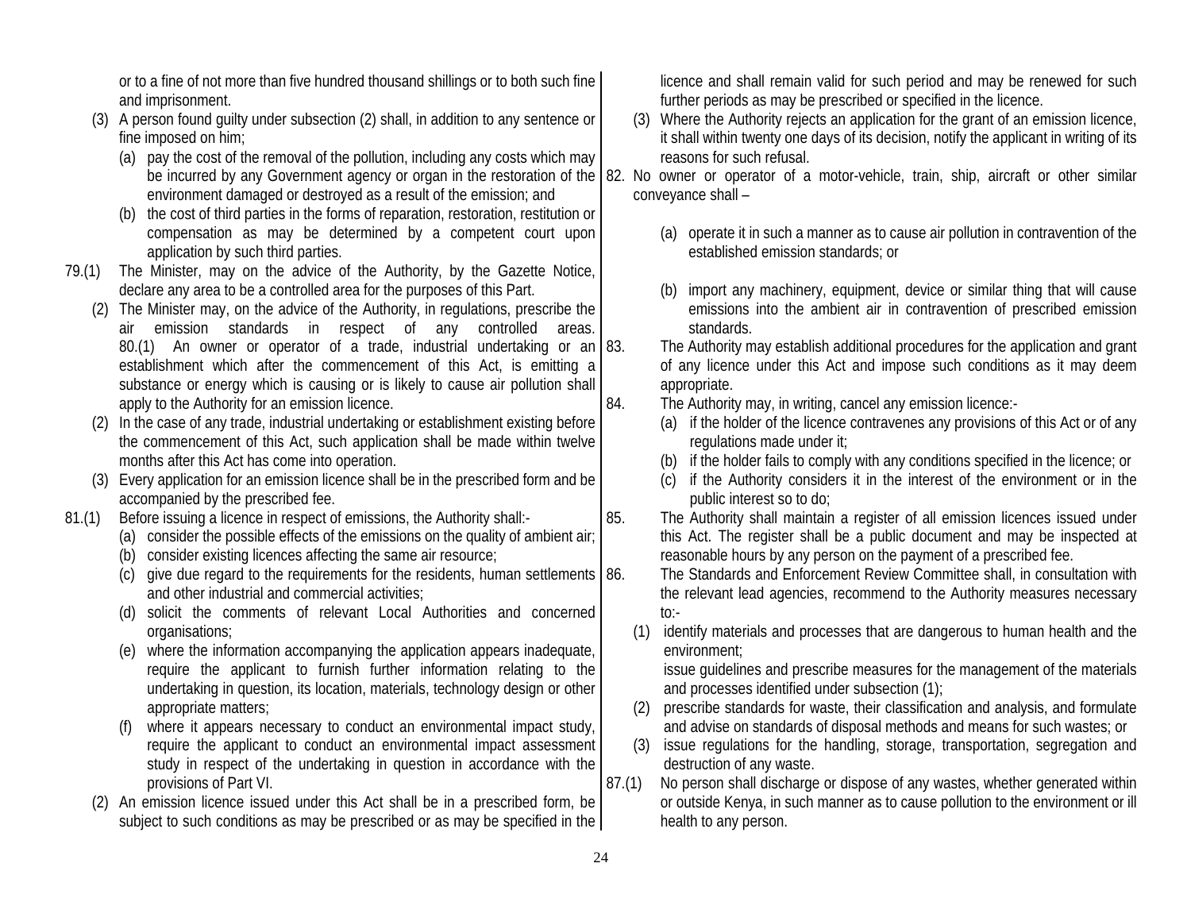or to a fine of not more than five hundred thousand shillings or to both such fine and imprisonment.

(3) A person found guilty under subsection (2) shall, in addition to any sentence or fine imposed on him;

(a) pay the cost of the removal of the pollution, including any costs which may be incurred by any Government agency or organ in the restoration of the environment damaged or destroyed as a result of the emission; and

(b) the cost of third parties in the forms of reparation, restoration, restitution or compensation as may be determined by a competent court upon application by such third parties.

79.(1) The Minister, may on the advice of the Authority, by the Gazette Notice, declare any area to be a controlled area for the purposes of this Part.

(2) The Minister may, on the advice of the Authority, in regulations, prescribe the air emission standards in respect of any controlled areas.

80.(1) An owner or operator of a trade, industrial undertaking or an establishment which after the commencement of this Act, is emitting a substance or energy which is causing or is likely to cause air pollution shall apply to the Authority for an emission licence.

(2) In the case of any trade, industrial undertaking or establishment existing before the commencement of this Act, such application shall be made within twelve months after this Act has come into operation.

(3) Every application for an emission licence shall be in the prescribed form and be accompanied by the prescribed fee.

81.(1) Before issuing a licence in respect of emissions, the Authority shall:-

(a) consider the possible effects of the emissions on the quality of ambient air;

(b) consider existing licences affecting the same air resource;

(c) give due regard to the requirements for the residents, human settlements and other industrial and commercial activities;

(d) solicit the comments of relevant Local Authorities and concerned organisations;

(e) where the information accompanying the application appears inadequate, require the applicant to furnish further information relating to the undertaking in question, its location, materials, technology design or other appropriate matters;

(f) where it appears necessary to conduct an environmental impact study, require the applicant to conduct an environmental impact assessment study in respect of the undertaking in question in accordance with the provisions of Part VI.

(2) An emission licence issued under this Act shall be in a prescribed form, be subject to such conditions as may be prescribed or as may be specified in the licence and shall remain valid for such period and may be renewed for such further periods as may be prescribed or specified in the licence.

(3) Where the Authority rejects an application for the grant of an emission licence, it shall within twenty one days of its decision, notify the applicant in writing of its reasons for such refusal.

82. No owner or operator of a motor-vehicle, train, ship, aircraft or other similar conveyance shall –

(a) operate it in such a manner as to cause air pollution in contravention of the established emission standards; or

(b) import any machinery, equipment, device or similar thing that will cause emissions into the ambient air in contravention of prescribed emission standards.

83. The Authority may establish additional procedures for the application and grant of any licence under this Act and impose such conditions as it may deem appropriate.

84. The Authority may, in writing, cancel any emission licence:-

(a) if the holder of the licence contravenes any provisions of this Act or of any regulations made under it;

(b) if the holder fails to comply with any conditions specified in the licence; or

(c) if the Authority considers it in the interest of the environment or in the public interest so to do;

85. The Authority shall maintain a register of all emission licences issued under this Act. The register shall be a public document and may be inspected at reasonable hours by any person on the payment of a prescribed fee.

86. The Standards and Enforcement Review Committee shall, in consultation with the relevant lead agencies, recommend to the Authority measures necessary to:-

(1) identify materials and processes that are dangerous to human health and the environment;
issue guidelines and prescribe measures for the management of the materials and processes identified under subsection (1);

(2) prescribe standards for waste, their classification and analysis, and formulate and advise on standards of disposal methods and means for such wastes; or

(3) issue regulations for the handling, storage, transportation, segregation and destruction of any waste.

87.(1) No person shall discharge or dispose of any wastes, whether generated within or outside Kenya, in such manner as to cause pollution to the environment or ill health to any person.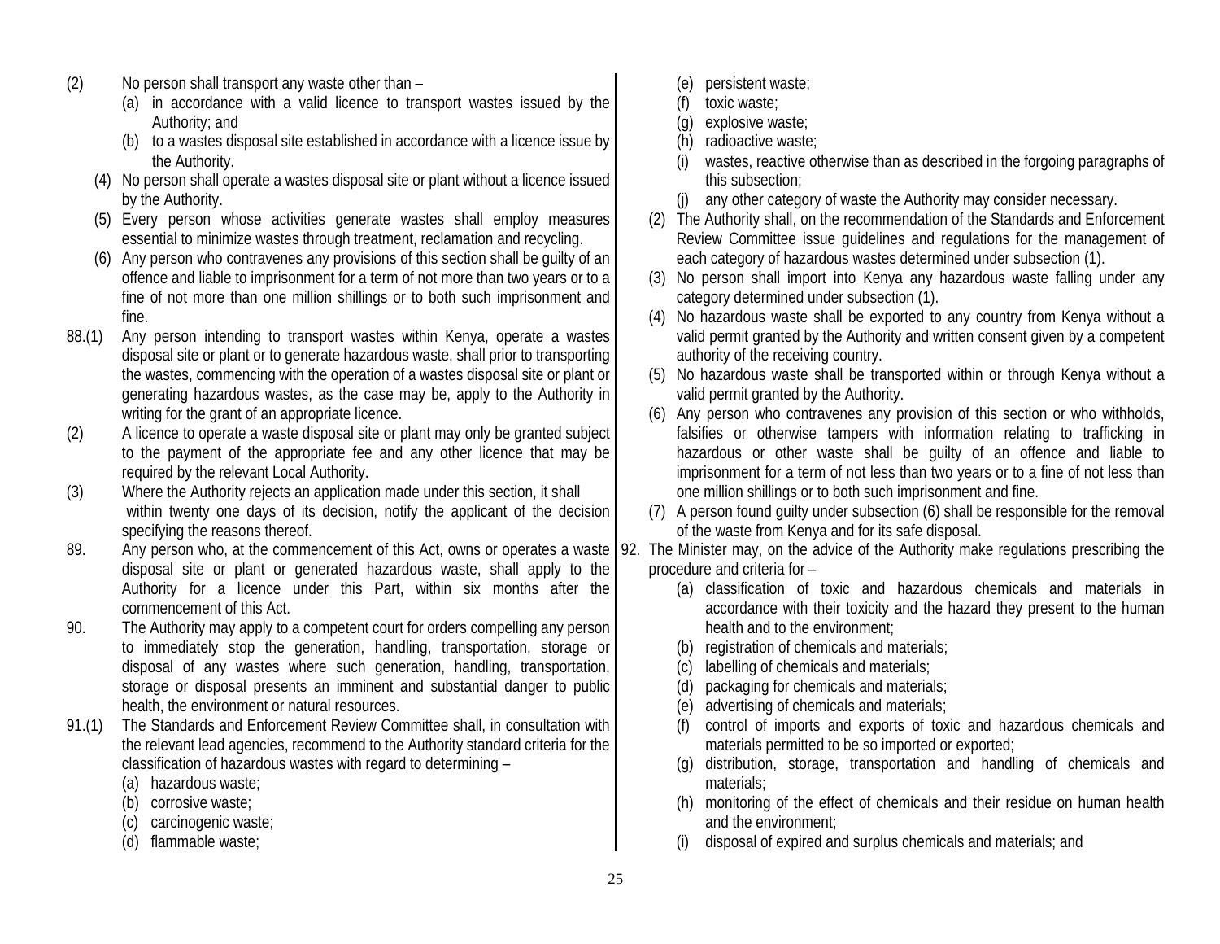(2) No person shall transport any waste other than –

(a) in accordance with a valid licence to transport wastes issued by the Authority; and

(b) to a wastes disposal site established in accordance with a licence issue by the Authority.

(4) No person shall operate a wastes disposal site or plant without a licence issued by the Authority.

(5) Every person whose activities generate wastes shall employ measures essential to minimize wastes through treatment, reclamation and recycling.

(6) Any person who contravenes any provisions of this section shall be guilty of an offence and liable to imprisonment for a term of not more than two years or to a fine of not more than one million shillings or to both such imprisonment and fine.

88.(1) Any person intending to transport wastes within Kenya, operate a wastes disposal site or plant or to generate hazardous waste, shall prior to transporting the wastes, commencing with the operation of a wastes disposal site or plant or generating hazardous wastes, as the case may be, apply to the Authority in writing for the grant of an appropriate licence.

(2) A licence to operate a waste disposal site or plant may only be granted subject to the payment of the appropriate fee and any other licence that may be required by the relevant Local Authority.

(3) Where the Authority rejects an application made under this section, it shall within twenty one days of its decision, notify the applicant of the decision specifying the reasons thereof.

89. Any person who, at the commencement of this Act, owns or operates a waste disposal site or plant or generated hazardous waste, shall apply to the Authority for a licence under this Part, within six months after the commencement of this Act.

90. The Authority may apply to a competent court for orders compelling any person to immediately stop the generation, handling, transportation, storage or disposal of any wastes where such generation, handling, transportation, storage or disposal presents an imminent and substantial danger to public health, the environment or natural resources.

91.(1) The Standards and Enforcement Review Committee shall, in consultation with the relevant lead agencies, recommend to the Authority standard criteria for the classification of hazardous wastes with regard to determining –

(a) hazardous waste;

(b) corrosive waste;

(c) carcinogenic waste;

(d) flammable waste;

(e) persistent waste;

(f) toxic waste;

(g) explosive waste;

(h) radioactive waste;

(i) wastes, reactive otherwise than as described in the forgoing paragraphs of this subsection;

(j) any other category of waste the Authority may consider necessary.

(2) The Authority shall, on the recommendation of the Standards and Enforcement Review Committee issue guidelines and regulations for the management of each category of hazardous wastes determined under subsection (1).

(3) No person shall import into Kenya any hazardous waste falling under any category determined under subsection (1).

(4) No hazardous waste shall be exported to any country from Kenya without a valid permit granted by the Authority and written consent given by a competent authority of the receiving country.

(5) No hazardous waste shall be transported within or through Kenya without a valid permit granted by the Authority.

(6) Any person who contravenes any provision of this section or who withholds, falsifies or otherwise tampers with information relating to trafficking in hazardous or other waste shall be guilty of an offence and liable to imprisonment for a term of not less than two years or to a fine of not less than one million shillings or to both such imprisonment and fine.

(7) A person found guilty under subsection (6) shall be responsible for the removal of the waste from Kenya and for its safe disposal.

92. The Minister may, on the advice of the Authority make regulations prescribing the procedure and criteria for –

(a) classification of toxic and hazardous chemicals and materials in accordance with their toxicity and the hazard they present to the human health and to the environment;

(b) registration of chemicals and materials;

(c) labelling of chemicals and materials;

(d) packaging for chemicals and materials;

(e) advertising of chemicals and materials;

(f) control of imports and exports of toxic and hazardous chemicals and materials permitted to be so imported or exported;

(g) distribution, storage, transportation and handling of chemicals and materials;

(h) monitoring of the effect of chemicals and their residue on human health and the environment;

(i) disposal of expired and surplus chemicals and materials; and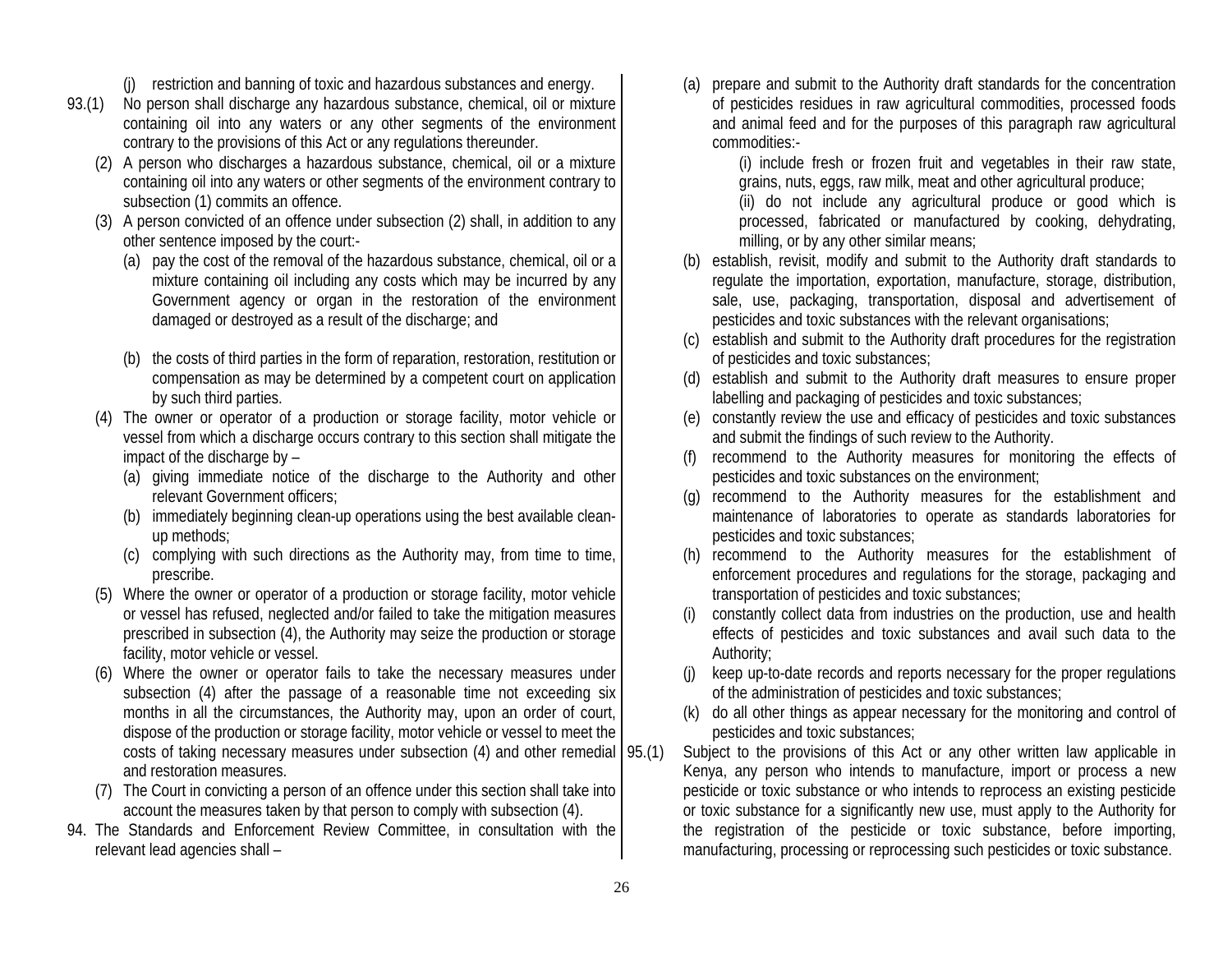(j) restriction and banning of toxic and hazardous substances and energy.

93.(1) No person shall discharge any hazardous substance, chemical, oil or mixture containing oil into any waters or any other segments of the environment contrary to the provisions of this Act or any regulations thereunder.

(2) A person who discharges a hazardous substance, chemical, oil or a mixture containing oil into any waters or other segments of the environment contrary to subsection (1) commits an offence.

(3) A person convicted of an offence under subsection (2) shall, in addition to any other sentence imposed by the court:-

(a) pay the cost of the removal of the hazardous substance, chemical, oil or a mixture containing oil including any costs which may be incurred by any Government agency or organ in the restoration of the environment damaged or destroyed as a result of the discharge; and

(b) the costs of third parties in the form of reparation, restoration, restitution or compensation as may be determined by a competent court on application by such third parties.

(4) The owner or operator of a production or storage facility, motor vehicle or vessel from which a discharge occurs contrary to this section shall mitigate the impact of the discharge by –

(a) giving immediate notice of the discharge to the Authority and other relevant Government officers;

(b) immediately beginning clean-up operations using the best available clean-up methods;

(c) complying with such directions as the Authority may, from time to time, prescribe.

(5) Where the owner or operator of a production or storage facility, motor vehicle or vessel has refused, neglected and/or failed to take the mitigation measures prescribed in subsection (4), the Authority may seize the production or storage facility, motor vehicle or vessel.

(6) Where the owner or operator fails to take the necessary measures under subsection (4) after the passage of a reasonable time not exceeding six months in all the circumstances, the Authority may, upon an order of court, dispose of the production or storage facility, motor vehicle or vessel to meet the costs of taking necessary measures under subsection (4) and other remedial and restoration measures.

(7) The Court in convicting a person of an offence under this section shall take into account the measures taken by that person to comply with subsection (4).

94. The Standards and Enforcement Review Committee, in consultation with the relevant lead agencies shall –

(a) prepare and submit to the Authority draft standards for the concentration of pesticides residues in raw agricultural commodities, processed foods and animal feed and for the purposes of this paragraph raw agricultural commodities:-

(i) include fresh or frozen fruit and vegetables in their raw state, grains, nuts, eggs, raw milk, meat and other agricultural produce;

(ii) do not include any agricultural produce or good which is processed, fabricated or manufactured by cooking, dehydrating, milling, or by any other similar means;

(b) establish, revisit, modify and submit to the Authority draft standards to regulate the importation, exportation, manufacture, storage, distribution, sale, use, packaging, transportation, disposal and advertisement of pesticides and toxic substances with the relevant organisations;

(c) establish and submit to the Authority draft procedures for the registration of pesticides and toxic substances;

(d) establish and submit to the Authority draft measures to ensure proper labelling and packaging of pesticides and toxic substances;

(e) constantly review the use and efficacy of pesticides and toxic substances and submit the findings of such review to the Authority.

(f) recommend to the Authority measures for monitoring the effects of pesticides and toxic substances on the environment;

(g) recommend to the Authority measures for the establishment and maintenance of laboratories to operate as standards laboratories for pesticides and toxic substances;

(h) recommend to the Authority measures for the establishment of enforcement procedures and regulations for the storage, packaging and transportation of pesticides and toxic substances;

(i) constantly collect data from industries on the production, use and health effects of pesticides and toxic substances and avail such data to the Authority;

(j) keep up-to-date records and reports necessary for the proper regulations of the administration of pesticides and toxic substances;

(k) do all other things as appear necessary for the monitoring and control of pesticides and toxic substances;

95.(1) Subject to the provisions of this Act or any other written law applicable in Kenya, any person who intends to manufacture, import or process a new pesticide or toxic substance or who intends to reprocess an existing pesticide or toxic substance for a significantly new use, must apply to the Authority for the registration of the pesticide or toxic substance, before importing, manufacturing, processing or reprocessing such pesticides or toxic substance.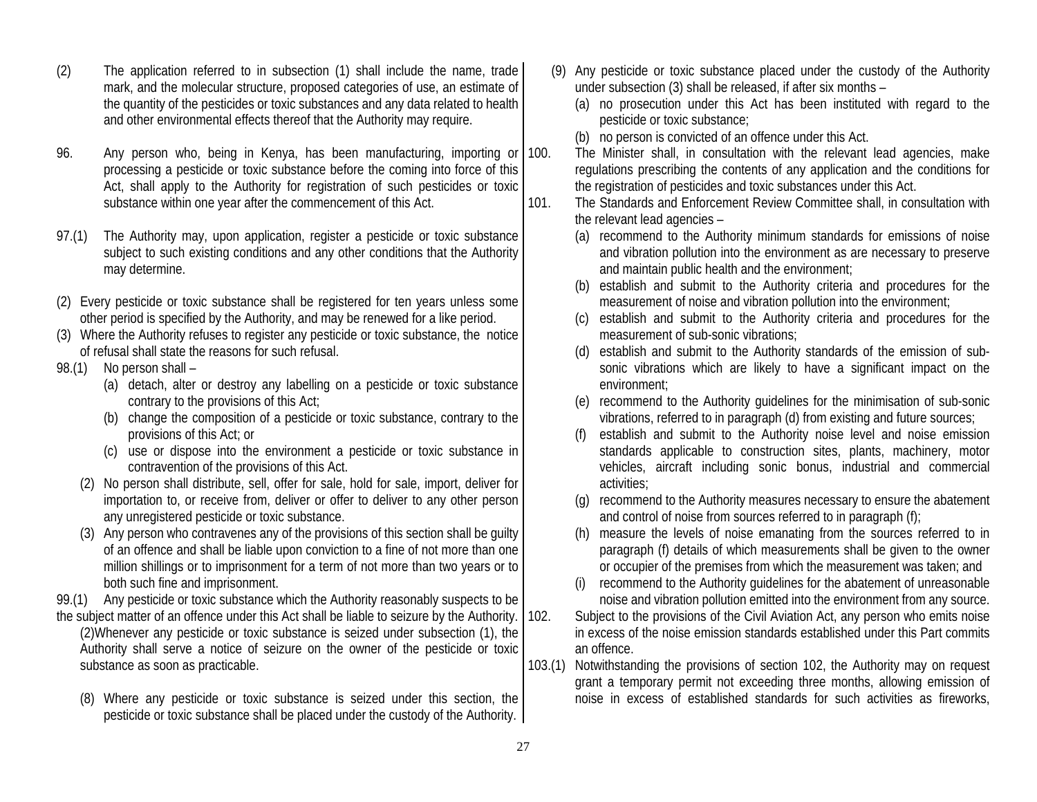(2) The application referred to in subsection (1) shall include the name, trade mark, and the molecular structure, proposed categories of use, an estimate of the quantity of the pesticides or toxic substances and any data related to health and other environmental effects thereof that the Authority may require.

96. Any person who, being in Kenya, has been manufacturing, importing or processing a pesticide or toxic substance before the coming into force of this Act, shall apply to the Authority for registration of such pesticides or toxic substance within one year after the commencement of this Act.

97.(1) The Authority may, upon application, register a pesticide or toxic substance subject to such existing conditions and any other conditions that the Authority may determine.

(2) Every pesticide or toxic substance shall be registered for ten years unless some other period is specified by the Authority, and may be renewed for a like period.

(3) Where the Authority refuses to register any pesticide or toxic substance, the notice of refusal shall state the reasons for such refusal.

98.(1) No person shall –

(a) detach, alter or destroy any labelling on a pesticide or toxic substance contrary to the provisions of this Act;

(b) change the composition of a pesticide or toxic substance, contrary to the provisions of this Act; or

(c) use or dispose into the environment a pesticide or toxic substance in contravention of the provisions of this Act.

(2) No person shall distribute, sell, offer for sale, hold for sale, import, deliver for importation to, or receive from, deliver or offer to deliver to any other person any unregistered pesticide or toxic substance.

(3) Any person who contravenes any of the provisions of this section shall be guilty of an offence and shall be liable upon conviction to a fine of not more than one million shillings or to imprisonment for a term of not more than two years or to both such fine and imprisonment.

99.(1) Any pesticide or toxic substance which the Authority reasonably suspects to be the subject matter of an offence under this Act shall be liable to seizure by the Authority.

(2)Whenever any pesticide or toxic substance is seized under subsection (1), the Authority shall serve a notice of seizure on the owner of the pesticide or toxic substance as soon as practicable.

(8) Where any pesticide or toxic substance is seized under this section, the pesticide or toxic substance shall be placed under the custody of the Authority.

(9) Any pesticide or toxic substance placed under the custody of the Authority under subsection (3) shall be released, if after six months –

(a) no prosecution under this Act has been instituted with regard to the pesticide or toxic substance;

(b) no person is convicted of an offence under this Act.

100. The Minister shall, in consultation with the relevant lead agencies, make regulations prescribing the contents of any application and the conditions for the registration of pesticides and toxic substances under this Act.

101. The Standards and Enforcement Review Committee shall, in consultation with the relevant lead agencies –

(a) recommend to the Authority minimum standards for emissions of noise and vibration pollution into the environment as are necessary to preserve and maintain public health and the environment;

(b) establish and submit to the Authority criteria and procedures for the measurement of noise and vibration pollution into the environment;

(c) establish and submit to the Authority criteria and procedures for the measurement of sub-sonic vibrations;

(d) establish and submit to the Authority standards of the emission of sub-sonic vibrations which are likely to have a significant impact on the environment;

(e) recommend to the Authority guidelines for the minimisation of sub-sonic vibrations, referred to in paragraph (d) from existing and future sources;

(f) establish and submit to the Authority noise level and noise emission standards applicable to construction sites, plants, machinery, motor vehicles, aircraft including sonic bonus, industrial and commercial activities;

(g) recommend to the Authority measures necessary to ensure the abatement and control of noise from sources referred to in paragraph (f);

(h) measure the levels of noise emanating from the sources referred to in paragraph (f) details of which measurements shall be given to the owner or occupier of the premises from which the measurement was taken; and

(i) recommend to the Authority guidelines for the abatement of unreasonable noise and vibration pollution emitted into the environment from any source.

102. Subject to the provisions of the Civil Aviation Act, any person who emits noise in excess of the noise emission standards established under this Part commits an offence.

103.(1) Notwithstanding the provisions of section 102, the Authority may on request grant a temporary permit not exceeding three months, allowing emission of noise in excess of established standards for such activities as fireworks,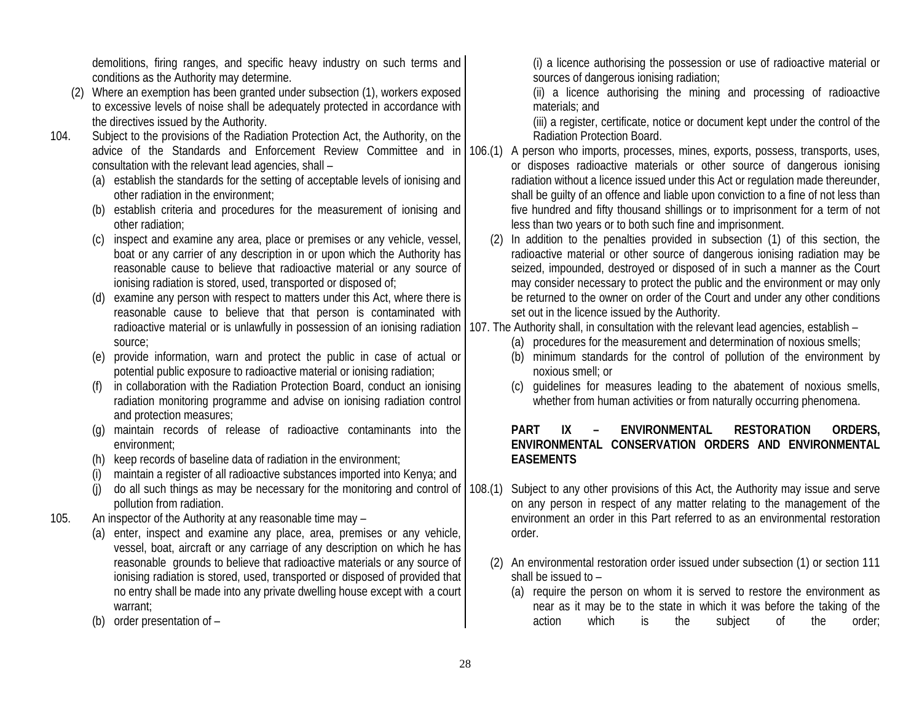demolitions, firing ranges, and specific heavy industry on such terms and conditions as the Authority may determine.

(2) Where an exemption has been granted under subsection (1), workers exposed to excessive levels of noise shall be adequately protected in accordance with the directives issued by the Authority.

104. Subject to the provisions of the Radiation Protection Act, the Authority, on the advice of the Standards and Enforcement Review Committee and in consultation with the relevant lead agencies, shall –

(a) establish the standards for the setting of acceptable levels of ionising and other radiation in the environment;

(b) establish criteria and procedures for the measurement of ionising and other radiation;

(c) inspect and examine any area, place or premises or any vehicle, vessel, boat or any carrier of any description in or upon which the Authority has reasonable cause to believe that radioactive material or any source of ionising radiation is stored, used, transported or disposed of;

(d) examine any person with respect to matters under this Act, where there is reasonable cause to believe that that person is contaminated with radioactive material or is unlawfully in possession of an ionising radiation source;

(e) provide information, warn and protect the public in case of actual or potential public exposure to radioactive material or ionising radiation;

(f) in collaboration with the Radiation Protection Board, conduct an ionising radiation monitoring programme and advise on ionising radiation control and protection measures;

(g) maintain records of release of radioactive contaminants into the environment;

(h) keep records of baseline data of radiation in the environment;

(i) maintain a register of all radioactive substances imported into Kenya; and

(j) do all such things as may be necessary for the monitoring and control of pollution from radiation.

105. An inspector of the Authority at any reasonable time may –

(a) enter, inspect and examine any place, area, premises or any vehicle, vessel, boat, aircraft or any carriage of any description on which he has reasonable grounds to believe that radioactive materials or any source of ionising radiation is stored, used, transported or disposed of provided that no entry shall be made into any private dwelling house except with a court warrant;

(b) order presentation of –

(i) a licence authorising the possession or use of radioactive material or sources of dangerous ionising radiation;

(ii) a licence authorising the mining and processing of radioactive materials; and

(iii) a register, certificate, notice or document kept under the control of the Radiation Protection Board.

106.(1) A person who imports, processes, mines, exports, possess, transports, uses, or disposes radioactive materials or other source of dangerous ionising radiation without a licence issued under this Act or regulation made thereunder, shall be guilty of an offence and liable upon conviction to a fine of not less than five hundred and fifty thousand shillings or to imprisonment for a term of not less than two years or to both such fine and imprisonment.

(2) In addition to the penalties provided in subsection (1) of this section, the radioactive material or other source of dangerous ionising radiation may be seized, impounded, destroyed or disposed of in such a manner as the Court may consider necessary to protect the public and the environment or may only be returned to the owner on order of the Court and under any other conditions set out in the licence issued by the Authority.

107. The Authority shall, in consultation with the relevant lead agencies, establish –

(a) procedures for the measurement and determination of noxious smells;

(b) minimum standards for the control of pollution of the environment by noxious smell; or

(c) guidelines for measures leading to the abatement of noxious smells, whether from human activities or from naturally occurring phenomena.

## PART IX – ENVIRONMENTAL RESTORATION ORDERS, ENVIRONMENTAL CONSERVATION ORDERS AND ENVIRONMENTAL EASEMENTS

108.(1) Subject to any other provisions of this Act, the Authority may issue and serve on any person in respect of any matter relating to the management of the environment an order in this Part referred to as an environmental restoration order.

(2) An environmental restoration order issued under subsection (1) or section 111 shall be issued to –

(a) require the person on whom it is served to restore the environment as near as it may be to the state in which it was before the taking of the action which is the subject of the order;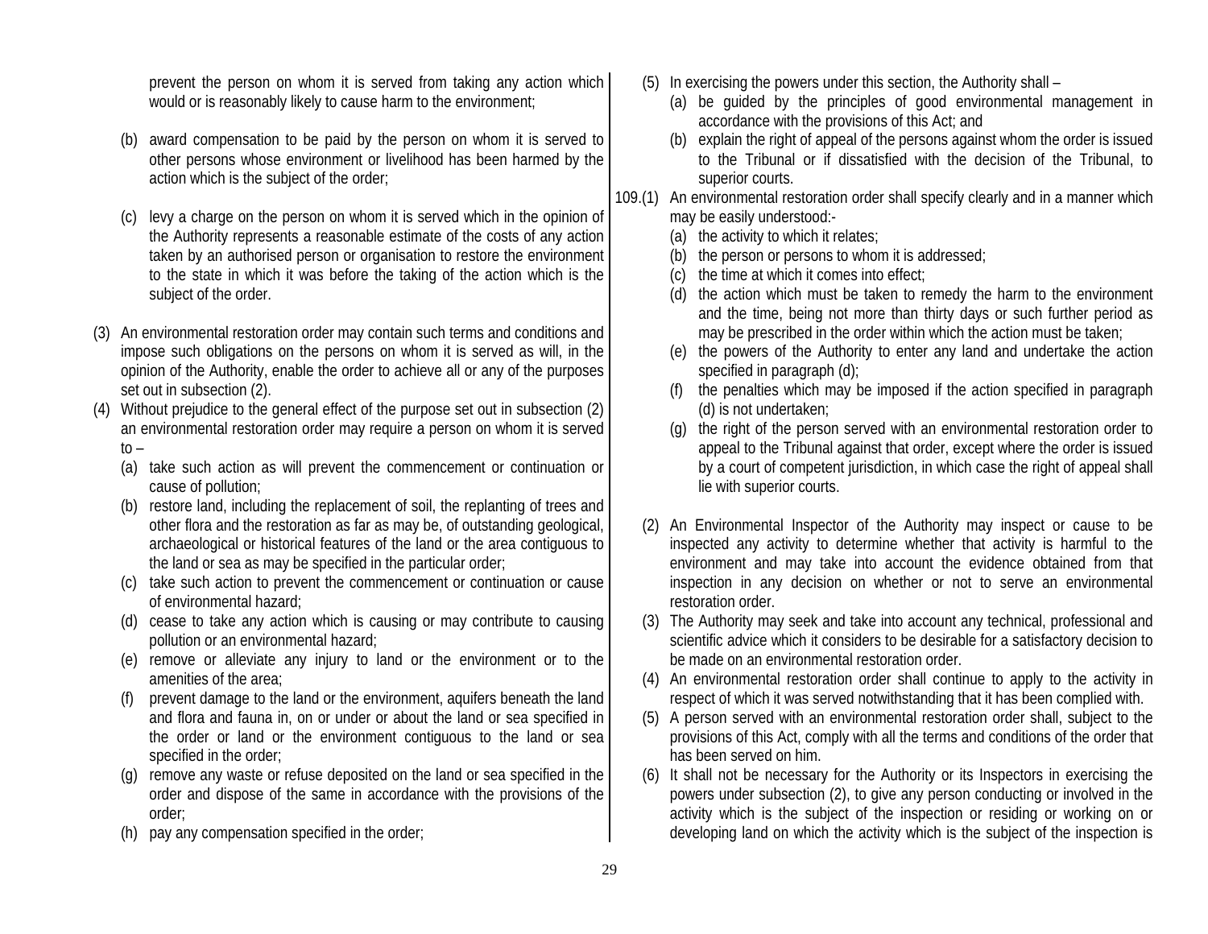prevent the person on whom it is served from taking any action which would or is reasonably likely to cause harm to the environment;

(b) award compensation to be paid by the person on whom it is served to other persons whose environment or livelihood has been harmed by the action which is the subject of the order;

(c) levy a charge on the person on whom it is served which in the opinion of the Authority represents a reasonable estimate of the costs of any action taken by an authorised person or organisation to restore the environment to the state in which it was before the taking of the action which is the subject of the order.

(3) An environmental restoration order may contain such terms and conditions and impose such obligations on the persons on whom it is served as will, in the opinion of the Authority, enable the order to achieve all or any of the purposes set out in subsection (2).

(4) Without prejudice to the general effect of the purpose set out in subsection (2) an environmental restoration order may require a person on whom it is served to –

(a) take such action as will prevent the commencement or continuation or cause of pollution;

(b) restore land, including the replacement of soil, the replanting of trees and other flora and the restoration as far as may be, of outstanding geological, archaeological or historical features of the land or the area contiguous to the land or sea as may be specified in the particular order;

(c) take such action to prevent the commencement or continuation or cause of environmental hazard;

(d) cease to take any action which is causing or may contribute to causing pollution or an environmental hazard;

(e) remove or alleviate any injury to land or the environment or to the amenities of the area;

(f) prevent damage to the land or the environment, aquifers beneath the land and flora and fauna in, on or under or about the land or sea specified in the order or land or the environment contiguous to the land or sea specified in the order;

(g) remove any waste or refuse deposited on the land or sea specified in the order and dispose of the same in accordance with the provisions of the order;

(h) pay any compensation specified in the order;

(5) In exercising the powers under this section, the Authority shall –

(a) be guided by the principles of good environmental management in accordance with the provisions of this Act; and

(b) explain the right of appeal of the persons against whom the order is issued to the Tribunal or if dissatisfied with the decision of the Tribunal, to superior courts.

109.(1) An environmental restoration order shall specify clearly and in a manner which may be easily understood:-

(a) the activity to which it relates;

(b) the person or persons to whom it is addressed;

(c) the time at which it comes into effect;

(d) the action which must be taken to remedy the harm to the environment and the time, being not more than thirty days or such further period as may be prescribed in the order within which the action must be taken;

(e) the powers of the Authority to enter any land and undertake the action specified in paragraph (d);

(f) the penalties which may be imposed if the action specified in paragraph (d) is not undertaken;

(g) the right of the person served with an environmental restoration order to appeal to the Tribunal against that order, except where the order is issued by a court of competent jurisdiction, in which case the right of appeal shall lie with superior courts.

(2) An Environmental Inspector of the Authority may inspect or cause to be inspected any activity to determine whether that activity is harmful to the environment and may take into account the evidence obtained from that inspection in any decision on whether or not to serve an environmental restoration order.

(3) The Authority may seek and take into account any technical, professional and scientific advice which it considers to be desirable for a satisfactory decision to be made on an environmental restoration order.

(4) An environmental restoration order shall continue to apply to the activity in respect of which it was served notwithstanding that it has been complied with.

(5) A person served with an environmental restoration order shall, subject to the provisions of this Act, comply with all the terms and conditions of the order that has been served on him.

(6) It shall not be necessary for the Authority or its Inspectors in exercising the powers under subsection (2), to give any person conducting or involved in the activity which is the subject of the inspection or residing or working on or developing land on which the activity which is the subject of the inspection is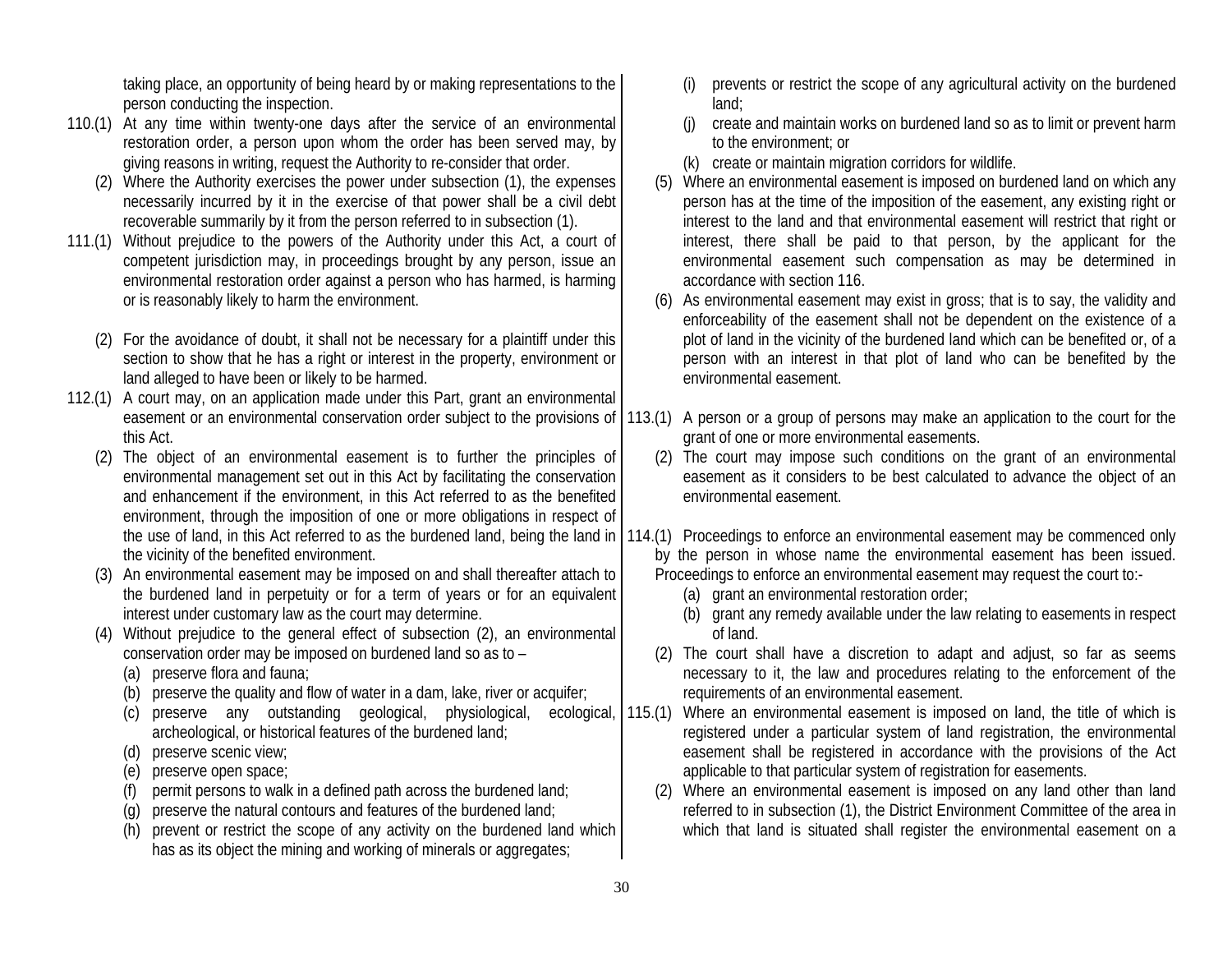taking place, an opportunity of being heard by or making representations to the person conducting the inspection.

110.(1) At any time within twenty-one days after the service of an environmental restoration order, a person upon whom the order has been served may, by giving reasons in writing, request the Authority to re-consider that order.

(2) Where the Authority exercises the power under subsection (1), the expenses necessarily incurred by it in the exercise of that power shall be a civil debt recoverable summarily by it from the person referred to in subsection (1).

111.(1) Without prejudice to the powers of the Authority under this Act, a court of competent jurisdiction may, in proceedings brought by any person, issue an environmental restoration order against a person who has harmed, is harming or is reasonably likely to harm the environment.

(2) For the avoidance of doubt, it shall not be necessary for a plaintiff under this section to show that he has a right or interest in the property, environment or land alleged to have been or likely to be harmed.

112.(1) A court may, on an application made under this Part, grant an environmental easement or an environmental conservation order subject to the provisions of this Act.

(2) The object of an environmental easement is to further the principles of environmental management set out in this Act by facilitating the conservation and enhancement if the environment, in this Act referred to as the benefited environment, through the imposition of one or more obligations in respect of the use of land, in this Act referred to as the burdened land, being the land in the vicinity of the benefited environment.

(3) An environmental easement may be imposed on and shall thereafter attach to the burdened land in perpetuity or for a term of years or for an equivalent interest under customary law as the court may determine.

(4) Without prejudice to the general effect of subsection (2), an environmental conservation order may be imposed on burdened land so as to –

(a) preserve flora and fauna;
(b) preserve the quality and flow of water in a dam, lake, river or acquifer;
(c) preserve any outstanding geological, physiological, ecological, archeological, or historical features of the burdened land;
(d) preserve scenic view;
(e) preserve open space;
(f) permit persons to walk in a defined path across the burdened land;
(g) preserve the natural contours and features of the burdened land;
(h) prevent or restrict the scope of any activity on the burdened land which has as its object the mining and working of minerals or aggregates;
(i) prevents or restrict the scope of any agricultural activity on the burdened land;
(j) create and maintain works on burdened land so as to limit or prevent harm to the environment; or
(k) create or maintain migration corridors for wildlife.

(5) Where an environmental easement is imposed on burdened land on which any person has at the time of the imposition of the easement, any existing right or interest to the land and that environmental easement will restrict that right or interest, there shall be paid to that person, by the applicant for the environmental easement such compensation as may be determined in accordance with section 116.

(6) As environmental easement may exist in gross; that is to say, the validity and enforceability of the easement shall not be dependent on the existence of a plot of land in the vicinity of the burdened land which can be benefited or, of a person with an interest in that plot of land who can be benefited by the environmental easement.

113.(1) A person or a group of persons may make an application to the court for the grant of one or more environmental easements.

(2) The court may impose such conditions on the grant of an environmental easement as it considers to be best calculated to advance the object of an environmental easement.

114.(1) Proceedings to enforce an environmental easement may be commenced only by the person in whose name the environmental easement has been issued. Proceedings to enforce an environmental easement may request the court to:-

(a) grant an environmental restoration order;
(b) grant any remedy available under the law relating to easements in respect of land.

(2) The court shall have a discretion to adapt and adjust, so far as seems necessary to it, the law and procedures relating to the enforcement of the requirements of an environmental easement.

115.(1) Where an environmental easement is imposed on land, the title of which is registered under a particular system of land registration, the environmental easement shall be registered in accordance with the provisions of the Act applicable to that particular system of registration for easements.

(2) Where an environmental easement is imposed on any land other than land referred to in subsection (1), the District Environment Committee of the area in which that land is situated shall register the environmental easement on a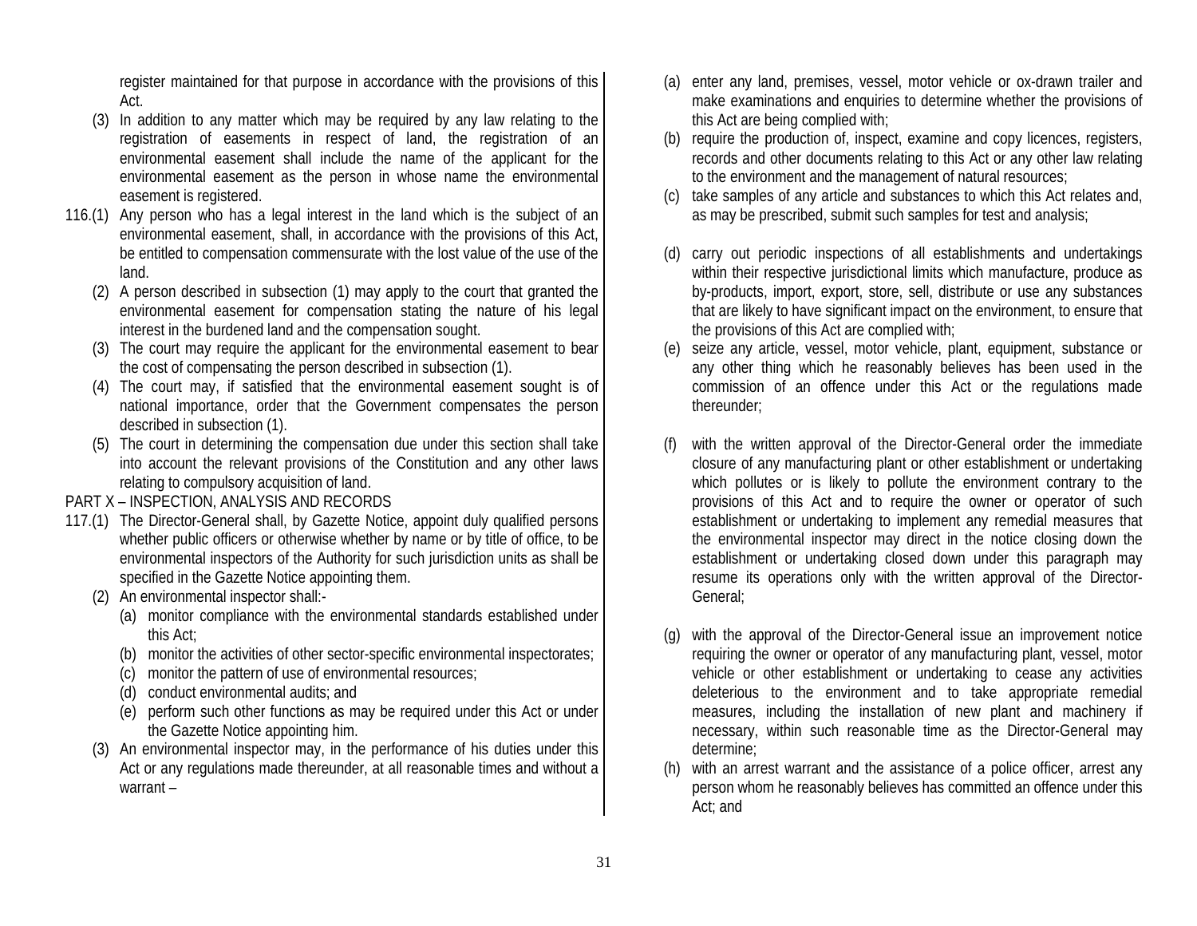register maintained for that purpose in accordance with the provisions of this Act.

(3) In addition to any matter which may be required by any law relating to the registration of easements in respect of land, the registration of an environmental easement shall include the name of the applicant for the environmental easement as the person in whose name the environmental easement is registered.

116.(1) Any person who has a legal interest in the land which is the subject of an environmental easement, shall, in accordance with the provisions of this Act, be entitled to compensation commensurate with the lost value of the use of the land.

(2) A person described in subsection (1) may apply to the court that granted the environmental easement for compensation stating the nature of his legal interest in the burdened land and the compensation sought.

(3) The court may require the applicant for the environmental easement to bear the cost of compensating the person described in subsection (1).

(4) The court may, if satisfied that the environmental easement sought is of national importance, order that the Government compensates the person described in subsection (1).

(5) The court in determining the compensation due under this section shall take into account the relevant provisions of the Constitution and any other laws relating to compulsory acquisition of land.

## PART X – INSPECTION, ANALYSIS AND RECORDS

117.(1) The Director-General shall, by Gazette Notice, appoint duly qualified persons whether public officers or otherwise whether by name or by title of office, to be environmental inspectors of the Authority for such jurisdiction units as shall be specified in the Gazette Notice appointing them.

(2) An environmental inspector shall:-

(a) monitor compliance with the environmental standards established under this Act;
(b) monitor the activities of other sector-specific environmental inspectorates;
(c) monitor the pattern of use of environmental resources;
(d) conduct environmental audits; and
(e) perform such other functions as may be required under this Act or under the Gazette Notice appointing him.

(3) An environmental inspector may, in the performance of his duties under this Act or any regulations made thereunder, at all reasonable times and without a warrant –

(a) enter any land, premises, vessel, motor vehicle or ox-drawn trailer and make examinations and enquiries to determine whether the provisions of this Act are being complied with;
(b) require the production of, inspect, examine and copy licences, registers, records and other documents relating to this Act or any other law relating to the environment and the management of natural resources;
(c) take samples of any article and substances to which this Act relates and, as may be prescribed, submit such samples for test and analysis;
(d) carry out periodic inspections of all establishments and undertakings within their respective jurisdictional limits which manufacture, produce as by-products, import, export, store, sell, distribute or use any substances that are likely to have significant impact on the environment, to ensure that the provisions of this Act are complied with;
(e) seize any article, vessel, motor vehicle, plant, equipment, substance or any other thing which he reasonably believes has been used in the commission of an offence under this Act or the regulations made thereunder;
(f) with the written approval of the Director-General order the immediate closure of any manufacturing plant or other establishment or undertaking which pollutes or is likely to pollute the environment contrary to the provisions of this Act and to require the owner or operator of such establishment or undertaking to implement any remedial measures that the environmental inspector may direct in the notice closing down the establishment or undertaking closed down under this paragraph may resume its operations only with the written approval of the Director-General;
(g) with the approval of the Director-General issue an improvement notice requiring the owner or operator of any manufacturing plant, vessel, motor vehicle or other establishment or undertaking to cease any activities deleterious to the environment and to take appropriate remedial measures, including the installation of new plant and machinery if necessary, within such reasonable time as the Director-General may determine;
(h) with an arrest warrant and the assistance of a police officer, arrest any person whom he reasonably believes has committed an offence under this Act; and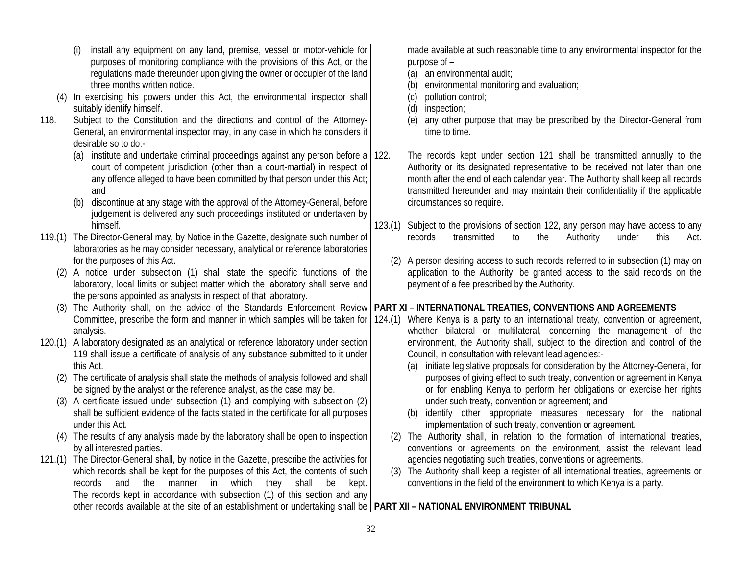(i) install any equipment on any land, premise, vessel or motor-vehicle for purposes of monitoring compliance with the provisions of this Act, or the regulations made thereunder upon giving the owner or occupier of the land three months written notice.

(4) In exercising his powers under this Act, the environmental inspector shall suitably identify himself.

118. Subject to the Constitution and the directions and control of the Attorney-General, an environmental inspector may, in any case in which he considers it desirable so to do:-

(a) institute and undertake criminal proceedings against any person before a court of competent jurisdiction (other than a court-martial) in respect of any offence alleged to have been committed by that person under this Act; and

(b) discontinue at any stage with the approval of the Attorney-General, before judgement is delivered any such proceedings instituted or undertaken by himself.

119.(1) The Director-General may, by Notice in the Gazette, designate such number of laboratories as he may consider necessary, analytical or reference laboratories for the purposes of this Act.

(2) A notice under subsection (1) shall state the specific functions of the laboratory, local limits or subject matter which the laboratory shall serve and the persons appointed as analysts in respect of that laboratory.

(3) The Authority shall, on the advice of the Standards Enforcement Review Committee, prescribe the form and manner in which samples will be taken for analysis.

120.(1) A laboratory designated as an analytical or reference laboratory under section 119 shall issue a certificate of analysis of any substance submitted to it under this Act.

(2) The certificate of analysis shall state the methods of analysis followed and shall be signed by the analyst or the reference analyst, as the case may be.

(3) A certificate issued under subsection (1) and complying with subsection (2) shall be sufficient evidence of the facts stated in the certificate for all purposes under this Act.

(4) The results of any analysis made by the laboratory shall be open to inspection by all interested parties.

121.(1) The Director-General shall, by notice in the Gazette, prescribe the activities for which records shall be kept for the purposes of this Act, the contents of such records and the manner in which they shall be kept. The records kept in accordance with subsection (1) of this section and any other records available at the site of an establishment or undertaking shall be made available at such reasonable time to any environmental inspector for the purpose of –

(a) an environmental audit;

(b) environmental monitoring and evaluation;

(c) pollution control;

(d) inspection;

(e) any other purpose that may be prescribed by the Director-General from time to time.

122. The records kept under section 121 shall be transmitted annually to the Authority or its designated representative to be received not later than one month after the end of each calendar year. The Authority shall keep all records transmitted hereunder and may maintain their confidentiality if the applicable circumstances so require.

123.(1) Subject to the provisions of section 122, any person may have access to any records transmitted to the Authority under this Act.

(2) A person desiring access to such records referred to in subsection (1) may on application to the Authority, be granted access to the said records on the payment of a fee prescribed by the Authority.

## PART XI – INTERNATIONAL TREATIES, CONVENTIONS AND AGREEMENTS

124.(1) Where Kenya is a party to an international treaty, convention or agreement, whether bilateral or multilateral, concerning the management of the environment, the Authority shall, subject to the direction and control of the Council, in consultation with relevant lead agencies:-

(a) initiate legislative proposals for consideration by the Attorney-General, for purposes of giving effect to such treaty, convention or agreement in Kenya or for enabling Kenya to perform her obligations or exercise her rights under such treaty, convention or agreement; and

(b) identify other appropriate measures necessary for the national implementation of such treaty, convention or agreement.

(2) The Authority shall, in relation to the formation of international treaties, conventions or agreements on the environment, assist the relevant lead agencies negotiating such treaties, conventions or agreements.

(3) The Authority shall keep a register of all international treaties, agreements or conventions in the field of the environment to which Kenya is a party.

## PART XII – NATIONAL ENVIRONMENT TRIBUNAL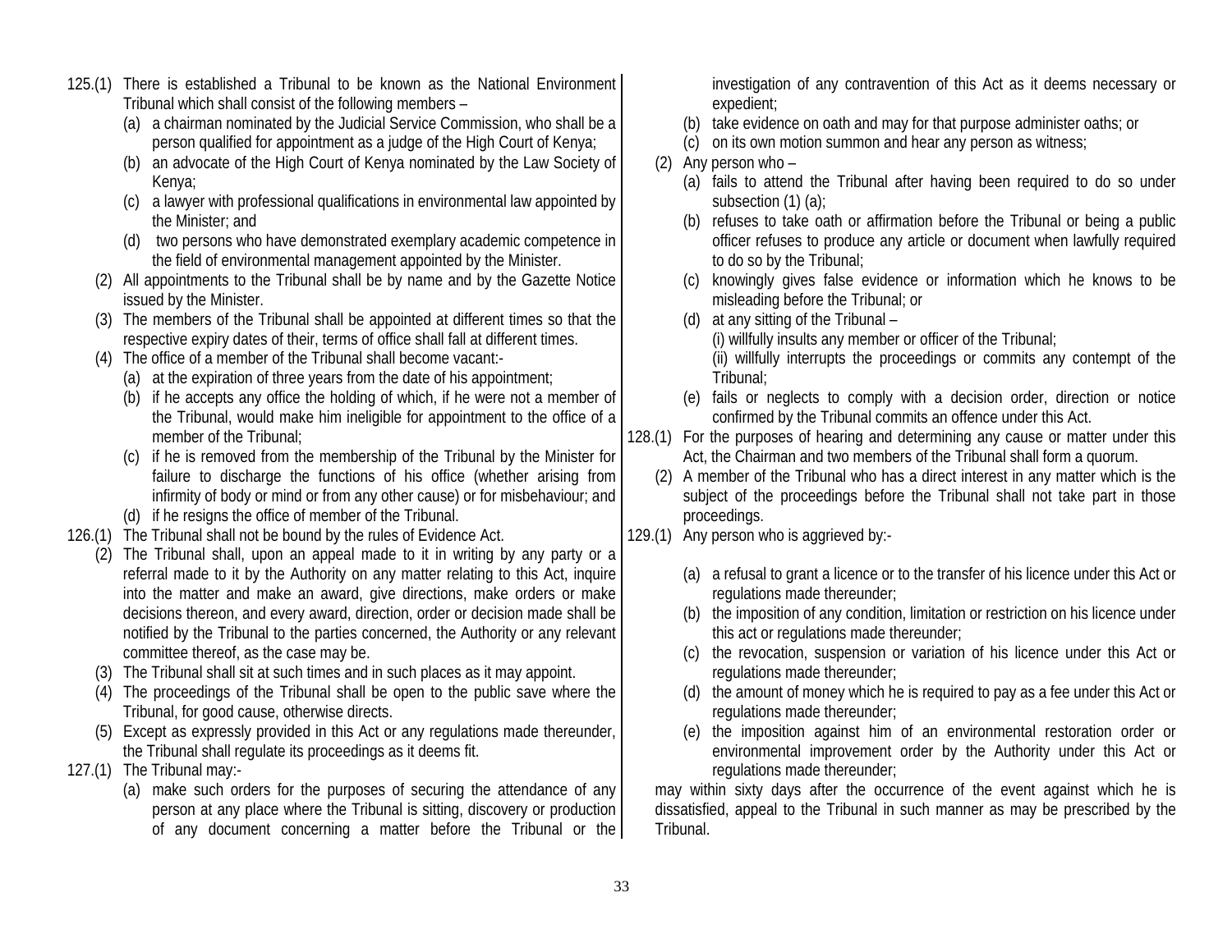125.(1) There is established a Tribunal to be known as the National Environment Tribunal which shall consist of the following members –

(a) a chairman nominated by the Judicial Service Commission, who shall be a person qualified for appointment as a judge of the High Court of Kenya;

(b) an advocate of the High Court of Kenya nominated by the Law Society of Kenya;

(c) a lawyer with professional qualifications in environmental law appointed by the Minister; and

(d) two persons who have demonstrated exemplary academic competence in the field of environmental management appointed by the Minister.

(2) All appointments to the Tribunal shall be by name and by the Gazette Notice issued by the Minister.

(3) The members of the Tribunal shall be appointed at different times so that the respective expiry dates of their, terms of office shall fall at different times.

(4) The office of a member of the Tribunal shall become vacant:-

(a) at the expiration of three years from the date of his appointment;

(b) if he accepts any office the holding of which, if he were not a member of the Tribunal, would make him ineligible for appointment to the office of a member of the Tribunal;

(c) if he is removed from the membership of the Tribunal by the Minister for failure to discharge the functions of his office (whether arising from infirmity of body or mind or from any other cause) or for misbehaviour; and

(d) if he resigns the office of member of the Tribunal.

126.(1) The Tribunal shall not be bound by the rules of Evidence Act.

(2) The Tribunal shall, upon an appeal made to it in writing by any party or a referral made to it by the Authority on any matter relating to this Act, inquire into the matter and make an award, give directions, make orders or make decisions thereon, and every award, direction, order or decision made shall be notified by the Tribunal to the parties concerned, the Authority or any relevant committee thereof, as the case may be.

(3) The Tribunal shall sit at such times and in such places as it may appoint.

(4) The proceedings of the Tribunal shall be open to the public save where the Tribunal, for good cause, otherwise directs.

(5) Except as expressly provided in this Act or any regulations made thereunder, the Tribunal shall regulate its proceedings as it deems fit.

127.(1) The Tribunal may:-

(a) make such orders for the purposes of securing the attendance of any person at any place where the Tribunal is sitting, discovery or production of any document concerning a matter before the Tribunal or the investigation of any contravention of this Act as it deems necessary or expedient;

(b) take evidence on oath and may for that purpose administer oaths; or

(c) on its own motion summon and hear any person as witness;

(2) Any person who –

(a) fails to attend the Tribunal after having been required to do so under subsection (1) (a);

(b) refuses to take oath or affirmation before the Tribunal or being a public officer refuses to produce any article or document when lawfully required to do so by the Tribunal;

(c) knowingly gives false evidence or information which he knows to be misleading before the Tribunal; or

(d) at any sitting of the Tribunal –

(i) willfully insults any member or officer of the Tribunal;

(ii) willfully interrupts the proceedings or commits any contempt of the Tribunal;

(e) fails or neglects to comply with a decision order, direction or notice confirmed by the Tribunal commits an offence under this Act.

128.(1) For the purposes of hearing and determining any cause or matter under this Act, the Chairman and two members of the Tribunal shall form a quorum.

(2) A member of the Tribunal who has a direct interest in any matter which is the subject of the proceedings before the Tribunal shall not take part in those proceedings.

129.(1) Any person who is aggrieved by:-

(a) a refusal to grant a licence or to the transfer of his licence under this Act or regulations made thereunder;

(b) the imposition of any condition, limitation or restriction on his licence under this act or regulations made thereunder;

(c) the revocation, suspension or variation of his licence under this Act or regulations made thereunder;

(d) the amount of money which he is required to pay as a fee under this Act or regulations made thereunder;

(e) the imposition against him of an environmental restoration order or environmental improvement order by the Authority under this Act or regulations made thereunder;

may within sixty days after the occurrence of the event against which he is dissatisfied, appeal to the Tribunal in such manner as may be prescribed by the Tribunal.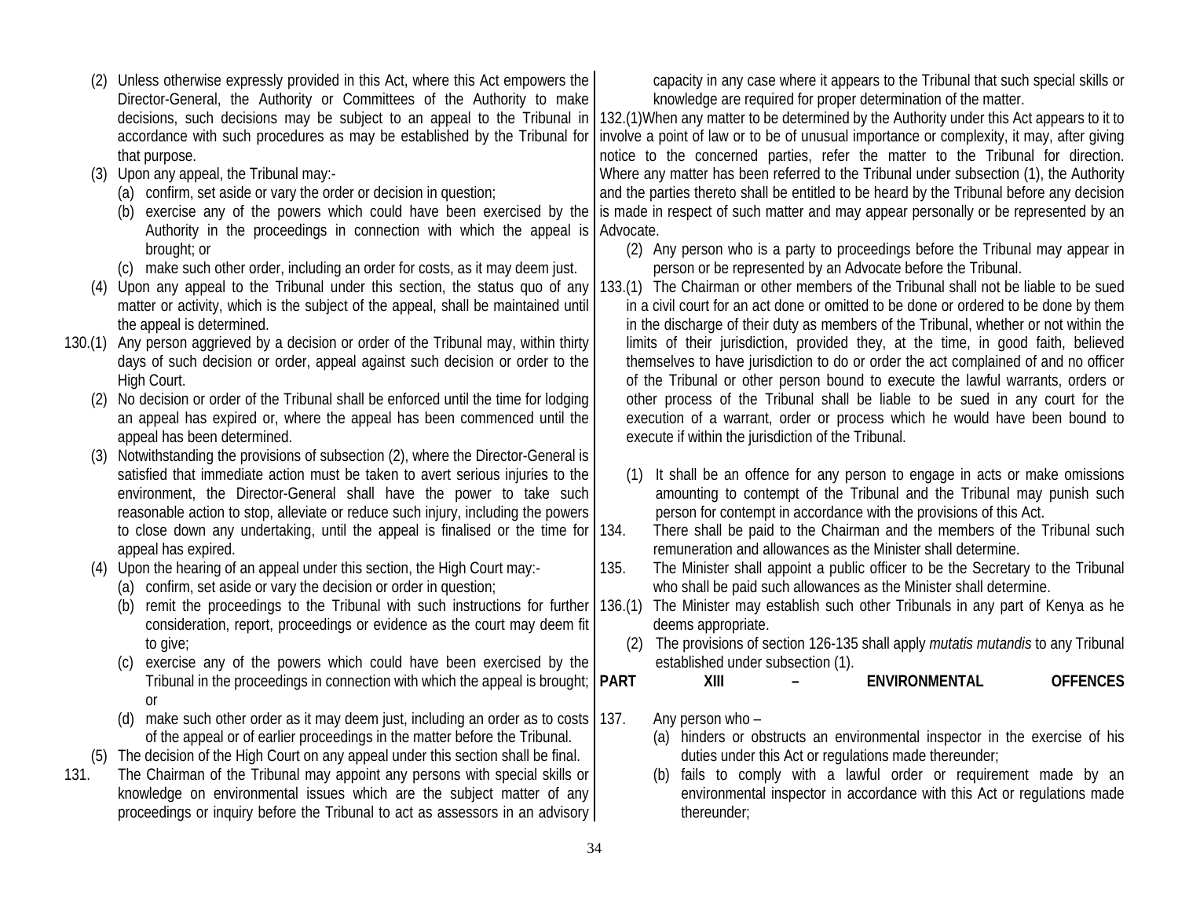(2) Unless otherwise expressly provided in this Act, where this Act empowers the Director-General, the Authority or Committees of the Authority to make decisions, such decisions may be subject to an appeal to the Tribunal in accordance with such procedures as may be established by the Tribunal for that purpose.

(3) Upon any appeal, the Tribunal may:-

(a) confirm, set aside or vary the order or decision in question;

(b) exercise any of the powers which could have been exercised by the Authority in the proceedings in connection with which the appeal is brought; or

(c) make such other order, including an order for costs, as it may deem just.

(4) Upon any appeal to the Tribunal under this section, the status quo of any matter or activity, which is the subject of the appeal, shall be maintained until the appeal is determined.

130.(1) Any person aggrieved by a decision or order of the Tribunal may, within thirty days of such decision or order, appeal against such decision or order to the High Court.

(2) No decision or order of the Tribunal shall be enforced until the time for lodging an appeal has expired or, where the appeal has been commenced until the appeal has been determined.

(3) Notwithstanding the provisions of subsection (2), where the Director-General is satisfied that immediate action must be taken to avert serious injuries to the environment, the Director-General shall have the power to take such reasonable action to stop, alleviate or reduce such injury, including the powers to close down any undertaking, until the appeal is finalised or the time for appeal has expired.

(4) Upon the hearing of an appeal under this section, the High Court may:-

(a) confirm, set aside or vary the decision or order in question;

(b) remit the proceedings to the Tribunal with such instructions for further consideration, report, proceedings or evidence as the court may deem fit to give;

(c) exercise any of the powers which could have been exercised by the Tribunal in the proceedings in connection with which the appeal is brought; or

(d) make such other order as it may deem just, including an order as to costs of the appeal or of earlier proceedings in the matter before the Tribunal.

(5) The decision of the High Court on any appeal under this section shall be final.

131. The Chairman of the Tribunal may appoint any persons with special skills or knowledge on environmental issues which are the subject matter of any proceedings or inquiry before the Tribunal to act as assessors in an advisory capacity in any case where it appears to the Tribunal that such special skills or knowledge are required for proper determination of the matter.

132.(1)When any matter to be determined by the Authority under this Act appears to it to involve a point of law or to be of unusual importance or complexity, it may, after giving notice to the concerned parties, refer the matter to the Tribunal for direction. Where any matter has been referred to the Tribunal under subsection (1), the Authority and the parties thereto shall be entitled to be heard by the Tribunal before any decision is made in respect of such matter and may appear personally or be represented by an Advocate.

(2) Any person who is a party to proceedings before the Tribunal may appear in person or be represented by an Advocate before the Tribunal.

133.(1) The Chairman or other members of the Tribunal shall not be liable to be sued in a civil court for an act done or omitted to be done or ordered to be done by them in the discharge of their duty as members of the Tribunal, whether or not within the limits of their jurisdiction, provided they, at the time, in good faith, believed themselves to have jurisdiction to do or order the act complained of and no officer of the Tribunal or other person bound to execute the lawful warrants, orders or other process of the Tribunal shall be liable to be sued in any court for the execution of a warrant, order or process which he would have been bound to execute if within the jurisdiction of the Tribunal.

(1) It shall be an offence for any person to engage in acts or make omissions amounting to contempt of the Tribunal and the Tribunal may punish such person for contempt in accordance with the provisions of this Act.

134. There shall be paid to the Chairman and the members of the Tribunal such remuneration and allowances as the Minister shall determine.

135. The Minister shall appoint a public officer to be the Secretary to the Tribunal who shall be paid such allowances as the Minister shall determine.

136.(1) The Minister may establish such other Tribunals in any part of Kenya as he deems appropriate.

(2) The provisions of section 126-135 shall apply *mutatis mutandis* to any Tribunal established under subsection (1).

## PART XIII – ENVIRONMENTAL OFFENCES

137. Any person who –

(a) hinders or obstructs an environmental inspector in the exercise of his duties under this Act or regulations made thereunder;

(b) fails to comply with a lawful order or requirement made by an environmental inspector in accordance with this Act or regulations made thereunder;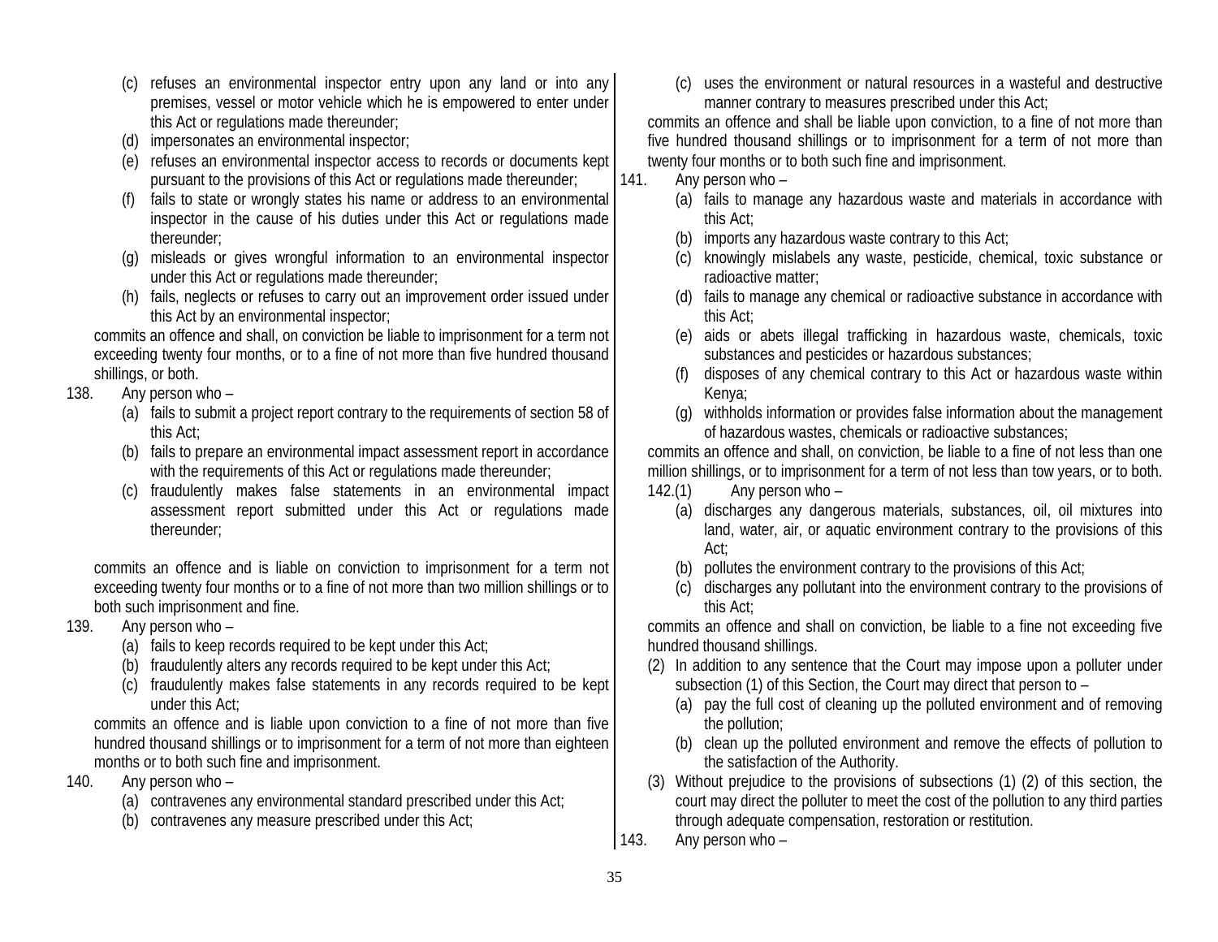(c) refuses an environmental inspector entry upon any land or into any premises, vessel or motor vehicle which he is empowered to enter under this Act or regulations made thereunder;

(d) impersonates an environmental inspector;

(e) refuses an environmental inspector access to records or documents kept pursuant to the provisions of this Act or regulations made thereunder;

(f) fails to state or wrongly states his name or address to an environmental inspector in the cause of his duties under this Act or regulations made thereunder;

(g) misleads or gives wrongful information to an environmental inspector under this Act or regulations made thereunder;

(h) fails, neglects or refuses to carry out an improvement order issued under this Act by an environmental inspector;

commits an offence and shall, on conviction be liable to imprisonment for a term not exceeding twenty four months, or to a fine of not more than five hundred thousand shillings, or both.

138. Any person who –

(a) fails to submit a project report contrary to the requirements of section 58 of this Act;

(b) fails to prepare an environmental impact assessment report in accordance with the requirements of this Act or regulations made thereunder;

(c) fraudulently makes false statements in an environmental impact assessment report submitted under this Act or regulations made thereunder;

commits an offence and is liable on conviction to imprisonment for a term not exceeding twenty four months or to a fine of not more than two million shillings or to both such imprisonment and fine.

139. Any person who –

(a) fails to keep records required to be kept under this Act;

(b) fraudulently alters any records required to be kept under this Act;

(c) fraudulently makes false statements in any records required to be kept under this Act;

commits an offence and is liable upon conviction to a fine of not more than five hundred thousand shillings or to imprisonment for a term of not more than eighteen months or to both such fine and imprisonment.

140. Any person who –

(a) contravenes any environmental standard prescribed under this Act;

(b) contravenes any measure prescribed under this Act;

(c) uses the environment or natural resources in a wasteful and destructive manner contrary to measures prescribed under this Act;

commits an offence and shall be liable upon conviction, to a fine of not more than five hundred thousand shillings or to imprisonment for a term of not more than twenty four months or to both such fine and imprisonment.

141. Any person who –

(a) fails to manage any hazardous waste and materials in accordance with this Act;

(b) imports any hazardous waste contrary to this Act;

(c) knowingly mislabels any waste, pesticide, chemical, toxic substance or radioactive matter;

(d) fails to manage any chemical or radioactive substance in accordance with this Act;

(e) aids or abets illegal trafficking in hazardous waste, chemicals, toxic substances and pesticides or hazardous substances;

(f) disposes of any chemical contrary to this Act or hazardous waste within Kenya;

(g) withholds information or provides false information about the management of hazardous wastes, chemicals or radioactive substances;

commits an offence and shall, on conviction, be liable to a fine of not less than one million shillings, or to imprisonment for a term of not less than tow years, or to both.

142.(1) Any person who –

(a) discharges any dangerous materials, substances, oil, oil mixtures into land, water, air, or aquatic environment contrary to the provisions of this Act;

(b) pollutes the environment contrary to the provisions of this Act;

(c) discharges any pollutant into the environment contrary to the provisions of this Act;

commits an offence and shall on conviction, be liable to a fine not exceeding five hundred thousand shillings.

(2) In addition to any sentence that the Court may impose upon a polluter under subsection (1) of this Section, the Court may direct that person to –

(a) pay the full cost of cleaning up the polluted environment and of removing the pollution;

(b) clean up the polluted environment and remove the effects of pollution to the satisfaction of the Authority.

(3) Without prejudice to the provisions of subsections (1) (2) of this section, the court may direct the polluter to meet the cost of the pollution to any third parties through adequate compensation, restoration or restitution.

143. Any person who –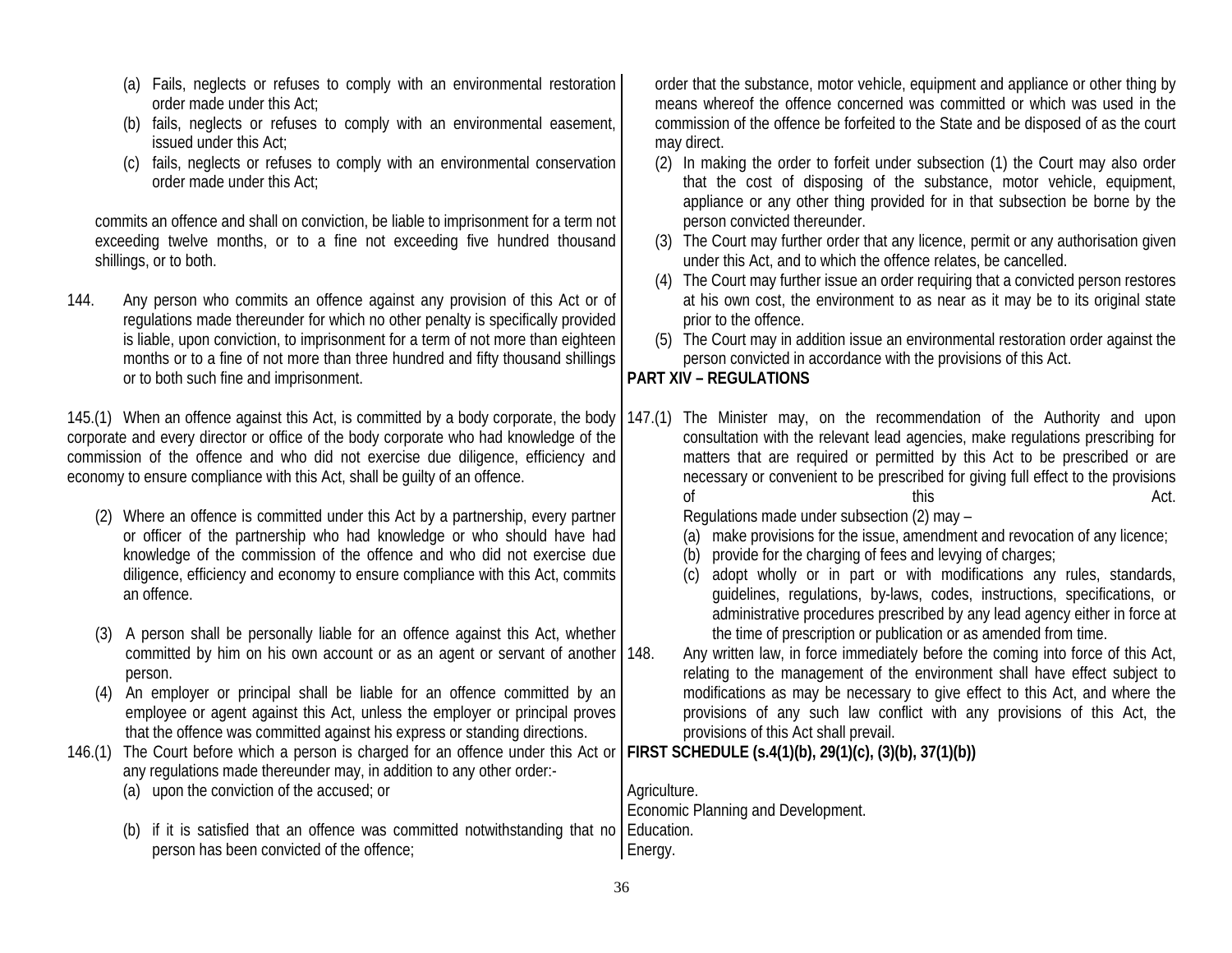(a) Fails, neglects or refuses to comply with an environmental restoration order made under this Act;
(b) fails, neglects or refuses to comply with an environmental easement, issued under this Act;
(c) fails, neglects or refuses to comply with an environmental conservation order made under this Act;

commits an offence and shall on conviction, be liable to imprisonment for a term not exceeding twelve months, or to a fine not exceeding five hundred thousand shillings, or to both.

144. Any person who commits an offence against any provision of this Act or of regulations made thereunder for which no other penalty is specifically provided is liable, upon conviction, to imprisonment for a term of not more than eighteen months or to a fine of not more than three hundred and fifty thousand shillings or to both such fine and imprisonment.

145.(1) When an offence against this Act, is committed by a body corporate, the body corporate and every director or office of the body corporate who had knowledge of the commission of the offence and who did not exercise due diligence, efficiency and economy to ensure compliance with this Act, shall be guilty of an offence.

(2) Where an offence is committed under this Act by a partnership, every partner or officer of the partnership who had knowledge or who should have had knowledge of the commission of the offence and who did not exercise due diligence, efficiency and economy to ensure compliance with this Act, commits an offence.

(3) A person shall be personally liable for an offence against this Act, whether committed by him on his own account or as an agent or servant of another person.

(4) An employer or principal shall be liable for an offence committed by an employee or agent against this Act, unless the employer or principal proves that the offence was committed against his express or standing directions.

146.(1) The Court before which a person is charged for an offence under this Act or any regulations made thereunder may, in addition to any other order:-
(a) upon the conviction of the accused; or
(b) if it is satisfied that an offence was committed notwithstanding that no person has been convicted of the offence;

order that the substance, motor vehicle, equipment and appliance or other thing by means whereof the offence concerned was committed or which was used in the commission of the offence be forfeited to the State and be disposed of as the court may direct.

(2) In making the order to forfeit under subsection (1) the Court may also order that the cost of disposing of the substance, motor vehicle, equipment, appliance or any other thing provided for in that subsection be borne by the person convicted thereunder.

(3) The Court may further order that any licence, permit or any authorisation given under this Act, and to which the offence relates, be cancelled.

(4) The Court may further issue an order requiring that a convicted person restores at his own cost, the environment to as near as it may be to its original state prior to the offence.

(5) The Court may in addition issue an environmental restoration order against the person convicted in accordance with the provisions of this Act.

## PART XIV – REGULATIONS

147.(1) The Minister may, on the recommendation of the Authority and upon consultation with the relevant lead agencies, make regulations prescribing for matters that are required or permitted by this Act to be prescribed or are necessary or convenient to be prescribed for giving full effect to the provisions of this Act.

Regulations made under subsection (2) may –
(a) make provisions for the issue, amendment and revocation of any licence;
(b) provide for the charging of fees and levying of charges;
(c) adopt wholly or in part or with modifications any rules, standards, guidelines, regulations, by-laws, codes, instructions, specifications, or administrative procedures prescribed by any lead agency either in force at the time of prescription or publication or as amended from time.

148. Any written law, in force immediately before the coming into force of this Act, relating to the management of the environment shall have effect subject to modifications as may be necessary to give effect to this Act, and where the provisions of any such law conflict with any provisions of this Act, the provisions of this Act shall prevail.

## FIRST SCHEDULE (s.4(1)(b), 29(1)(c), (3)(b), 37(1)(b))

Agriculture.
Economic Planning and Development.
Education.
Energy.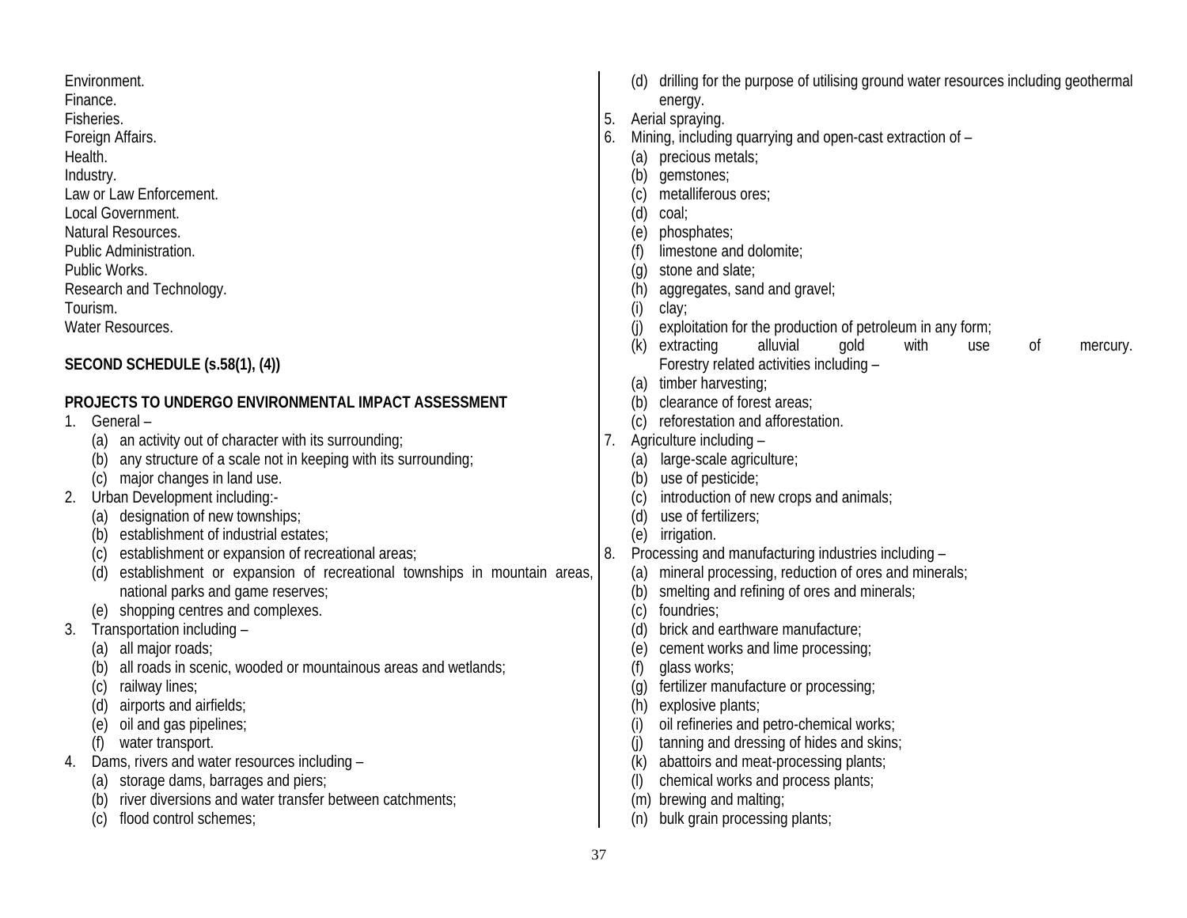Environment.
Finance.
Fisheries.
Foreign Affairs.
Health.
Industry.
Law or Law Enforcement.
Local Government.
Natural Resources.
Public Administration.
Public Works.
Research and Technology.
Tourism.
Water Resources.

**SECOND SCHEDULE (s.58(1), (4))**

**PROJECTS TO UNDERGO ENVIRONMENTAL IMPACT ASSESSMENT**

1. General –
   (a) an activity out of character with its surrounding;
   (b) any structure of a scale not in keeping with its surrounding;
   (c) major changes in land use.
2. Urban Development including:-
   (a) designation of new townships;
   (b) establishment of industrial estates;
   (c) establishment or expansion of recreational areas;
   (d) establishment or expansion of recreational townships in mountain areas, national parks and game reserves;
   (e) shopping centres and complexes.
3. Transportation including –
   (a) all major roads;
   (b) all roads in scenic, wooded or mountainous areas and wetlands;
   (c) railway lines;
   (d) airports and airfields;
   (e) oil and gas pipelines;
   (f) water transport.
4. Dams, rivers and water resources including –
   (a) storage dams, barrages and piers;
   (b) river diversions and water transfer between catchments;
   (c) flood control schemes;
   (d) drilling for the purpose of utilising ground water resources including geothermal energy.
5. Aerial spraying.
6. Mining, including quarrying and open-cast extraction of –
   (a) precious metals;
   (b) gemstones;
   (c) metalliferous ores;
   (d) coal;
   (e) phosphates;
   (f) limestone and dolomite;
   (g) stone and slate;
   (h) aggregates, sand and gravel;
   (i) clay;
   (j) exploitation for the production of petroleum in any form;
   (k) extracting alluvial gold with use of mercury.
   Forestry related activities including –
   (a) timber harvesting;
   (b) clearance of forest areas;
   (c) reforestation and afforestation.
7. Agriculture including –
   (a) large-scale agriculture;
   (b) use of pesticide;
   (c) introduction of new crops and animals;
   (d) use of fertilizers;
   (e) irrigation.
8. Processing and manufacturing industries including –
   (a) mineral processing, reduction of ores and minerals;
   (b) smelting and refining of ores and minerals;
   (c) foundries;
   (d) brick and earthware manufacture;
   (e) cement works and lime processing;
   (f) glass works;
   (g) fertilizer manufacture or processing;
   (h) explosive plants;
   (i) oil refineries and petro-chemical works;
   (j) tanning and dressing of hides and skins;
   (k) abattoirs and meat-processing plants;
   (l) chemical works and process plants;
   (m) brewing and malting;
   (n) bulk grain processing plants;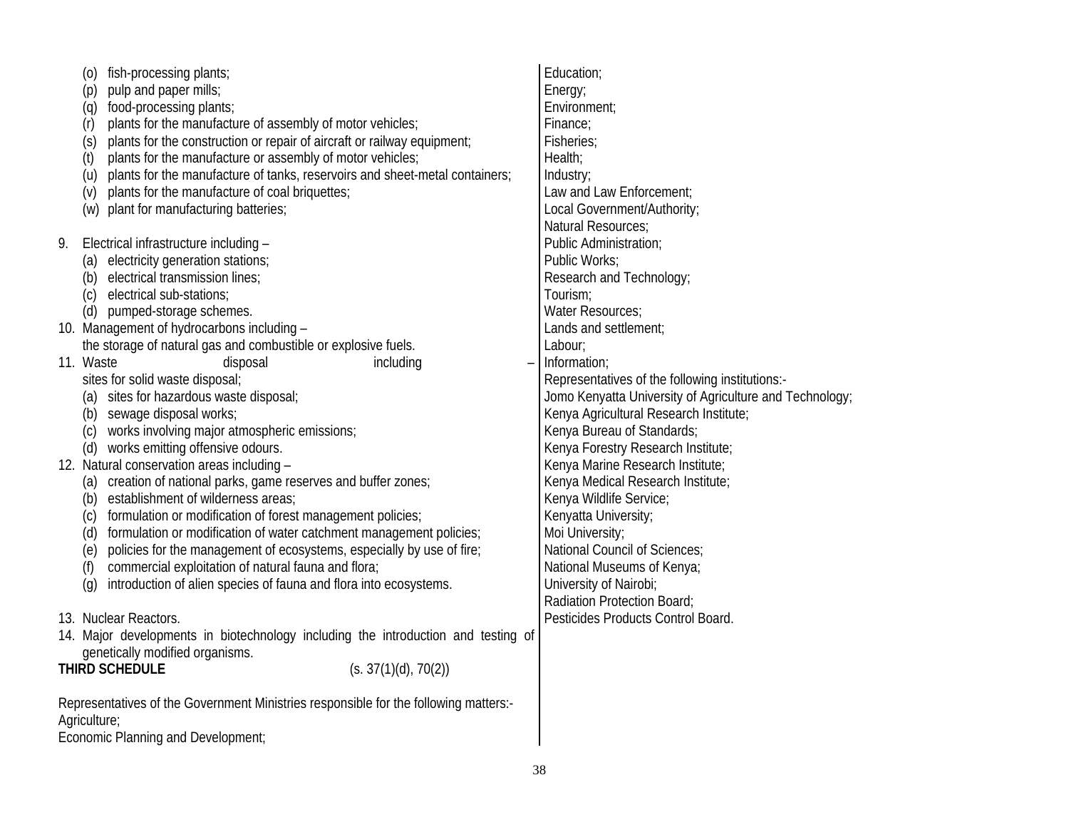(o) fish-processing plants;
(p) pulp and paper mills;
(q) food-processing plants;
(r) plants for the manufacture of assembly of motor vehicles;
(s) plants for the construction or repair of aircraft or railway equipment;
(t) plants for the manufacture or assembly of motor vehicles;
(u) plants for the manufacture of tanks, reservoirs and sheet-metal containers;
(v) plants for the manufacture of coal briquettes;
(w) plant for manufacturing batteries;

9. Electrical infrastructure including –
   (a) electricity generation stations;
   (b) electrical transmission lines;
   (c) electrical sub-stations;
   (d) pumped-storage schemes.
10. Management of hydrocarbons including –
    the storage of natural gas and combustible or explosive fuels.
11. Waste disposal including –
    sites for solid waste disposal;
    (a) sites for hazardous waste disposal;
    (b) sewage disposal works;
    (c) works involving major atmospheric emissions;
    (d) works emitting offensive odours.
12. Natural conservation areas including –
    (a) creation of national parks, game reserves and buffer zones;
    (b) establishment of wilderness areas;
    (c) formulation or modification of forest management policies;
    (d) formulation or modification of water catchment management policies;
    (e) policies for the management of ecosystems, especially by use of fire;
    (f) commercial exploitation of natural fauna and flora;
    (g) introduction of alien species of fauna and flora into ecosystems.

13. Nuclear Reactors.
14. Major developments in biotechnology including the introduction and testing of genetically modified organisms.

**THIRD SCHEDULE** (s. 37(1)(d), 70(2))

Representatives of the Government Ministries responsible for the following matters:-
Agriculture;
Economic Planning and Development;
Education;
Energy;
Environment;
Finance;
Fisheries;
Health;
Industry;
Law and Law Enforcement;
Local Government/Authority;
Natural Resources;
Public Administration;
Public Works;
Research and Technology;
Tourism;
Water Resources;
Lands and settlement;
Labour;
Information;
Representatives of the following institutions:-
Jomo Kenyatta University of Agriculture and Technology;
Kenya Agricultural Research Institute;
Kenya Bureau of Standards;
Kenya Forestry Research Institute;
Kenya Marine Research Institute;
Kenya Medical Research Institute;
Kenya Wildlife Service;
Kenyatta University;
Moi University;
National Council of Sciences;
National Museums of Kenya;
University of Nairobi;
Radiation Protection Board;
Pesticides Products Control Board.